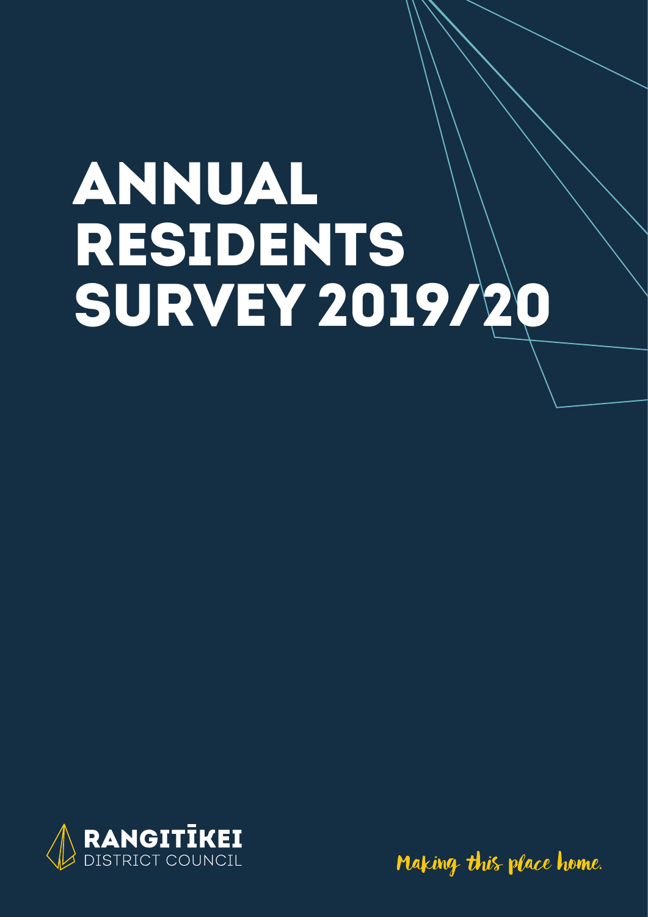# ANNUAL RESIDENTS SURVEY 2019/20

RANGITĪKEI DISTRICT COUNCIL

Making this place home.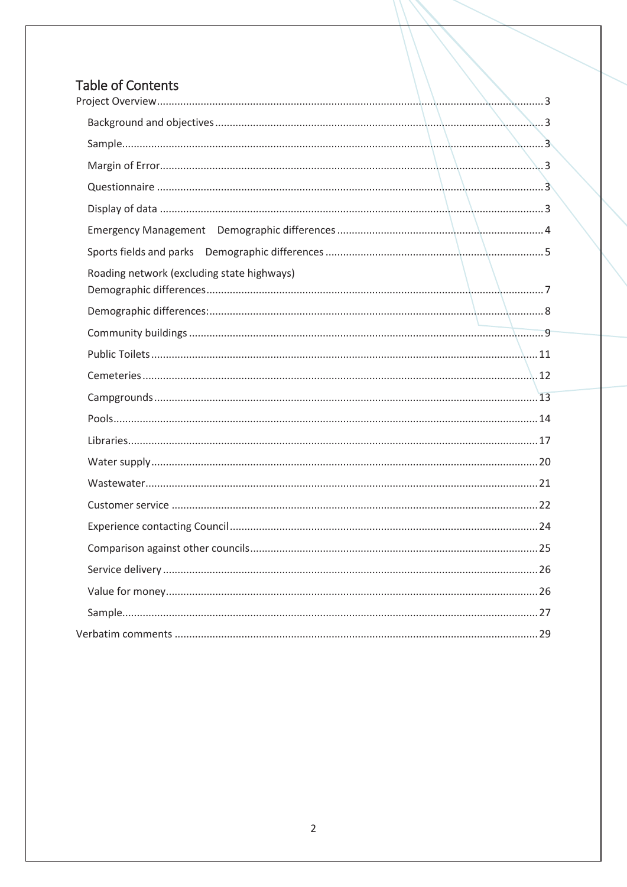## Table of Contents

Project Overview ... 3

- Background and objectives ... 3
- Sample ... 3
- Margin of Error ... 3
- Questionnaire ... 3
- Display of data ... 3
- Emergency Management    Demographic differences ... 4
- Sports fields and parks    Demographic differences ... 5
- Roading network (excluding state highways) Demographic differences ... 7
- Demographic differences: ... 8
- Community buildings ... 9
- Public Toilets ... 11
- Cemeteries ... 12
- Campgrounds ... 13
- Pools ... 14
- Libraries ... 17
- Water supply ... 20
- Wastewater ... 21
- Customer service ... 22
- Experience contacting Council ... 24
- Comparison against other councils ... 25
- Service delivery ... 26
- Value for money ... 26
- Sample ... 27

Verbatim comments ... 29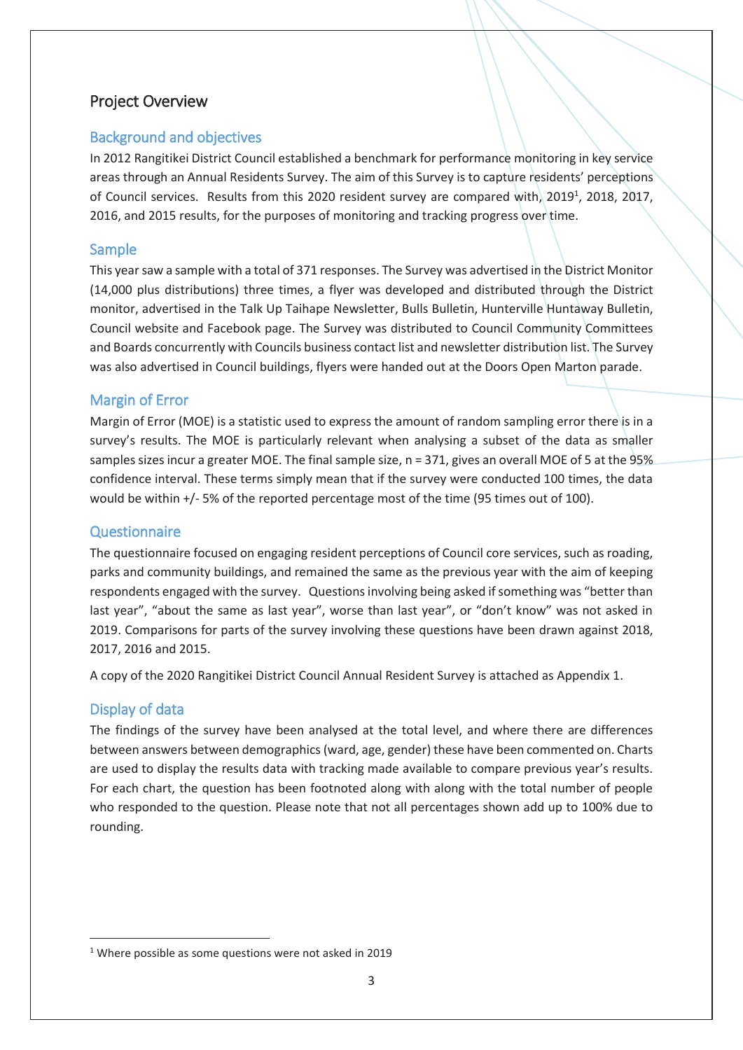## Project Overview

### Background and objectives

In 2012 Rangitikei District Council established a benchmark for performance monitoring in key service areas through an Annual Residents Survey. The aim of this Survey is to capture residents' perceptions of Council services. Results from this 2020 resident survey are compared with, 2019[1], 2018, 2017, 2016, and 2015 results, for the purposes of monitoring and tracking progress over time.

### Sample

This year saw a sample with a total of 371 responses. The Survey was advertised in the District Monitor (14,000 plus distributions) three times, a flyer was developed and distributed through the District monitor, advertised in the Talk Up Taihape Newsletter, Bulls Bulletin, Hunterville Huntaway Bulletin, Council website and Facebook page. The Survey was distributed to Council Community Committees and Boards concurrently with Councils business contact list and newsletter distribution list. The Survey was also advertised in Council buildings, flyers were handed out at the Doors Open Marton parade.

### Margin of Error

Margin of Error (MOE) is a statistic used to express the amount of random sampling error there is in a survey's results. The MOE is particularly relevant when analysing a subset of the data as smaller samples sizes incur a greater MOE. The final sample size, n = 371, gives an overall MOE of 5 at the 95% confidence interval. These terms simply mean that if the survey were conducted 100 times, the data would be within +/- 5% of the reported percentage most of the time (95 times out of 100).

### Questionnaire

The questionnaire focused on engaging resident perceptions of Council core services, such as roading, parks and community buildings, and remained the same as the previous year with the aim of keeping respondents engaged with the survey. Questions involving being asked if something was "better than last year", "about the same as last year", worse than last year", or "don't know" was not asked in 2019. Comparisons for parts of the survey involving these questions have been drawn against 2018, 2017, 2016 and 2015.

A copy of the 2020 Rangitikei District Council Annual Resident Survey is attached as Appendix 1.

### Display of data

The findings of the survey have been analysed at the total level, and where there are differences between answers between demographics (ward, age, gender) these have been commented on. Charts are used to display the results data with tracking made available to compare previous year's results. For each chart, the question has been footnoted along with along with the total number of people who responded to the question. Please note that not all percentages shown add up to 100% due to rounding.

---

[1] Where possible as some questions were not asked in 2019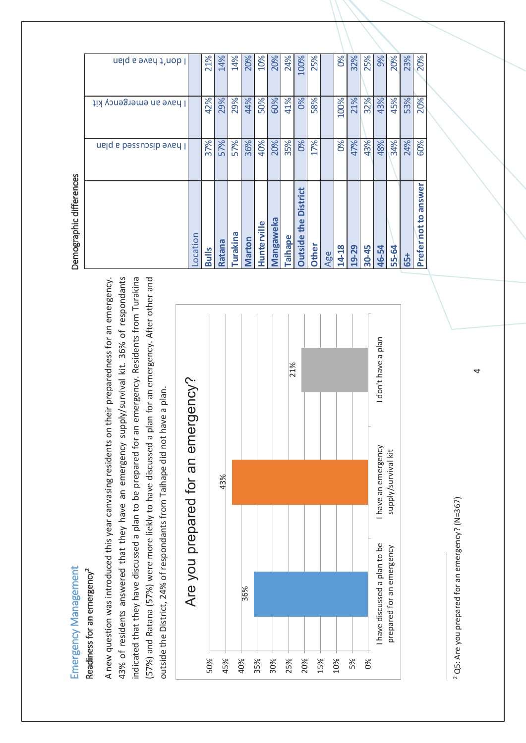## Emergency Management

### Readiness for an emergency[2]

A new question was introduced this year canvasing residents on their preparedness for an emergency. 43% of residents answered that they have an emergency supply/survival kit. 36% of respondants indicated that they have discussed a plan to be prepared for an emergency. Residents from Turakina (57%) and Ratana (57%) were more lielky to have discussed a plan for an emergency. After other and outside the District, 24% of respondants from Taihape did not have a plan.

**Are you prepared for an emergency?**

| Response | % |
|---|---|
| I have discussed a plan to be prepared for an emergency | 36% |
| I have an emergency supply/survival kit | 43% |
| I don't have a plan | 21% |

Demographic differences

| | I have discussed a plan | I have an emergency kit | I don't have a plan |
|---|---|---|---|
| Location | | | |
| **Bulls** | 37% | 42% | 21% |
| **Ratana** | 57% | 29% | 14% |
| **Turakina** | 57% | 29% | 14% |
| **Marton** | 36% | 44% | 20% |
| **Hunterville** | 40% | 50% | 10% |
| **Mangaweka** | 20% | 60% | 20% |
| **Taihape** | 35% | 41% | 24% |
| **Outside the District** | 0% | 0% | 100% |
| **Other** | 17% | 58% | 25% |
| Age | | | |
| **14-18** | 0% | 100% | 0% |
| **19-29** | 47% | 21% | 32% |
| **30-45** | 43% | 32% | 25% |
| **46-54** | 48% | 43% | 9% |
| **55-64** | 34% | 45% | 20% |
| **65+** | 24% | 53% | 23% |
| **Prefer not to answer** | 60% | 20% | 20% |

[2] Q5: Are you prepared for an emergency? (N=367)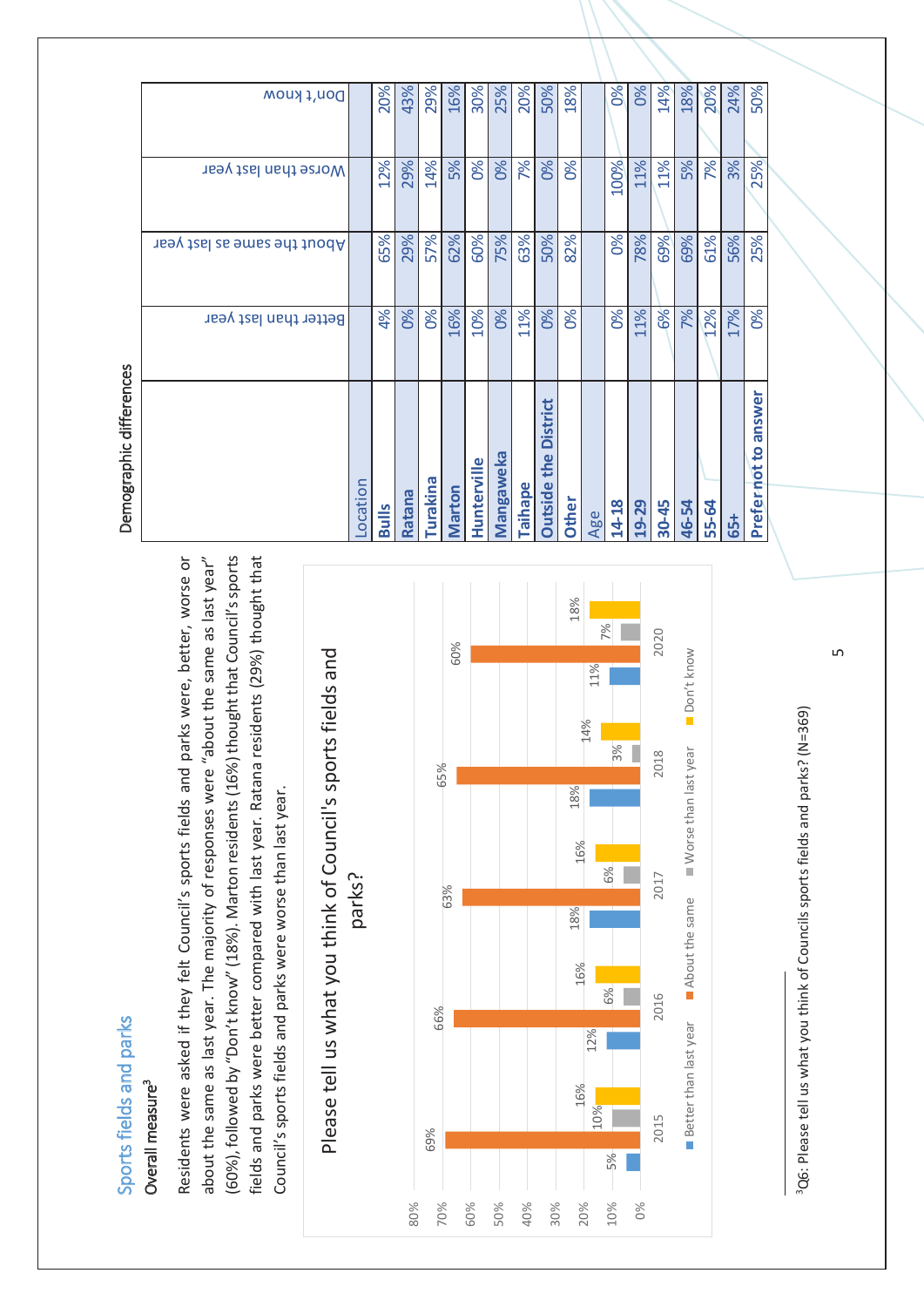## Sports fields and parks

### Overall measure[3]

Residents were asked if they felt Council's sports fields and parks were, better, worse or about the same as last year. The majority of responses were "about the same as last year" (60%), followed by "Don't know" (18%). Marton residents (16%) thought that Council's sports fields and parks were better compared with last year. Ratana residents (29%) thought that Council's sports fields and parks were worse than last year.

**Please tell us what you think of Council's sports fields and parks?**

| Year | Better than last year | About the same | Worse than last year | Don't know |
|---|---|---|---|---|
| 2015 | 5% | 69% | 10% | 16% |
| 2016 | 12% | 66% | 6% | 16% |
| 2017 | 18% | 63% | 6% | 16% |
| 2018 | 18% | 65% | 3% | 14% |
| 2020 | 11% | 60% | 7% | 18% |

### Demographic differences

| | Better than last year | About the same as last year | Worse than last year | Don't know |
|---|---|---|---|---|
| **Location** | | | | |
| **Bulls** | 4% | 65% | 12% | 20% |
| **Ratana** | 0% | 29% | 29% | 43% |
| **Turakina** | 0% | 57% | 14% | 29% |
| **Marton** | 16% | 62% | 5% | 16% |
| **Hunterville** | 10% | 60% | 0% | 30% |
| **Mangaweka** | 0% | 75% | 0% | 25% |
| **Taihape** | 11% | 63% | 7% | 20% |
| **Outside the District** | 0% | 50% | 0% | 50% |
| **Other** | 0% | 82% | 0% | 18% |
| **Age** | | | | |
| **14-18** | 0% | 0% | 100% | 0% |
| **19-29** | 11% | 78% | 11% | 0% |
| **30-45** | 6% | 69% | 11% | 14% |
| **46-54** | 7% | 69% | 5% | 18% |
| **55-64** | 12% | 61% | 7% | 20% |
| **65+** | 17% | 56% | 3% | 24% |
| **Prefer not to answer** | 0% | 25% | 25% | 50% |

---

[3] Q6: Please tell us what you think of Councils sports fields and parks? (N=369)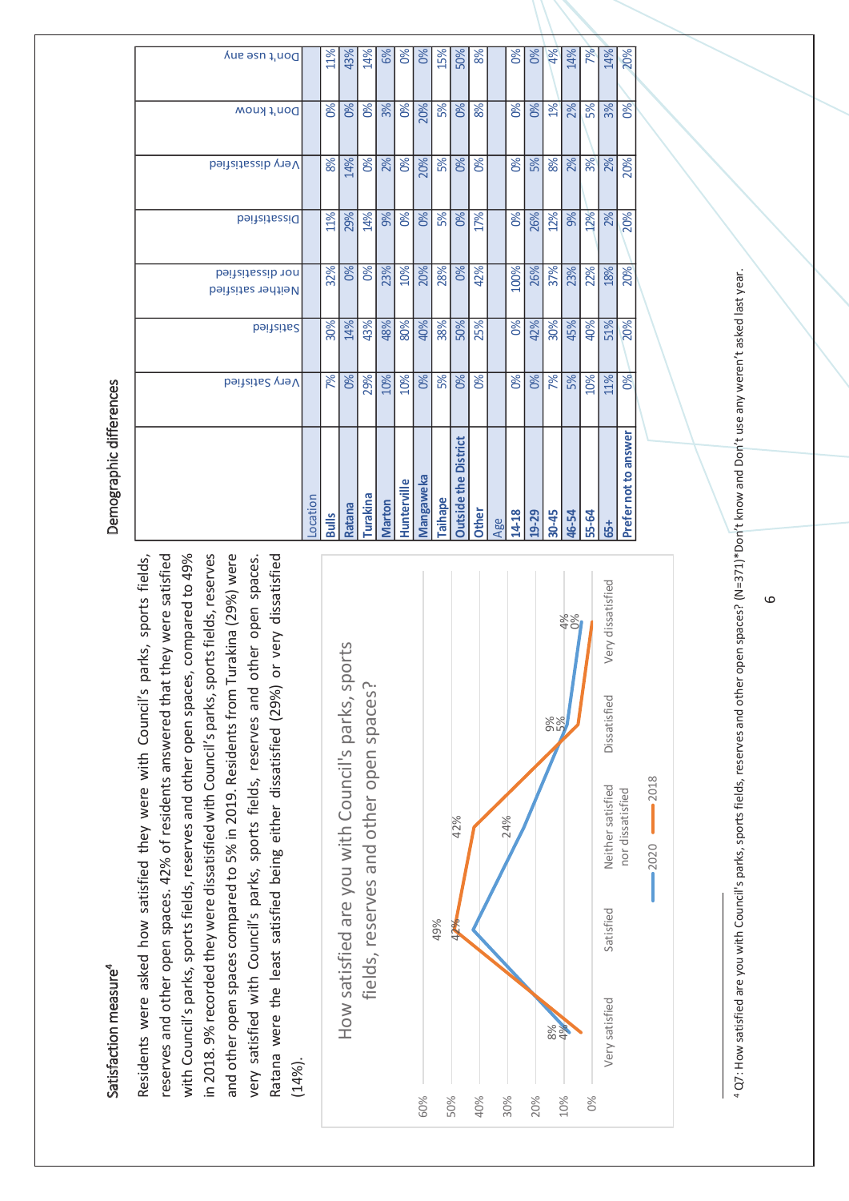## Satisfaction measure[4]

Residents were asked how satisfied they were with Council's parks, sports fields, reserves and other open spaces. 42% of residents answered that they were satisfied with Council's parks, sports fields, reserves and other open spaces, compared to 49% in 2018. 9% recorded they were dissatisfied with Council's parks, sports fields, reserves and other open spaces compared to 5% in 2019. Residents from Turakina (29%) were very satisfied with Council's parks, sports fields, reserves and other open spaces. Ratana were the least satisfied being either dissatisfied (29%) or very dissatisfied (14%).

**How satisfied are you with Council's parks, sports fields, reserves and other open spaces?**

| | 2020 | 2018 |
|---|---|---|
| Very satisfied | 8% | 4% |
| Satisfied | 42% | 49% |
| Neither satisfied nor dissatisfied | 24% | 42% |
| Dissatisfied | 9% | 5% |
| Very dissatisfied | 4% | 0% |

### Demographic differences

| | Very Satisfied | Satisfied | Neither satisfied nor dissatisfied | Dissatisfied | Very dissatisfied | Don't know | Don't use any |
|---|---|---|---|---|---|---|---|
| **Location** | | | | | | | |
| Bulls | 7% | 30% | 32% | 11% | 8% | 0% | 11% |
| Ratana | 0% | 14% | 0% | 29% | 14% | 0% | 43% |
| Turakina | 29% | 43% | 0% | 14% | 0% | 0% | 14% |
| Marton | 10% | 48% | 23% | 9% | 2% | 3% | 6% |
| Hunterville | 10% | 80% | 10% | 0% | 0% | 0% | 0% |
| Mangaweka | 0% | 40% | 20% | 0% | 20% | 20% | 0% |
| Taihape | 5% | 38% | 28% | 5% | 5% | 5% | 15% |
| Outside the District | 0% | 50% | 0% | 0% | 0% | 0% | 50% |
| Other | 0% | 25% | 42% | 17% | 0% | 8% | 8% |
| **Age** | | | | | | | |
| 14-18 | 0% | 0% | 100% | 0% | 0% | 0% | 0% |
| 19-29 | 0% | 42% | 26% | 26% | 5% | 0% | 0% |
| 30-45 | 7% | 30% | 37% | 12% | 8% | 1% | 4% |
| 46-54 | 5% | 45% | 23% | 9% | 2% | 2% | 14% |
| 55-64 | 10% | 40% | 22% | 12% | 3% | 5% | 7% |
| 65+ | 11% | 51% | 18% | 2% | 2% | 3% | 14% |
| Prefer not to answer | 0% | 20% | 20% | 20% | 20% | 0% | 20% |

[4] Q7: How satisfied are you with Council's parks, sports fields, reserves and other open spaces? (N=371)*Don't know and Don't use any weren't asked last year.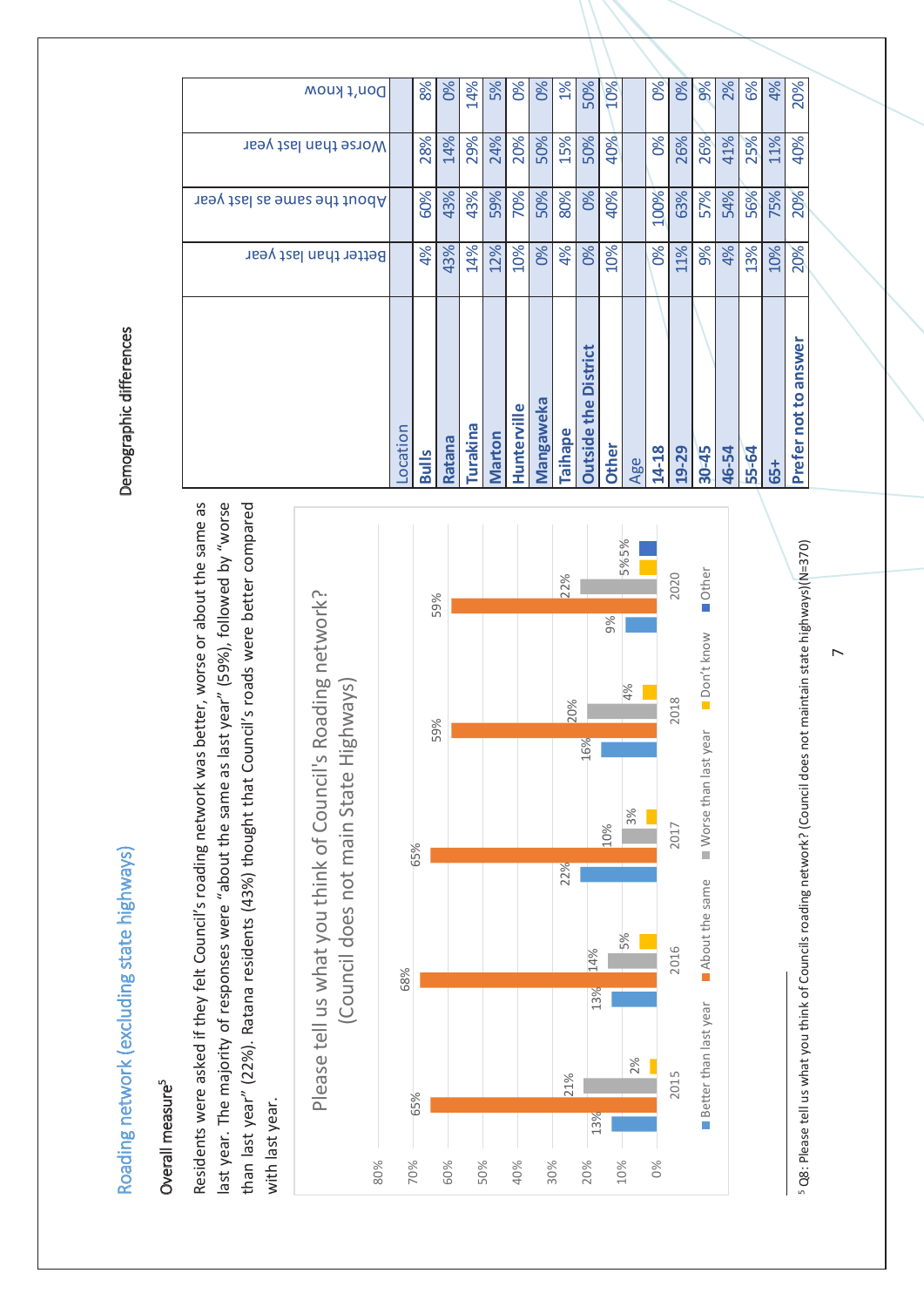## Roading network (excluding state highways)

### Overall measure[5]

Residents were asked if they felt Council's roading network was better, worse or about the same as last year. The majority of responses were "about the same as last year" (59%), followed by "worse than last year" (22%). Ratana residents (43%) thought that Council's roads were better compared with last year.

**Please tell us what you think of Council's Roading network? (Council does not main State Highways)**

| Year | Better than last year | About the same | Worse than last year | Don't know | Other |
|---|---|---|---|---|---|
| 2015 | 13% | 65% | 21% | 2% | |
| 2016 | 13% | 68% | 14% | 5% | |
| 2017 | 22% | 65% | 10% | 3% | |
| 2018 | 16% | 59% | 20% | 4% | |
| 2020 | 9% | 59% | 22% | 5% | 5% |

### Demographic differences

| | Better than last year | About the same as last year | Worse than last year | Don't know |
|---|---|---|---|---|
| **Location** | | | | |
| **Bulls** | 4% | 60% | 28% | 8% |
| **Ratana** | 43% | 43% | 14% | 0% |
| **Turakina** | 14% | 43% | 29% | 14% |
| **Marton** | 12% | 59% | 24% | 5% |
| **Hunterville** | 10% | 70% | 20% | 0% |
| **Mangaweka** | 0% | 50% | 50% | 0% |
| **Taihape** | 4% | 80% | 15% | 1% |
| **Outside the District** | 0% | 0% | 50% | 50% |
| **Other** | 10% | 40% | 40% | 10% |
| **Age** | | | | |
| **14-18** | 0% | 100% | 0% | 0% |
| **19-29** | 11% | 63% | 26% | 0% |
| **30-45** | 9% | 57% | 26% | 9% |
| **46-54** | 4% | 54% | 41% | 2% |
| **55-64** | 13% | 56% | 25% | 6% |
| **65+** | 10% | 75% | 11% | 4% |
| **Prefer not to answer** | 20% | 20% | 40% | 20% |

[5] Q8: Please tell us what you think of Councils roading network? (Council does not maintain state highways)(N=370)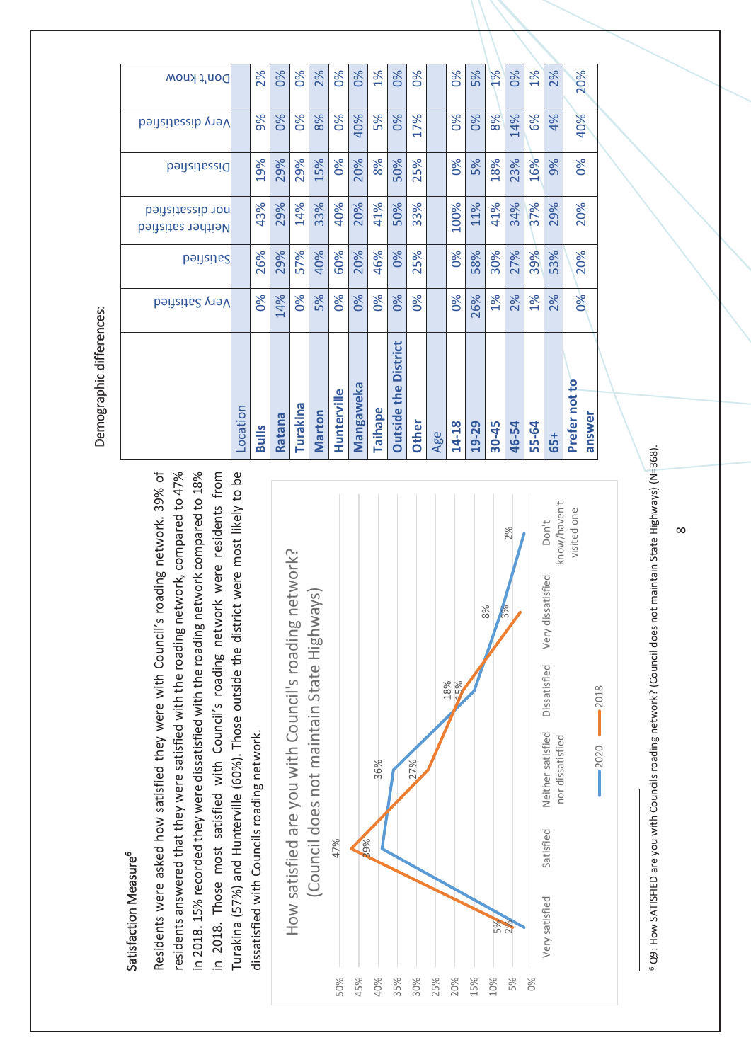## Satisfaction Measure[6]

Residents were asked how satisfied they were with Council's roading network. 39% of residents answered that they were satisfied with the roading network, compared to 47% in 2018. 15% recorded they were dissatisfied with the roading network compared to 18% in 2018. Those most satisfied with Council's roading network were residents from Turakina (57%) and Hunterville (60%). Those outside the district were most likely to be dissatisfied with Councils roading network.

**How satisfied are you with Council's roading network? (Council does not maintain State Highways)**

| | Very satisfied | Satisfied | Neither satisfied nor dissatisfied | Dissatisfied | Very dissatisfied | Don't know/haven't visited one |
|---|---|---|---|---|---|---|
| 2020 | 2% | 39% | 36% | 15% | 8% | 2% |
| 2018 | 5% | 47% | 27% | 18% | 3% | |

### Demographic differences:

| | Very Satisfied | Satisfied | Neither satisfied nor dissatisfied | Dissatisfied | Very dissatisfied | Don't know |
|---|---|---|---|---|---|---|
| **Location** | | | | | | |
| **Bulls** | 0% | 26% | 43% | 19% | 9% | 2% |
| **Ratana** | 14% | 29% | 29% | 29% | 0% | 0% |
| **Turakina** | 0% | 57% | 14% | 29% | 0% | 0% |
| **Marton** | 5% | 40% | 33% | 15% | 8% | 2% |
| **Hunterville** | 0% | 60% | 40% | 0% | 0% | 0% |
| **Mangaweka** | 0% | 20% | 20% | 20% | 40% | 0% |
| **Taihape** | 0% | 46% | 41% | 8% | 5% | 1% |
| **Outside the District** | 0% | 0% | 50% | 50% | 0% | 0% |
| **Other** | 0% | 25% | 33% | 25% | 17% | 0% |
| **Age** | | | | | | |
| **14-18** | 0% | 0% | 100% | 0% | 0% | 0% |
| **19-29** | 26% | 58% | 11% | 5% | 0% | 5% |
| **30-45** | 1% | 30% | 41% | 18% | 8% | 1% |
| **46-54** | 2% | 27% | 34% | 23% | 14% | 0% |
| **55-64** | 1% | 39% | 37% | 16% | 6% | 1% |
| **65+** | 2% | 53% | 29% | 9% | 4% | 2% |
| **Prefer not to answer** | 0% | 20% | 20% | 0% | 40% | 20% |

[6] Q9: How SATISFIED are you with Councils roading network? (Council does not maintain State Highways) (N=368).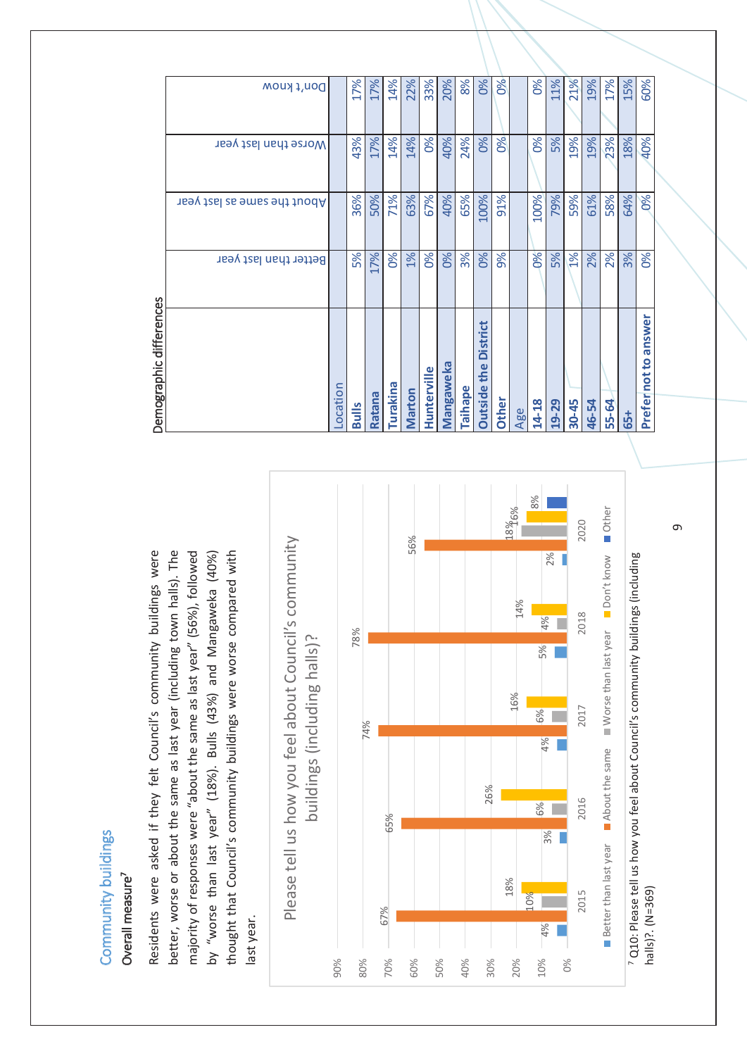## Community buildings

### Overall measure[7]

Residents were asked if they felt Council's community buildings were better, worse or about the same as last year (including town halls). The majority of responses were "about the same as last year" (56%), followed by "worse than last year" (18%). Bulls (43%) and Mangaweka (40%) thought that Council's community buildings were worse compared with last year.

**Please tell us how you feel about Council's community buildings (including halls)?**

| Year | Better than last year | About the same | Worse than last year | Don't know | Other |
|---|---|---|---|---|---|
| 2015 | 4% | 67% | 10% | 18% | |
| 2016 | 3% | 65% | 6% | 26% | |
| 2017 | 4% | 74% | 6% | 16% | |
| 2018 | 5% | 78% | 4% | 14% | |
| 2020 | 2% | 56% | 18% | 16% | 8% |

[7] Q10: Please tell us how you feel about Council's community buildings (including halls)?. (N=369)

**Demographic differences**

| | Better than last year | About the same as last year | Worse than last year | Don't know |
|---|---|---|---|---|
| **Location** | | | | |
| Bulls | 5% | 36% | 43% | 17% |
| Ratana | 17% | 50% | 17% | 17% |
| Turakina | 0% | 71% | 14% | 14% |
| Marton | 1% | 63% | 14% | 22% |
| Hunterville | 0% | 67% | 0% | 33% |
| Mangaweka | 0% | 40% | 40% | 20% |
| Taihape | 3% | 65% | 24% | 8% |
| Outside the District | 0% | 100% | 0% | 0% |
| Other | 9% | 91% | 0% | 0% |
| **Age** | | | | |
| 14-18 | 0% | 100% | 0% | 0% |
| 19-29 | 5% | 79% | 5% | 11% |
| 30-45 | 1% | 59% | 19% | 21% |
| 46-54 | 2% | 61% | 19% | 19% |
| 55-64 | 2% | 58% | 23% | 17% |
| 65+ | 3% | 64% | 18% | 15% |
| Prefer not to answer | 0% | 0% | 40% | 60% |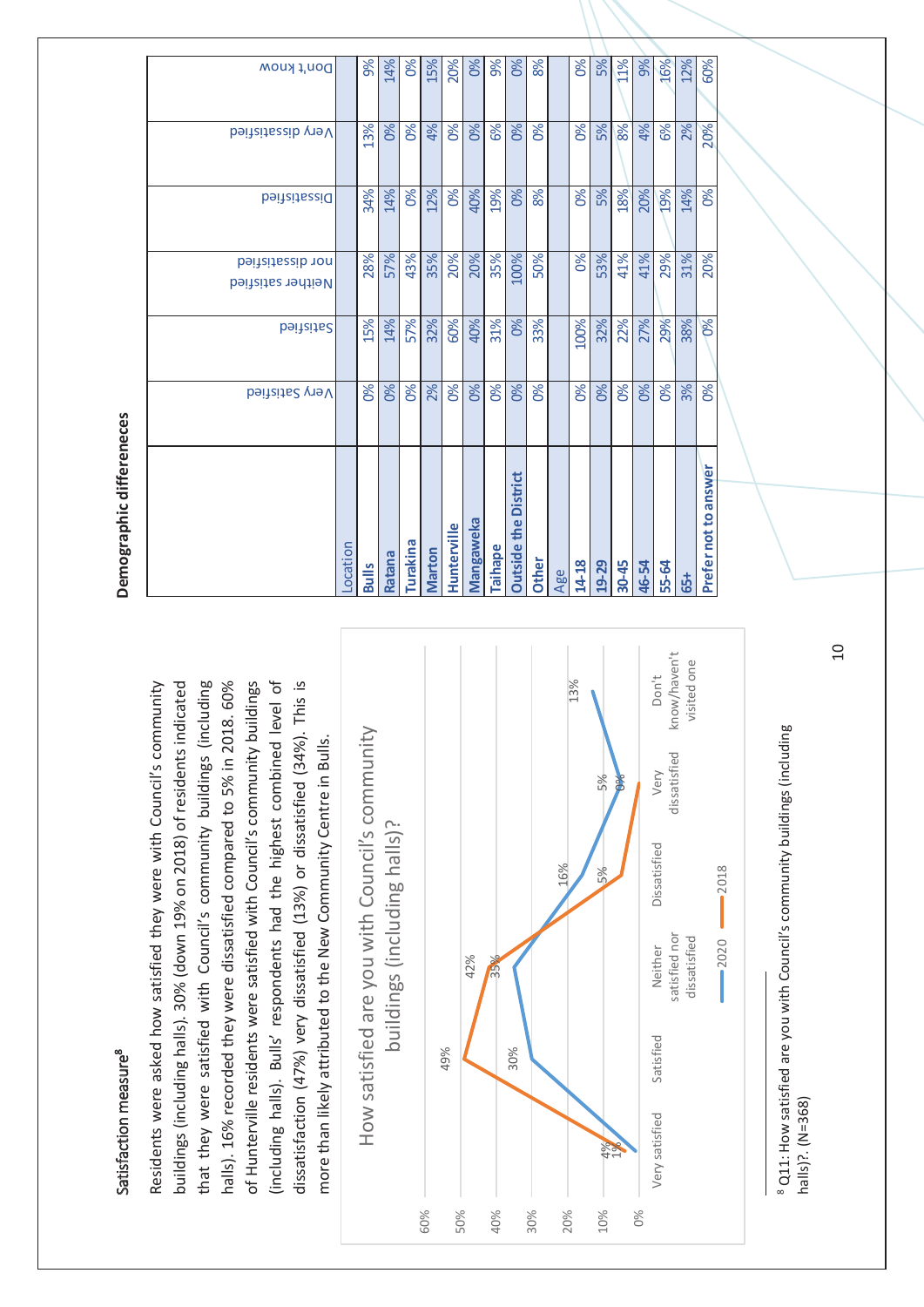## Satisfaction measure[8]

Residents were asked how satisfied they were with Council's community buildings (including halls). 30% (down 19% on 2018) of residents indicated that they were satisfied with Council's community buildings (including halls). 16% recorded they were dissatisfied compared to 5% in 2018. 60% of Hunterville residents were satisfied with Council's community buildings (including halls). Bulls' respondents had the highest combined level of dissatisfaction (47%) very dissatisfied (13%) or dissatisfied (34%). This is more than likely attributed to the New Community Centre in Bulls.

**How satisfied are you with Council's community buildings (including halls)?**

| | Very satisfied | Satisfied | Neither satisfied nor dissatisfied | Dissatisfied | Very dissatisfied | Don't know/haven't visited one |
|---|---|---|---|---|---|---|
| 2020 | 1% | 30% | 35% | 16% | 5% | 13% |
| 2018 | 4% | 49% | 42% | 5% | 0% | |

[8] Q11: How satisfied are you with Council's community buildings (including halls)?. (N=368)

### Demographic differeneces

| | Very Satisfied | Satisfied | Neither satisfied nor dissatisfied | Dissatisfied | Very dissatisfied | Don't know |
|---|---|---|---|---|---|---|
| **Location** | | | | | | |
| **Bulls** | 0% | 15% | 28% | 34% | 13% | 9% |
| **Ratana** | 0% | 14% | 57% | 14% | 0% | 14% |
| **Turakina** | 0% | 57% | 43% | 0% | 0% | 0% |
| **Marton** | 2% | 32% | 35% | 12% | 4% | 15% |
| **Hunterville** | 0% | 60% | 20% | 0% | 0% | 20% |
| **Mangaweka** | 0% | 40% | 20% | 40% | 0% | 0% |
| **Taihape** | 0% | 31% | 35% | 19% | 6% | 9% |
| **Outside the District** | 0% | 0% | 100% | 0% | 0% | 0% |
| **Other** | 0% | 33% | 50% | 8% | 0% | 8% |
| **Age** | | | | | | |
| **14-18** | 0% | 100% | 0% | 0% | 0% | 0% |
| **19-29** | 0% | 32% | 53% | 5% | 5% | 5% |
| **30-45** | 0% | 22% | 41% | 18% | 8% | 11% |
| **46-54** | 0% | 27% | 41% | 20% | 4% | 9% |
| **55-64** | 0% | 29% | 29% | 19% | 6% | 16% |
| **65+** | 3% | 38% | 31% | 14% | 2% | 12% |
| **Prefer not to answer** | 0% | 0% | 20% | 0% | 20% | 60% |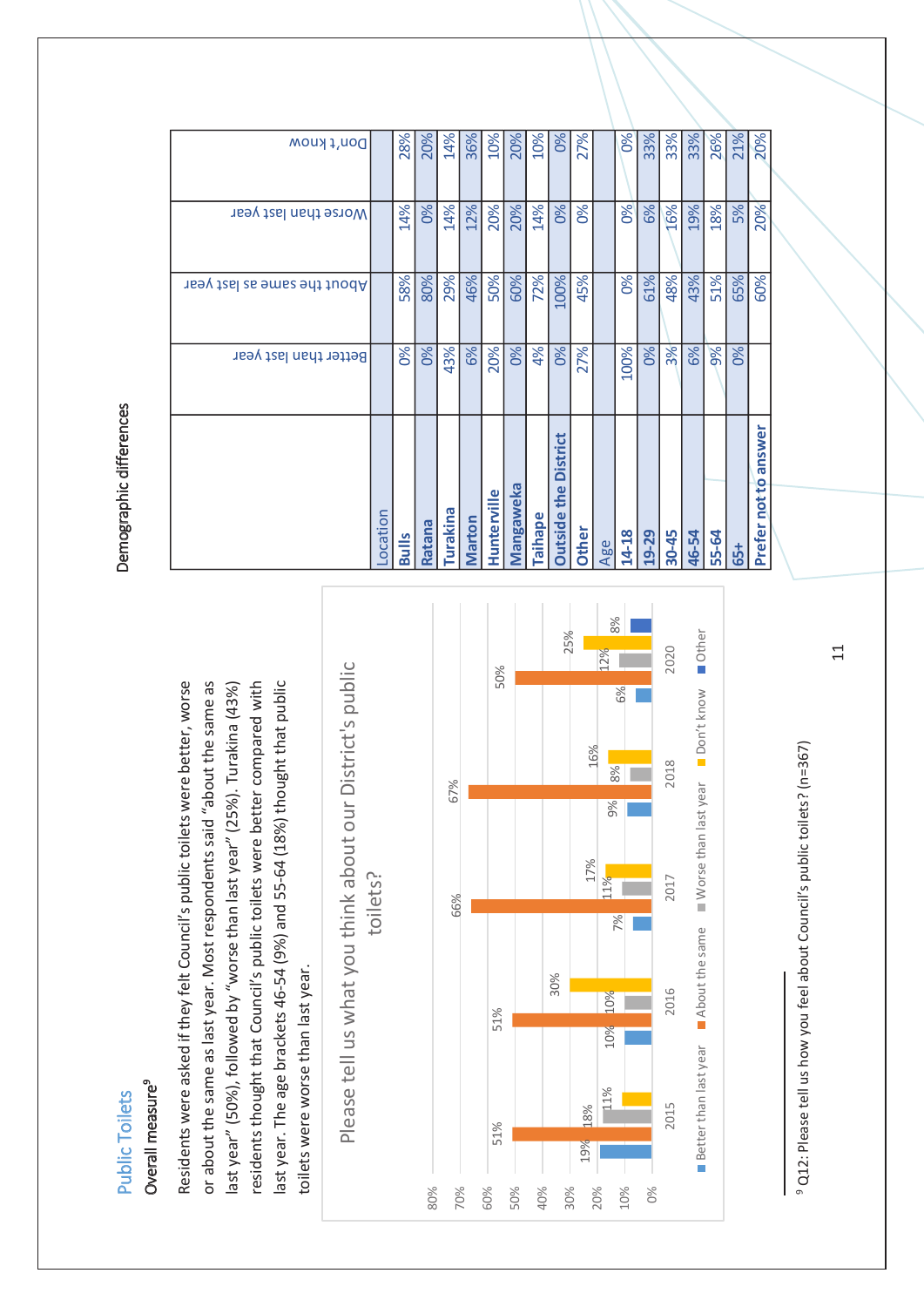## Public Toilets

### Overall measure[9]

Residents were asked if they felt Council's public toilets were better, worse or about the same as last year. Most respondents said "about the same as last year" (50%), followed by "worse than last year" (25%). Turakina (43%) residents thought that Council's public toilets were better compared with last year. The age brackets 46-54 (9%) and 55-64 (18%) thought that public toilets were worse than last year.

**Please tell us what you think about our District's public toilets?**

| Year | Better than last year | About the same | Worse than last year | Don't know | Other |
|---|---|---|---|---|---|
| 2015 | 19% | 51% | 18% | 11% | |
| 2016 | 10% | 51% | 10% | 30% | |
| 2017 | 7% | 66% | 11% | 17% | |
| 2018 | 9% | 67% | 8% | 16% | |
| 2020 | 6% | 50% | 12% | 25% | 8% |

### Demographic differences

| | Better than last year | About the same as last year | Worse than last year | Don't know |
|---|---|---|---|---|
| **Location** | | | | |
| **Bulls** | 0% | 58% | 14% | 28% |
| **Ratana** | 0% | 80% | 0% | 20% |
| **Turakina** | 43% | 29% | 14% | 14% |
| **Marton** | 6% | 46% | 12% | 36% |
| **Hunterville** | 20% | 50% | 20% | 10% |
| **Mangaweka** | 0% | 60% | 20% | 20% |
| **Taihape** | 4% | 72% | 14% | 10% |
| **Outside the District** | 0% | 100% | 0% | 0% |
| **Other** | 27% | 45% | 0% | 27% |
| **Age** | | | | |
| **14-18** | 100% | 0% | 0% | 0% |
| **19-29** | 0% | 61% | 6% | 33% |
| **30-45** | 3% | 48% | 16% | 33% |
| **46-54** | 6% | 43% | 19% | 33% |
| **55-64** | 9% | 51% | 18% | 26% |
| **65+** | 0% | 65% | 5% | 21% |
| **Prefer not to answer** | | 60% | 20% | 20% |

[9] Q12: Please tell us how you feel about Council's public toilets? (n=367)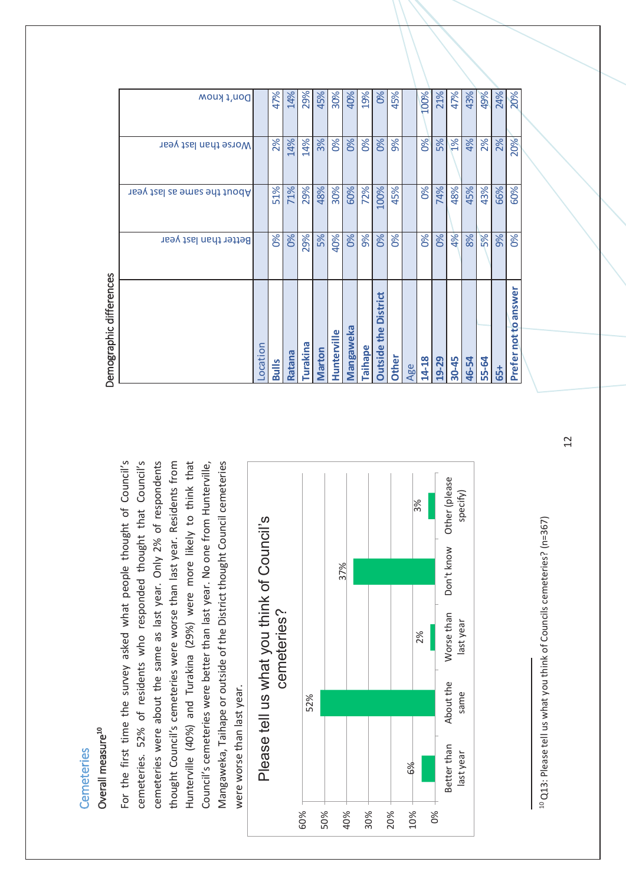## Cemeteries

### Overall measure[10]

For the first time the survey asked what people thought of Council's cemeteries. 52% of residents who responded thought that Council's cemeteries were about the same as last year. Only 2% of respondents thought Council's cemeteries were worse than last year. Residents from Hunterville (40%) and Turakina (29%) were more likely to think that Council's cemeteries were better than last year. No one from Hunterville, Mangaweka, Taihape or outside of the District thought Council cemeteries were worse than last year.

**Please tell us what you think of Council's cemeteries?**

| Response | % |
|---|---|
| Better than last year | 6% |
| About the same | 52% |
| Worse than last year | 2% |
| Don't know | 37% |
| Other (please specify) | 3% |

### Demographic differences

| | Better than last year | About the same as last year | Worse than last year | Don't know |
|---|---|---|---|---|
| **Location** | | | | |
| **Bulls** | 0% | 51% | 2% | 47% |
| **Ratana** | 0% | 71% | 14% | 14% |
| **Turakina** | 29% | 29% | 14% | 29% |
| **Marton** | 5% | 48% | 3% | 45% |
| **Hunterville** | 40% | 30% | 0% | 30% |
| **Mangaweka** | 0% | 60% | 0% | 40% |
| **Taihape** | 9% | 72% | 0% | 19% |
| **Outside the District** | 0% | 100% | 0% | 0% |
| **Other** | 0% | 45% | 9% | 45% |
| **Age** | | | | |
| **14-18** | 0% | 0% | 0% | 100% |
| **19-29** | 0% | 74% | 5% | 21% |
| **30-45** | 4% | 48% | 1% | 47% |
| **46-54** | 8% | 45% | 4% | 43% |
| **55-64** | 5% | 43% | 2% | 49% |
| **65+** | 9% | 66% | 2% | 24% |
| **Prefer not to answer** | 0% | 60% | 20% | 20% |

[10] Q13: Please tell us what you think of Councils cemeteries? (n=367)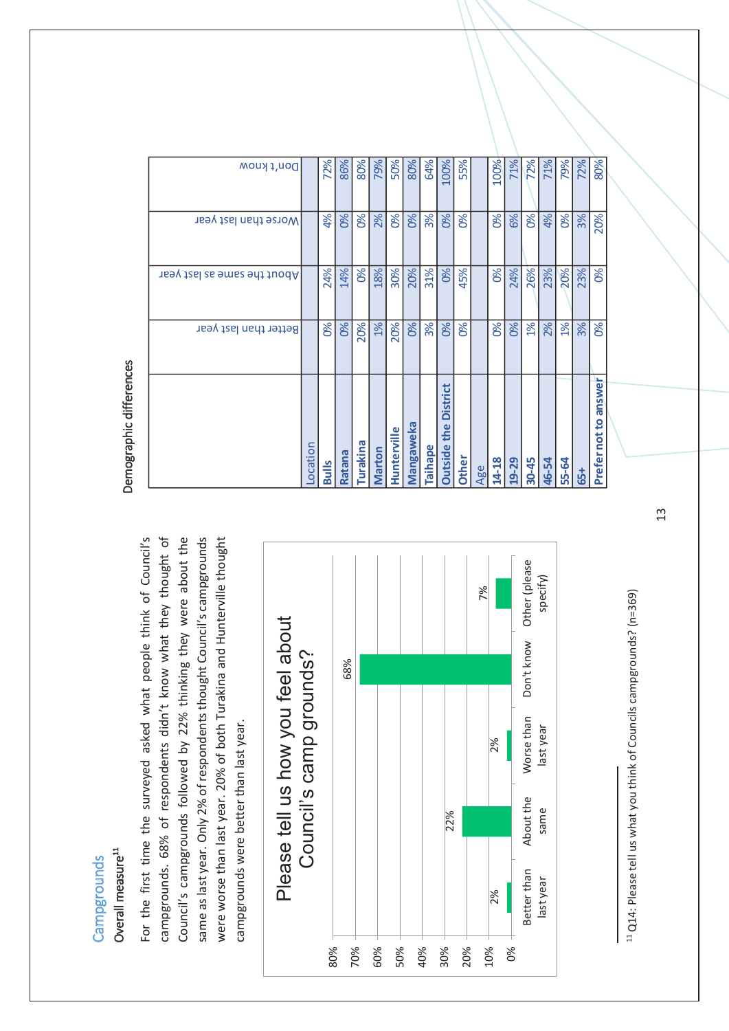## Campgrounds

### Overall measure[11]

For the first time the surveyed asked what people think of Council's campgrounds. 68% of respondents didn't know what they thought of Council's campgrounds followed by 22% thinking they were about the same as last year. Only 2% of respondents thought Council's campgrounds were worse than last year. 20% of both Turakina and Hunterville thought campgrounds were better than last year.

**Please tell us how you feel about Council's camp grounds?**

| Response | % |
|---|---|
| Better than last year | 2% |
| About the same | 22% |
| Worse than last year | 2% |
| Don't know | 68% |
| Other (please specify) | 7% |

### Demographic differences

| | Better than last year | About the same as last year | Worse than last year | Don't know |
|---|---|---|---|---|
| **Location** | | | | |
| Bulls | 0% | 24% | 4% | 72% |
| Ratana | 0% | 14% | 0% | 86% |
| Turakina | 20% | 0% | 0% | 80% |
| Marton | 1% | 18% | 2% | 79% |
| Hunterville | 20% | 30% | 0% | 50% |
| Mangaweka | 0% | 20% | 0% | 80% |
| Taihape | 3% | 31% | 3% | 64% |
| Outside the District | 0% | 0% | 0% | 100% |
| Other | 0% | 45% | 0% | 55% |
| **Age** | | | | |
| 14-18 | 0% | 0% | 0% | 100% |
| 19-29 | 0% | 24% | 6% | 71% |
| 30-45 | 1% | 26% | 0% | 72% |
| 46-54 | 2% | 23% | 4% | 71% |
| 55-64 | 1% | 20% | 0% | 79% |
| 65+ | 3% | 23% | 3% | 72% |
| Prefer not to answer | 0% | 0% | 20% | 80% |

[11] Q14: Please tell us what you think of Councils campgrounds? (n=369)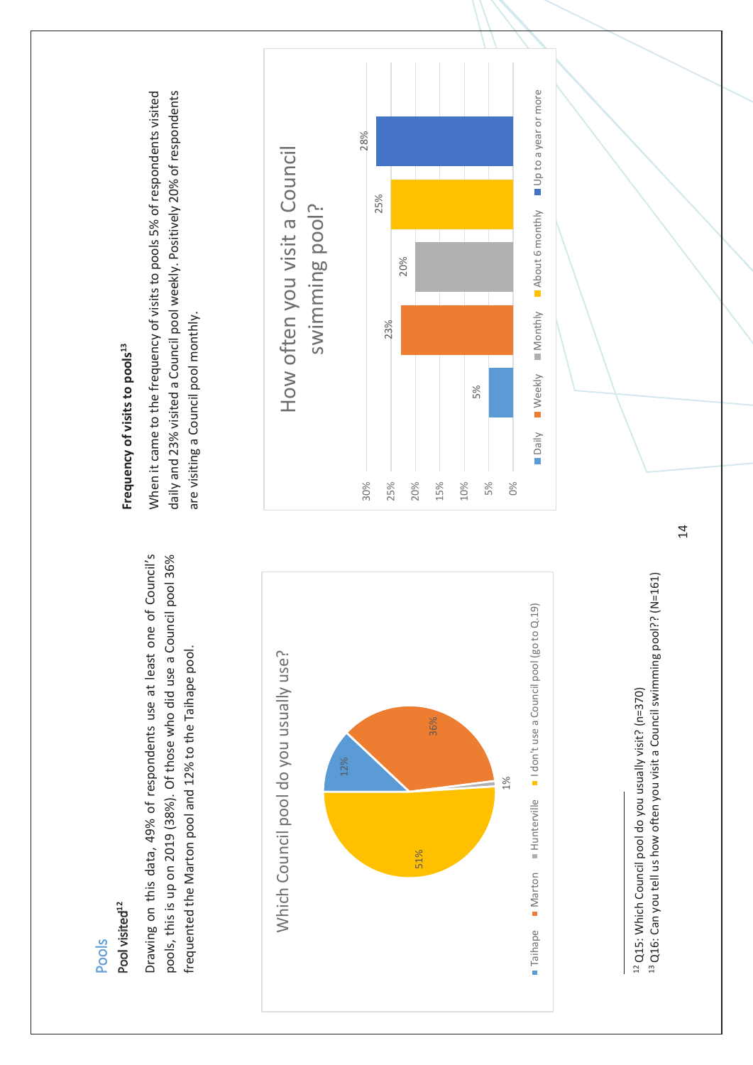## Pools

### Pool visited[12]

Drawing on this data, 49% of respondents use at least one of Council's pools, this is up on 2019 (38%). Of those who did use a Council pool 36% frequented the Marton pool and 12% to the Taihape pool.

**Which Council pool do you usually use?**

| Pool | % |
|---|---|
| Taihape | 12% |
| Marton | 36% |
| Hunterville | 1% |
| I don't use a Council pool (go to Q.19) | 51% |

### Frequency of visits to pools[13]

When it came to the frequency of visits to pools 5% of respondents visited daily and 23% visited a Council pool weekly. Positively 20% of respondents are visiting a Council pool monthly.

**How often you visit a Council swimming pool?**

| Frequency | % |
|---|---|
| Daily | 5% |
| Weekly | 23% |
| Monthly | 20% |
| About 6 monthly | 25% |
| Up to a year or more | 28% |

---

[12] Q15: Which Council pool do you usually visit? (n=370)

[13] Q16: Can you tell us how often you visit a Council swimming pool?? (N=161)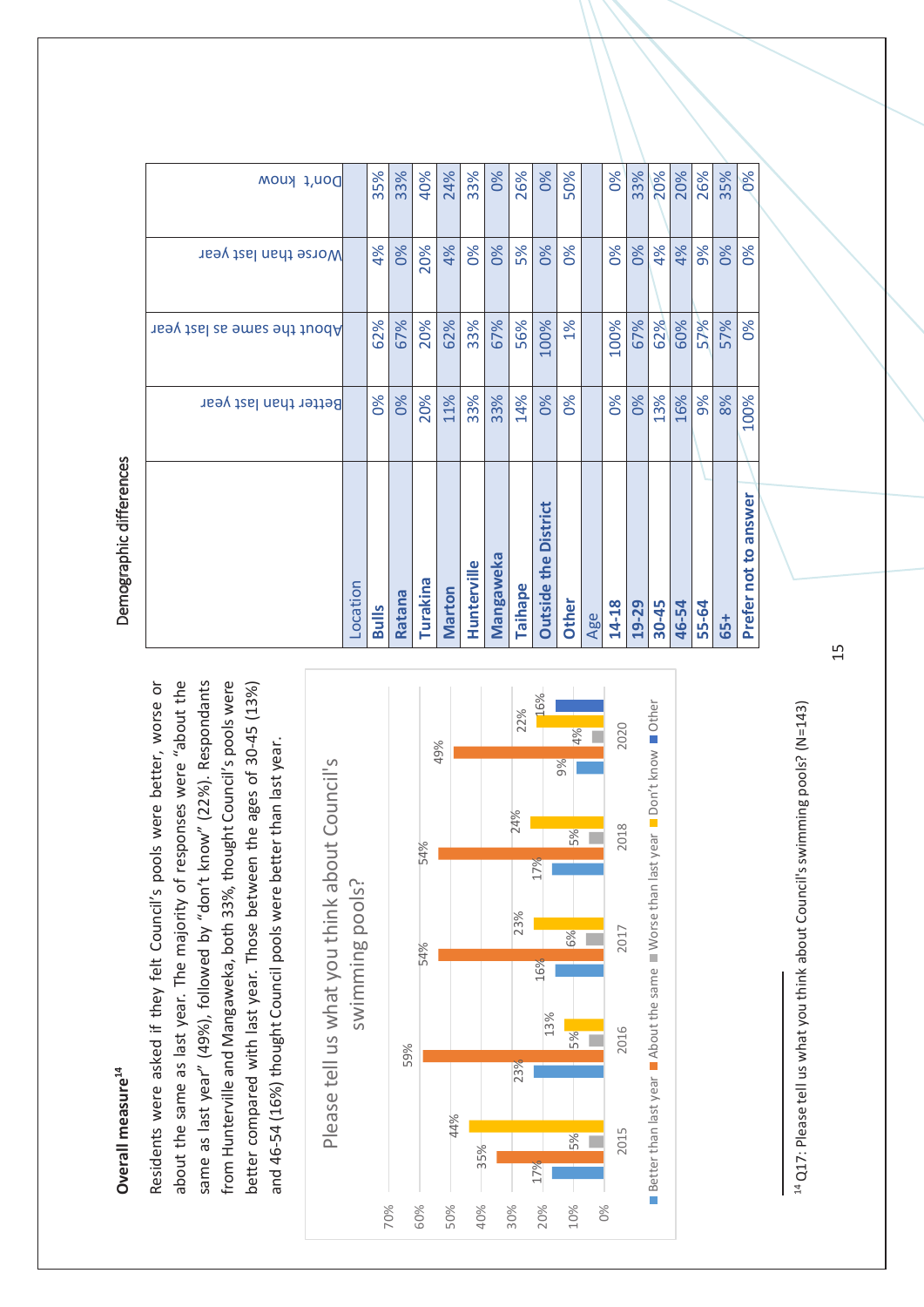## Overall measure[14]

Residents were asked if they felt Council's pools were better, worse or about the same as last year. The majority of responses were "about the same as last year" (49%), followed by "don't know" (22%). Respondants from Hunterville and Mangaweka, both 33%, thought Council's pools were better compared with last year. Those between the ages of 30-45 (13%) and 46-54 (16%) thought Council pools were better than last year.

**Please tell us what you think about Council's swimming pools?**

| | 2015 | 2016 | 2017 | 2018 | 2020 |
|---|---|---|---|---|---|
| Better than last year | 17% | 23% | 16% | 17% | 9% |
| About the same | 35% | 59% | 54% | 54% | 49% |
| Worse than last year | 5% | 5% | 6% | 5% | 4% |
| Don't know | 44% | 13% | 23% | 24% | 22% |
| Other | | | | | 16% |

### Demographic differences

| | Better than last year | About the same as last year | Worse than last year | Don't know |
|---|---|---|---|---|
| Location | | | | |
| **Bulls** | 0% | 62% | 4% | 35% |
| **Ratana** | 0% | 67% | 0% | 33% |
| **Turakina** | 20% | 20% | 20% | 40% |
| **Marton** | 11% | 62% | 4% | 24% |
| **Hunterville** | 33% | 33% | 0% | 33% |
| **Mangaweka** | 33% | 67% | 0% | 0% |
| **Taihape** | 14% | 56% | 5% | 26% |
| **Outside the District** | 0% | 100% | 0% | 0% |
| **Other** | 0% | 1% | 0% | 50% |
| Age | | | | |
| **14-18** | 0% | 100% | 0% | 0% |
| **19-29** | 0% | 67% | 0% | 33% |
| **30-45** | 13% | 62% | 4% | 20% |
| **46-54** | 16% | 60% | 4% | 20% |
| **55-64** | 9% | 57% | 9% | 26% |
| **65+** | 8% | 57% | 0% | 35% |
| **Prefer not to answer** | 100% | 0% | 0% | 0% |

[14] Q17: Please tell us what you think about Council's swimming pools? (N=143)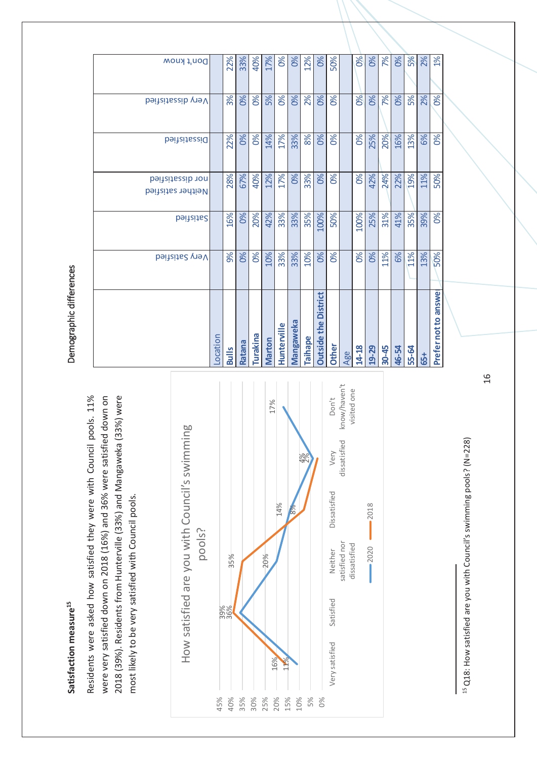## Satisfaction measure[15]

Residents were asked how satisfied they were with Council pools. 11% were very satisfied down on 2018 (16%) and 36% were satisfied down on 2018 (39%). Residents from Hunterville (33%) and Mangaweka (33%) were most likely to be very satisfied with Council pools.

**How satisfied are you with Council's swimming pools?**

| | 2020 | 2018 |
|---|---|---|
| Very satisfied | 11% | 16% |
| Satisfied | 36% | 39% |
| Neither satisfied nor dissatisfied | 20% | 35% |
| Dissatisfied | 14% | 8% |
| Very dissatisfied | 4% | 2% |
| Don't know/haven't visited one | 17% | |

### Demographic differences

| | Very Satisfied | Satisfied | Neither satisfied nor dissatisfied | Dissatisfied | Very dissatisfied | Don't know |
|---|---|---|---|---|---|---|
| Location | | | | | | |
| Bulls | 9% | 16% | 28% | 22% | 3% | 22% |
| Ratana | 0% | 0% | 67% | 0% | 0% | 33% |
| Turakina | 0% | 20% | 40% | 0% | 0% | 40% |
| Marton | 10% | 42% | 12% | 14% | 5% | 17% |
| Hunterville | 33% | 33% | 17% | 17% | 0% | 0% |
| Mangaweka | 33% | 33% | 0% | 33% | 0% | 0% |
| Taihape | 10% | 35% | 33% | 8% | 2% | 12% |
| Outside the District | 0% | 100% | 0% | 0% | 0% | 0% |
| Other | 0% | 50% | 0% | 0% | 0% | 50% |
| Age | | | | | | |
| 14-18 | 0% | 100% | 0% | 0% | 0% | 0% |
| 19-29 | 0% | 25% | 42% | 25% | 0% | 0% |
| 30-45 | 11% | 31% | 24% | 20% | 7% | 7% |
| 46-54 | 6% | 41% | 22% | 16% | 0% | 0% |
| 55-64 | 11% | 35% | 19% | 13% | 5% | 5% |
| 65+ | 13% | 39% | 11% | 6% | 2% | 2% |
| Prefer not to answer | 50% | 0% | 50% | 0% | 0% | 1% |

[15] Q18: How satisfied are you with Council's swimming pools? (N=228)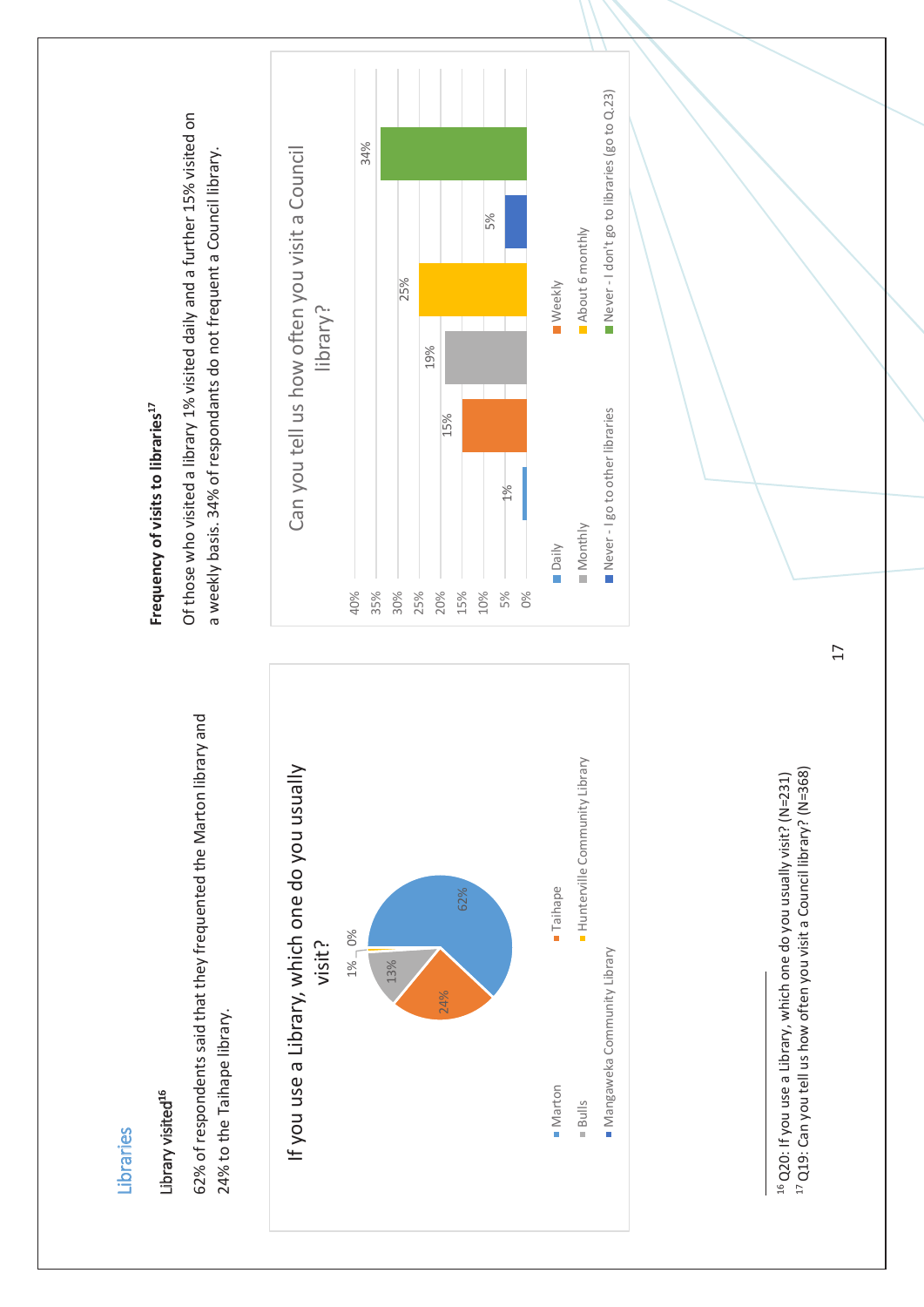## Libraries

### Library visited[16]

62% of respondents said that they frequented the Marton library and 24% to the Taihape library.

**If you use a Library, which one do you usually visit?**

| Library | % |
|---|---|
| Marton | 62% |
| Taihape | 24% |
| Bulls | 13% |
| Hunterville Community Library | 1% |
| Mangaweka Community Library | 0% |

### Frequency of visits to libraries[17]

Of those who visited a library 1% visited daily and a further 15% visited on a weekly basis. 34% of respondants do not frequent a Council library.

**Can you tell us how often you visit a Council library?**

| Frequency | % |
|---|---|
| Daily | 1% |
| Weekly | 15% |
| Monthly | 19% |
| About 6 monthly | 25% |
| Never - I go to other libraries | 5% |
| Never - I don't go to libraries (go to Q.23) | 34% |

---

[16] Q20: If you use a Library, which one do you usually visit? (N=231)

[17] Q19: Can you tell us how often you visit a Council library? (N=368)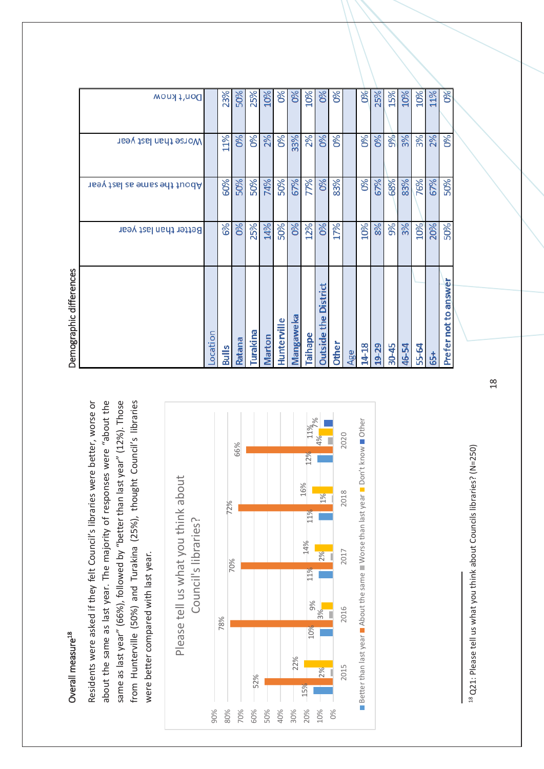## Overall measure[18]

Residents were asked if they felt Council's libraries were better, worse or about the same as last year. The majority of responses were "about the same as last year" (66%), followed by "better than last year" (12%). Those from Hunterville (50%) and Turakina (25%), thought Council's libraries were better compared with last year.

**Please tell us what you think about Council's libraries?**

| Year | Better than last year | About the same | Worse than last year | Don't know | Other |
|---|---|---|---|---|---|
| 2015 | 15% | 52% | 2% | 22% | |
| 2016 | 10% | 78% | 3% | 9% | |
| 2017 | 11% | 70% | 2% | 14% | |
| 2018 | 11% | 72% | 1% | 16% | |
| 2020 | 12% | 66% | 4% | 11% | 7% |

### Demographic differences

| | Better than last year | About the same as last year | Worse than last year | Don't know |
|---|---|---|---|---|
| **Location** | | | | |
| **Bulls** | 6% | 60% | 11% | 23% |
| **Ratana** | 0% | 50% | 0% | 50% |
| **Turakina** | 25% | 50% | 0% | 25% |
| **Marton** | 14% | 74% | 2% | 10% |
| **Hunterville** | 50% | 50% | 0% | 0% |
| **Mangaweka** | 0% | 67% | 33% | 0% |
| **Taihape** | 12% | 77% | 2% | 10% |
| **Outside the District** | 0% | 0% | 0% | 0% |
| **Other** | 17% | 83% | 0% | 0% |
| **Age** | | | | |
| **14-18** | 10% | 0% | 0% | 0% |
| **19-29** | 8% | 67% | 0% | 25% |
| **30-45** | 9% | 68% | 9% | 15% |
| **46-54** | 3% | 83% | 3% | 10% |
| **55-64** | 10% | 76% | 3% | 10% |
| **65+** | 20% | 67% | 2% | 11% |
| **Prefer not to answer** | 50% | 50% | 0% | 0% |

[18] Q21: Please tell us what you think about Councils libraries? (N=250)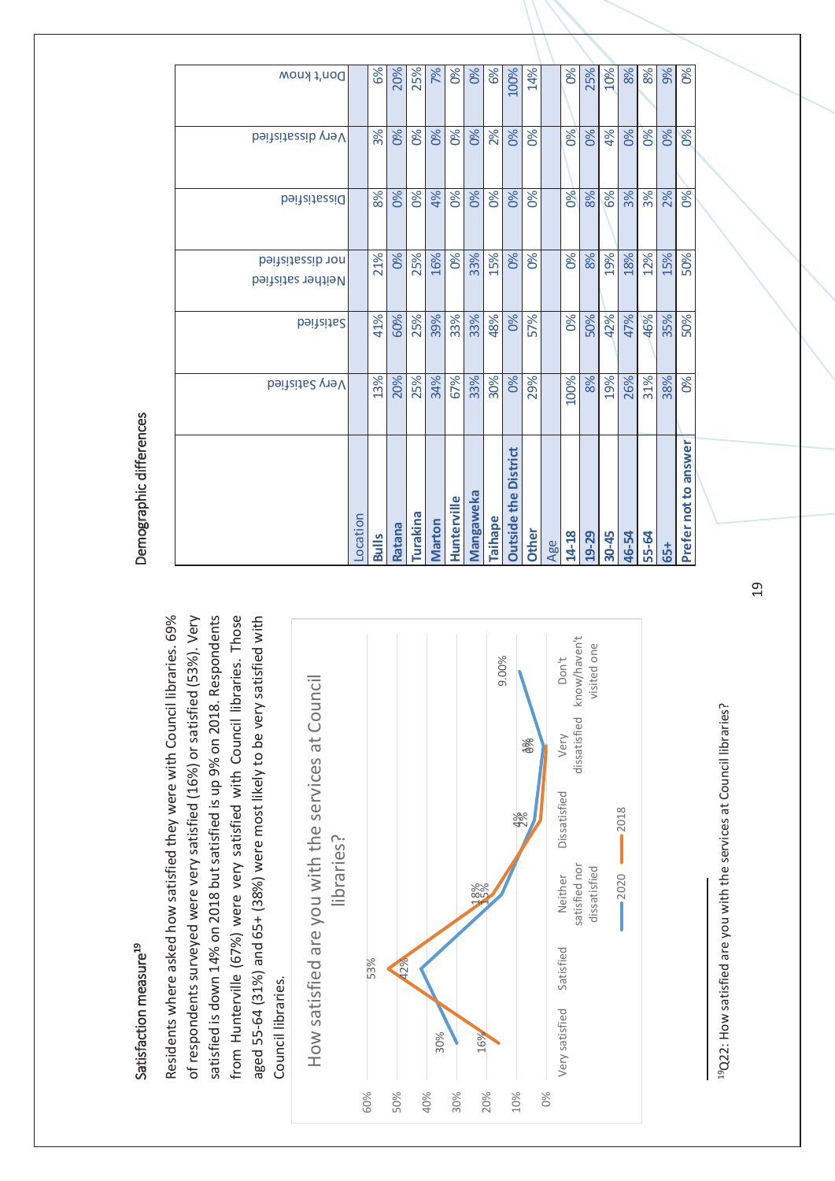## Satisfaction measure[19]

Residents where asked how satisfied they were with Council libraries. 69% of respondents surveyed were very satisfied (16%) or satisfied (53%). Very satisfied is down 14% on 2018 but satisfied is up 9% on 2018. Respondents from Hunterville (67%) were very satisfied with Council libraries. Those aged 55-64 (31%) and 65+ (38%) were most likely to be very satisfied with Council libraries.

**How satisfied are you with the services at Council libraries?**

| | Very satisfied | Satisfied | Neither satisfied nor dissatisfied | Dissatisfied | Very dissatisfied | Don't know/haven't visited one |
|---|---|---|---|---|---|---|
| 2020 | 16% | 53% | 18% | 4% | 1% | 9.00% |
| 2018 | 30% | 42% | 15% | 2% | 0% | |

### Demographic differences

| | Very Satisfied | Satisfied | Neither satisfied nor dissatisfied | Dissatisfied | Very dissatisfied | Don't know |
|---|---|---|---|---|---|---|
| **Location** | | | | | | |
| **Bulls** | 13% | 41% | 21% | 8% | 3% | 6% |
| **Ratana** | 20% | 60% | 0% | 0% | 0% | 20% |
| **Turakina** | 25% | 25% | 25% | 0% | 0% | 25% |
| **Marton** | 34% | 39% | 16% | 4% | 0% | 7% |
| **Hunterville** | 67% | 33% | 0% | 0% | 0% | 0% |
| **Mangaweka** | 33% | 33% | 33% | 0% | 0% | 0% |
| **Taihape** | 30% | 48% | 15% | 0% | 2% | 6% |
| **Outside the District** | 0% | 0% | 0% | 0% | 0% | 100% |
| **Other** | 29% | 57% | 0% | 0% | 0% | 14% |
| **Age** | | | | | | |
| **14-18** | 100% | 0% | 0% | 0% | 0% | 0% |
| **19-29** | 8% | 50% | 8% | 8% | 0% | 25% |
| **30-45** | 19% | 42% | 19% | 6% | 4% | 10% |
| **46-54** | 26% | 47% | 18% | 3% | 0% | 8% |
| **55-64** | 31% | 46% | 12% | 3% | 0% | 8% |
| **65+** | 38% | 35% | 15% | 2% | 0% | 9% |
| **Prefer not to answer** | 0% | 50% | 50% | 0% | 0% | 0% |

[19] Q22: How satisfied are you with the services at Council libraries?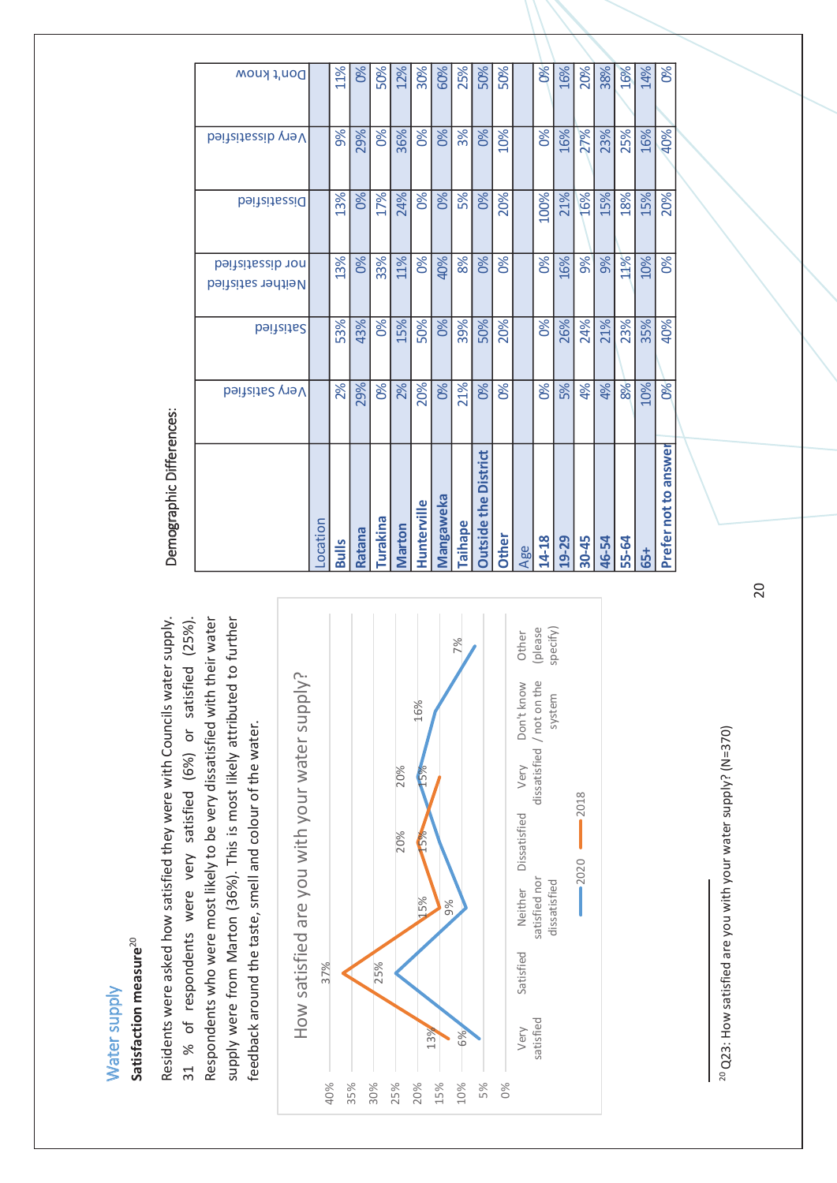## Water supply

### Satisfaction measure[20]

Residents were asked how satisfied they were with Councils water supply. 31 % of respondents were very satisfied (6%) or satisfied (25%). Respondents who were most likely to be very dissatisfied with their water supply were from Marton (36%). This is most likely attributed to further feedback around the taste, smell and colour of the water.

**How satisfied are you with your water supply?**

| | Very satisfied | Satisfied | Neither satisfied nor dissatisfied | Dissatisfied | Very dissatisfied | Don't know / not on the system | Other (please specify) |
|---|---|---|---|---|---|---|---|
| 2020 | 6% | 25% | 9% | 15% | 15% | 16% | 7% |
| 2018 | 13% | 37% | 15% | 20% | 20% | | |

Demographic Differences:

| | Very Satisfied | Satisfied | Neither satisfied nor dissatisfied | Dissatisfied | Very dissatisfied | Don't know |
|---|---|---|---|---|---|---|
| **Location** | | | | | | |
| **Bulls** | 2% | 53% | 13% | 13% | 9% | 11% |
| **Ratana** | 29% | 43% | 0% | 0% | 29% | 0% |
| **Turakina** | 0% | 0% | 33% | 17% | 0% | 50% |
| **Marton** | 2% | 15% | 11% | 24% | 36% | 12% |
| **Hunterville** | 20% | 50% | 0% | 0% | 0% | 30% |
| **Mangaweka** | 0% | 0% | 40% | 0% | 0% | 60% |
| **Taihape** | 21% | 39% | 8% | 5% | 3% | 25% |
| **Outside the District** | 0% | 50% | 0% | 0% | 0% | 50% |
| **Other** | 0% | 20% | 0% | 20% | 10% | 50% |
| **Age** | | | | | | |
| **14-18** | 0% | 0% | 0% | 100% | 0% | 0% |
| **19-29** | 5% | 26% | 16% | 21% | 16% | 16% |
| **30-45** | 4% | 24% | 9% | 16% | 27% | 20% |
| **46-54** | 4% | 21% | 9% | 15% | 23% | 38% |
| **55-64** | 8% | 23% | 11% | 18% | 25% | 16% |
| **65+** | 10% | 35% | 10% | 15% | 16% | 14% |
| **Prefer not to answer** | 0% | 40% | 0% | 20% | 40% | 0% |

[20] Q23: How satisfied are you with your water supply? (N=370)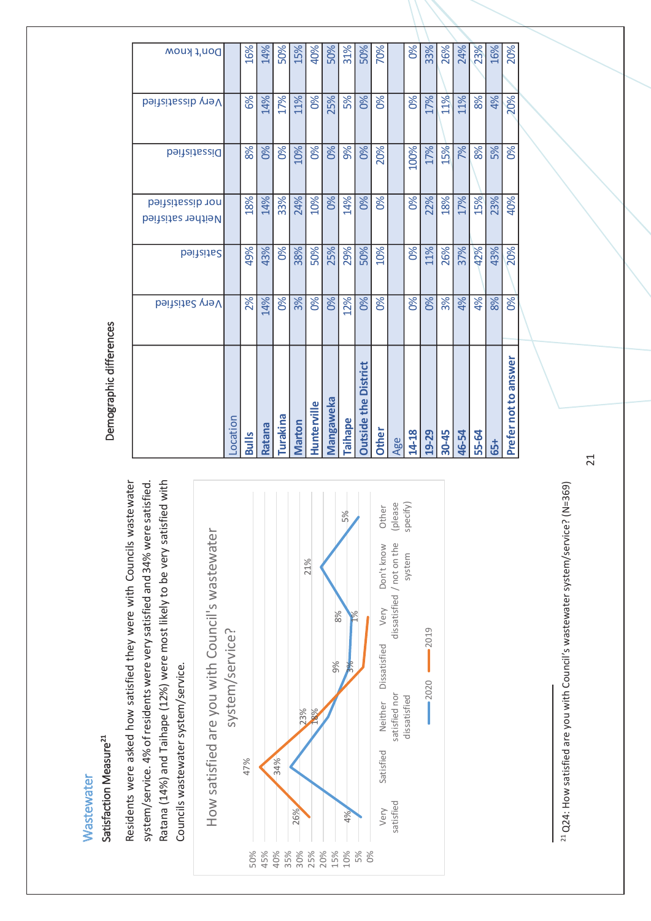## Wastewater

### Satisfaction Measure[21]

Residents were asked how satisfied they were with Councils wastewater system/service. 4% of residents were very satisfied and 34% were satisfied. Ratana (14%) and Taihape (12%) were most likely to be very satisfied with Councils wastewater system/service.

**How satisfied are you with Council's wastewater system/service?**

| | Very satisfied | Satisfied | Neither satisfied nor dissatisfied | Dissatisfied | Very dissatisfied | Don't know / not on the system | Other (please specify) |
|---|---|---|---|---|---|---|---|
| 2020 | 4% | 34% | 18% | 9% | 8% | 21% | 5% |
| 2019 | 26% | 47% | 23% | 3% | 1% | | |

### Demographic differences

| | Very Satisfied | Satisfied | Neither satisfied nor dissatisfied | Dissatisfied | Very dissatisfied | Don't know |
|---|---|---|---|---|---|---|
| **Location** | | | | | | |
| **Bulls** | 2% | 49% | 18% | 8% | 6% | 16% |
| **Ratana** | 14% | 43% | 14% | 0% | 14% | 14% |
| **Turakina** | 0% | 0% | 33% | 0% | 17% | 50% |
| **Marton** | 3% | 38% | 24% | 10% | 11% | 15% |
| **Hunterville** | 0% | 50% | 10% | 0% | 0% | 40% |
| **Mangaweka** | 0% | 25% | 0% | 0% | 25% | 50% |
| **Taihape** | 12% | 29% | 14% | 9% | 5% | 31% |
| **Outside the District** | 0% | 50% | 0% | 0% | 0% | 50% |
| **Other** | 0% | 10% | 0% | 20% | 0% | 70% |
| **Age** | | | | | | |
| **14-18** | 0% | 0% | 0% | 100% | 0% | 0% |
| **19-29** | 0% | 11% | 22% | 17% | 17% | 33% |
| **30-45** | 3% | 26% | 18% | 15% | 11% | 26% |
| **46-54** | 4% | 37% | 17% | 7% | 11% | 24% |
| **55-64** | 4% | 42% | 15% | 8% | 8% | 23% |
| **65+** | 8% | 43% | 23% | 5% | 4% | 16% |
| **Prefer not to answer** | 0% | 20% | 40% | 0% | 20% | 20% |

[21] Q24: How satisfied are you with Council's wastewater system/service? (N=369)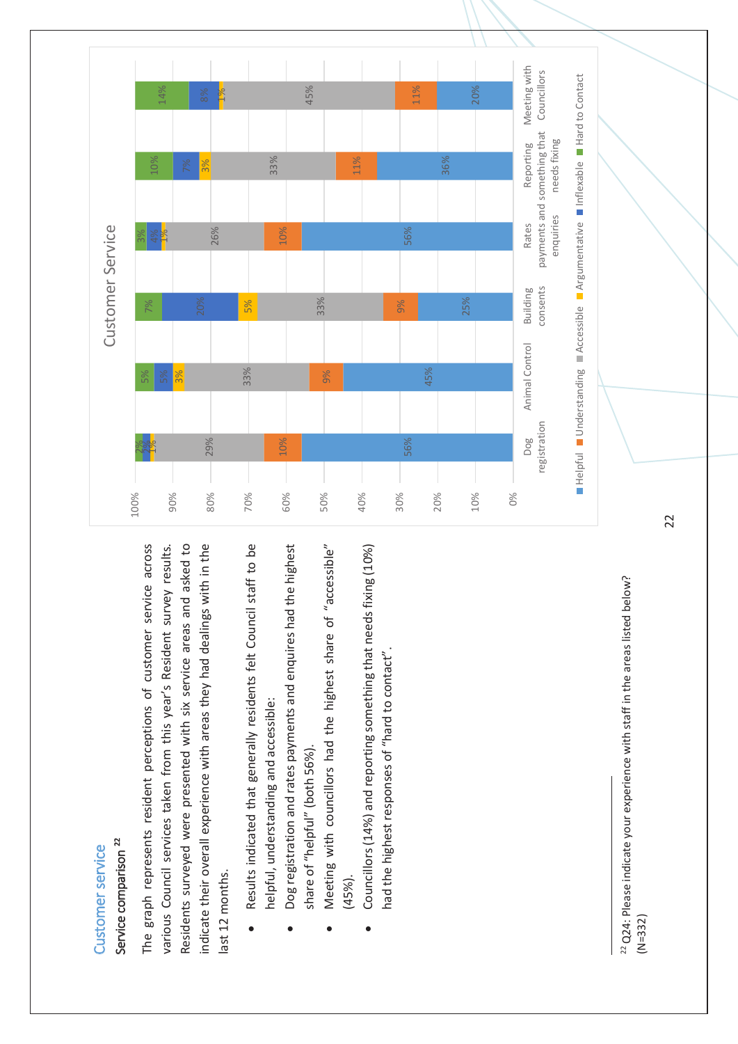## Customer service

### Service comparison [22]

The graph represents resident perceptions of customer service across various Council services taken from this year's Resident survey results. Residents surveyed were presented with six service areas and asked to indicate their overall experience with areas they had dealings with in the last 12 months.

- Results indicated that generally residents felt Council staff to be helpful, understanding and accessible:
- Dog registration and rates payments and enquires had the highest share of "helpful" (both 56%).
- Meeting with councillors had the highest share of "accessible" (45%).
- Councillors (14%) and reporting something that needs fixing (10%) had the highest responses of "hard to contact".

**Customer Service**

| | Helpful | Understanding | Accessible | Argumentative | Inflexable | Hard to Contact |
|---|---|---|---|---|---|---|
| Dog registration | 56% | 10% | 29% | 1% | 2% | 2% |
| Animal Control | 45% | 9% | 33% | 3% | 5% | 5% |
| Building consents | 25% | 9% | 33% | 5% | 20% | 7% |
| Rates payments and enquiries | 56% | 10% | 26% | 1% | 4% | 3% |
| Reporting something that needs fixing | 36% | 11% | 33% | 3% | 7% | 10% |
| Meeting with Councillors | 20% | 11% | 45% | 1% | 8% | 14% |

[22] Q24: Please indicate your experience with staff in the areas listed below? (N=332)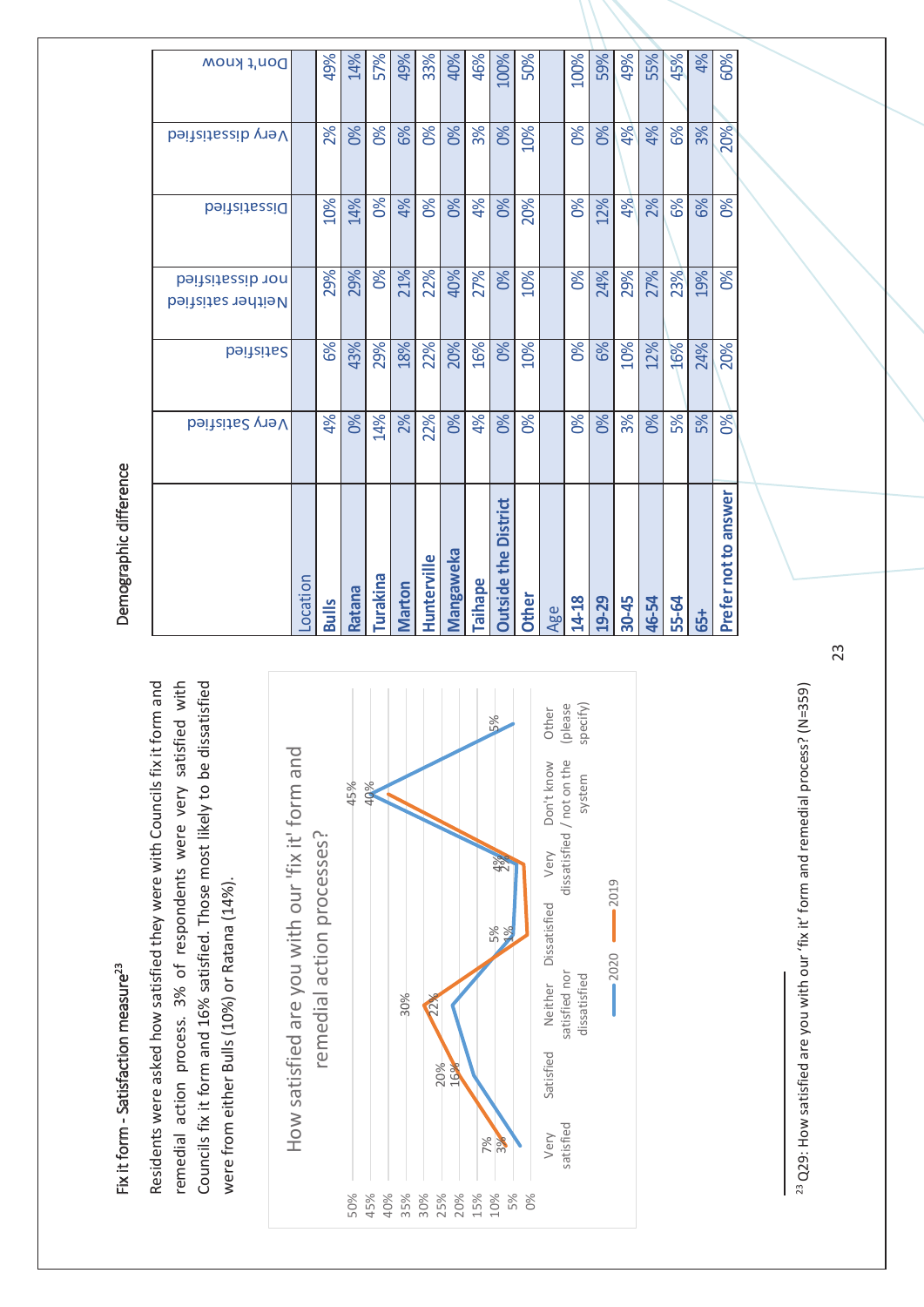## Fix it form - Satisfaction measure[23]

Residents were asked how satisfied they were with Councils fix it form and remedial action process. 3% of respondents were very satisfied with Councils fix it form and 16% satisfied. Those most likely to be dissatisfied were from either Bulls (10%) or Ratana (14%).

**How satisfied are you with our 'fix it' form and remedial action processes?**

| | Very satisfied | Satisfied | Neither satisfied nor dissatisfied | Dissatisfied | Very dissatisfied | Don't know / not on the system | Other (please specify) |
|---|---|---|---|---|---|---|---|
| 2020 | 3% | 16% | 22% | 5% | 2% | 40% | 5% |
| 2019 | 7% | 20% | 30% | 1% | 4% | 45% | |

### Demographic difference

| | Very Satisfied | Satisfied | Neither satisfied nor dissatisfied | Dissatisfied | Very dissatisfied | Don't know |
|---|---|---|---|---|---|---|
| **Location** | | | | | | |
| **Bulls** | 4% | 6% | 29% | 10% | 2% | 49% |
| **Ratana** | 0% | 43% | 29% | 14% | 0% | 14% |
| **Turakina** | 14% | 29% | 0% | 0% | 0% | 57% |
| **Marton** | 2% | 18% | 21% | 4% | 6% | 49% |
| **Hunterville** | 22% | 22% | 22% | 0% | 0% | 33% |
| **Mangaweka** | 0% | 20% | 40% | 0% | 0% | 40% |
| **Taihape** | 4% | 16% | 27% | 4% | 3% | 46% |
| **Outside the District** | 0% | 0% | 0% | 0% | 0% | 100% |
| **Other** | 0% | 10% | 10% | 20% | 10% | 50% |
| **Age** | | | | | | |
| **14-18** | 0% | 0% | 0% | 0% | 0% | 100% |
| **19-29** | 0% | 6% | 24% | 12% | 0% | 59% |
| **30-45** | 3% | 10% | 29% | 4% | 4% | 49% |
| **46-54** | 0% | 12% | 27% | 2% | 4% | 55% |
| **55-64** | 5% | 16% | 23% | 6% | 6% | 45% |
| **65+** | 5% | 24% | 19% | 6% | 3% | 4% |
| **Prefer not to answer** | 0% | 20% | 0% | 0% | 20% | 60% |

[23] Q29: How satisfied are you with our 'fix it' form and remedial process? (N=359)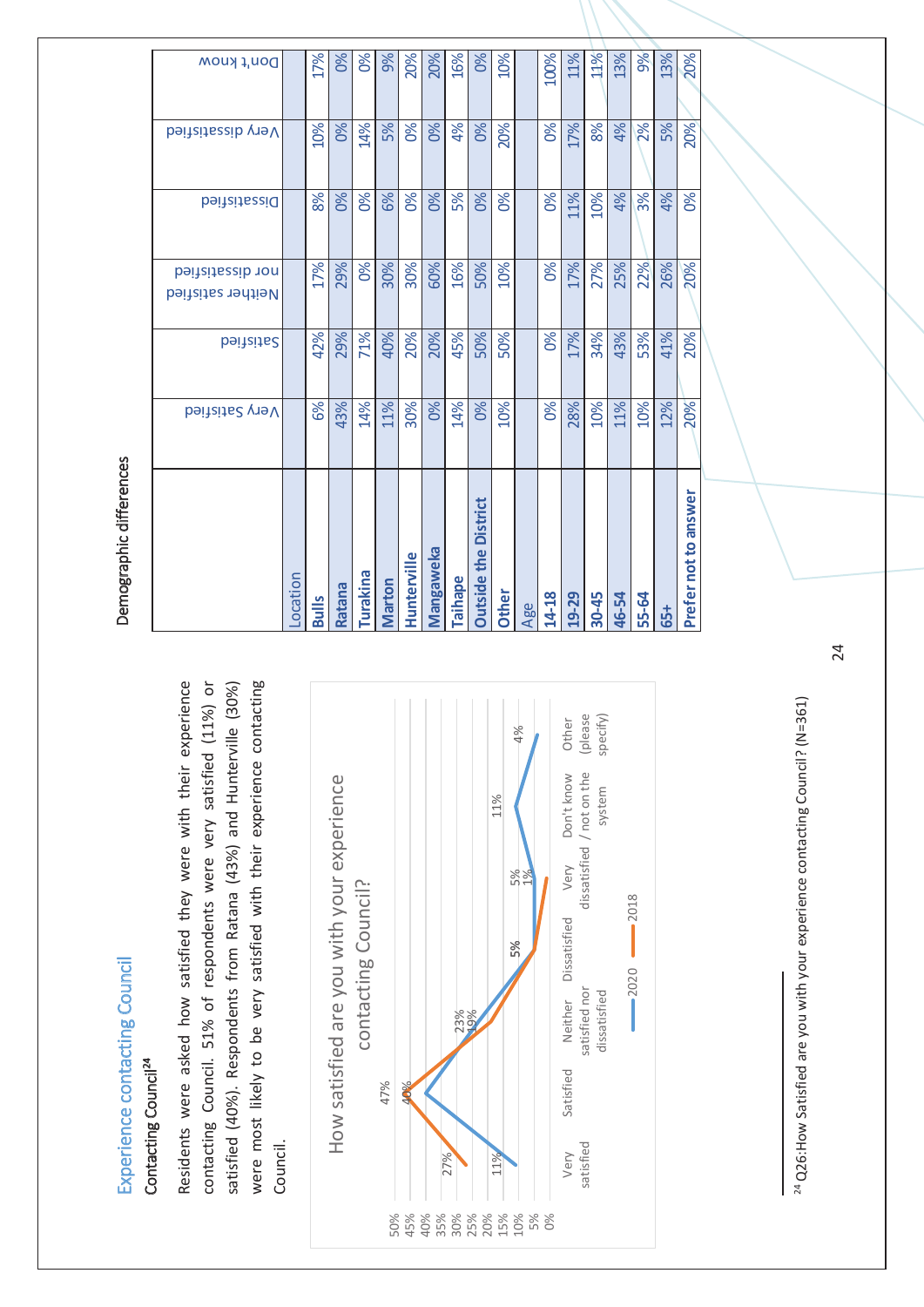## Experience contacting Council

### Contacting Council[24]

Residents were asked how satisfied they were with their experience contacting Council. 51% of respondents were very satisfied (11%) or satisfied (40%). Respondents from Ratana (43%) and Hunterville (30%) were most likely to be very satisfied with their experience contacting Council.

**How satisfied are you with your experience contacting Council?**

| | Very satisfied | Satisfied | Neither satisfied nor dissatisfied | Dissatisfied | Very dissatisfied | Don't know / not on the system | Other (please specify) |
|---|---|---|---|---|---|---|---|
| 2020 | 11% | 40% | 23% | 5% | 5% | 11% | 4% |
| 2018 | 27% | 47% | 19% | 5% | 1% | | |

### Demographic differences

| | Very Satisfied | Satisfied | Neither satisfied nor dissatisfied | Dissatisfied | Very dissatisfied | Don't know |
|---|---|---|---|---|---|---|
| **Location** | | | | | | |
| **Bulls** | 6% | 42% | 17% | 8% | 10% | 17% |
| **Ratana** | 43% | 29% | 29% | 0% | 0% | 0% |
| **Turakina** | 14% | 71% | 0% | 0% | 14% | 0% |
| **Marton** | 11% | 40% | 30% | 6% | 5% | 9% |
| **Hunterville** | 30% | 20% | 30% | 0% | 0% | 20% |
| **Mangaweka** | 0% | 20% | 60% | 0% | 0% | 20% |
| **Taihape** | 14% | 45% | 16% | 5% | 4% | 16% |
| **Outside the District** | 0% | 50% | 50% | 0% | 0% | 0% |
| **Other** | 10% | 50% | 10% | 0% | 20% | 10% |
| **Age** | | | | | | |
| **14-18** | 0% | 0% | 0% | 0% | 0% | 100% |
| **19-29** | 28% | 17% | 17% | 11% | 17% | 11% |
| **30-45** | 10% | 34% | 27% | 10% | 8% | 11% |
| **46-54** | 11% | 43% | 25% | 4% | 4% | 13% |
| **55-64** | 10% | 53% | 22% | 3% | 2% | 9% |
| **65+** | 12% | 41% | 26% | 4% | 5% | 13% |
| **Prefer not to answer** | 20% | 20% | 20% | 0% | 20% | 20% |

[24] Q26:How Satisfied are you with your experience contacting Council? (N=361)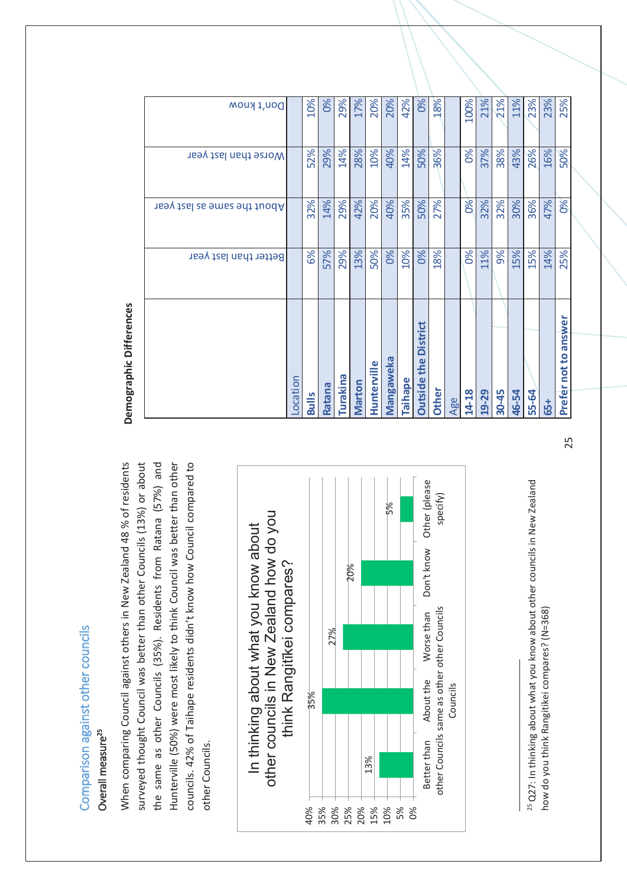## Comparison against other councils

### Overall measure[25]

When comparing Council against others in New Zealand 48 % of residents surveyed thought Council was better than other Councils (13%) or about the same as other Councils (35%). Residents from Ratana (57%) and Hunterville (50%) were most likely to think Council was better than other councils. 42% of Taihape residents didn't know how Council compared to other Councils.

**In thinking about what you know about other councils in New Zealand how do you think Rangitīkei compares?**

| Response | % |
|---|---|
| Better than other Councils | 13% |
| About the same as other Councils | 35% |
| Worse than other Councils | 27% |
| Don't know | 20% |
| Other (please specify) | 5% |

### Demographic Differences

| | Better than last year | About the same as last year | Worse than last year | Don't know |
|---|---|---|---|---|
| **Location** | | | | |
| **Bulls** | 6% | 32% | 52% | 10% |
| **Ratana** | 57% | 14% | 29% | 0% |
| **Turakina** | 29% | 29% | 14% | 29% |
| **Marton** | 13% | 42% | 28% | 17% |
| **Hunterville** | 50% | 20% | 10% | 20% |
| **Mangaweka** | 0% | 40% | 40% | 20% |
| **Taihape** | 10% | 35% | 14% | 42% |
| **Outside the District** | 0% | 50% | 50% | 0% |
| **Other** | 18% | 27% | 36% | 18% |
| **Age** | | | | |
| **14-18** | 0% | 0% | 0% | 100% |
| **19-29** | 11% | 32% | 37% | 21% |
| **30-45** | 9% | 32% | 38% | 21% |
| **46-54** | 15% | 30% | 43% | 11% |
| **55-64** | 15% | 36% | 26% | 23% |
| **65+** | 14% | 47% | 16% | 23% |
| **Prefer not to answer** | 25% | 0% | 50% | 25% |

[25] Q27: In thinking about what you know about other councils in New Zealand how do you think Rangitikei compares? (N=368)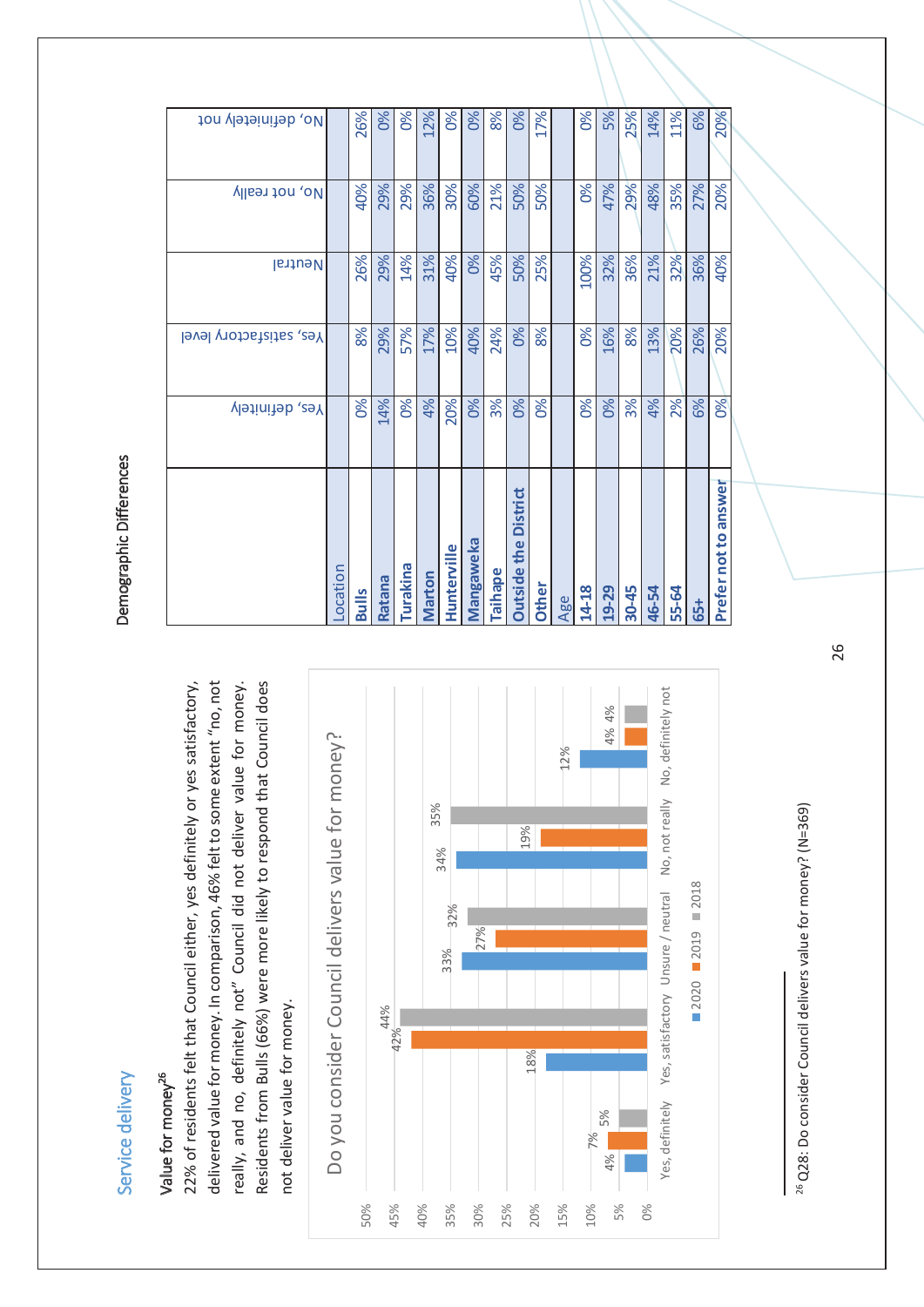## Service delivery

### Value for money[26]

22% of residents felt that Council either, yes definitely or yes satisfactory, delivered value for money. In comparison, 46% felt to some extent "no, not really, and no, definitely not" Council did not deliver value for money. Residents from Bulls (66%) were more likely to respond that Council does not deliver value for money.

**Do you consider Council delivers value for money?**

| | 2020 | 2019 | 2018 |
|---|---|---|---|
| Yes, definitely | 4% | 7% | 5% |
| Yes, satisfactory | 18% | 42% | 44% |
| Unsure / neutral | 33% | 27% | 32% |
| No, not really | 34% | 19% | 35% |
| No, definitely not | 12% | 4% | 4% |

### Demographic Differences

| | Yes, definitely | Yes, satisfactory level | Neutral | No, not really | No, definitely not |
|---|---|---|---|---|---|
| **Location** | | | | | |
| Bulls | 0% | 8% | 26% | 40% | 26% |
| Ratana | 14% | 29% | 29% | 29% | 0% |
| Turakina | 0% | 57% | 14% | 29% | 0% |
| Marton | 4% | 17% | 31% | 36% | 12% |
| Hunterville | 20% | 10% | 40% | 30% | 0% |
| Mangaweka | 0% | 40% | 0% | 60% | 0% |
| Taihape | 3% | 24% | 45% | 21% | 8% |
| Outside the District | 0% | 0% | 50% | 50% | 0% |
| Other | 0% | 8% | 25% | 50% | 17% |
| **Age** | | | | | |
| 14-18 | 0% | 0% | 100% | 0% | 0% |
| 19-29 | 0% | 16% | 32% | 47% | 5% |
| 30-45 | 3% | 8% | 36% | 29% | 25% |
| 46-54 | 4% | 13% | 21% | 48% | 14% |
| 55-64 | 2% | 20% | 32% | 35% | 11% |
| 65+ | 6% | 26% | 36% | 27% | 6% |
| Prefer not to answer | 0% | 20% | 40% | 20% | 20% |

[26] Q28: Do consider Council delivers value for money? (N=369)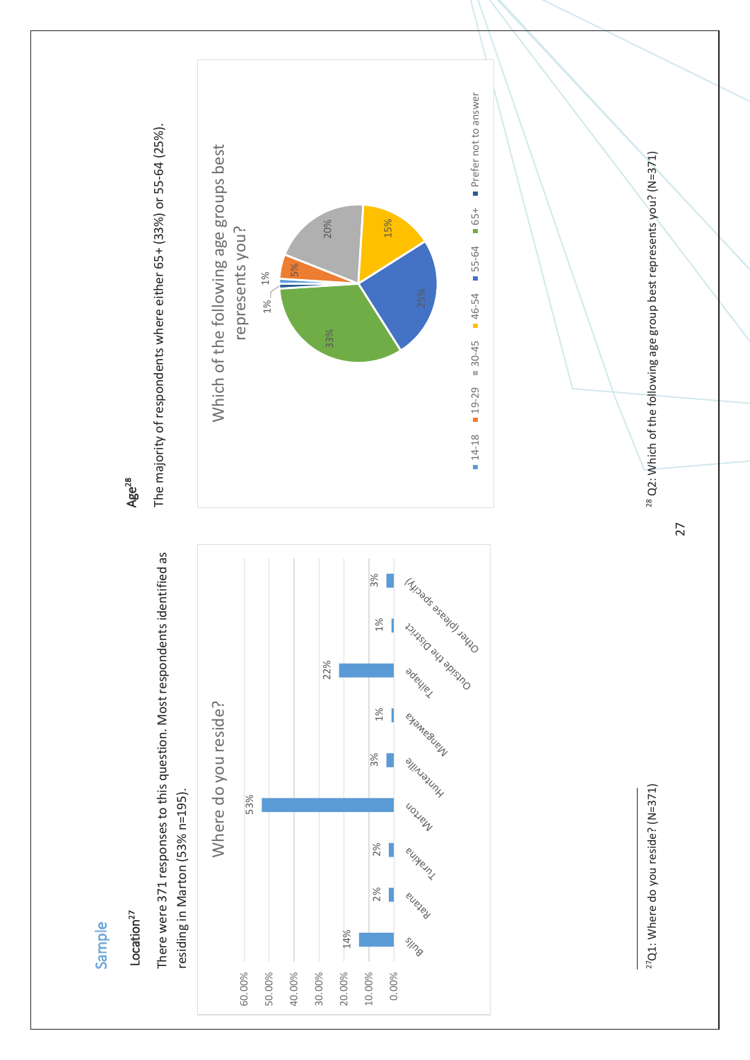## Sample

### Location[27]

There were 371 responses to this question. Most respondents identified as residing in Marton (53% n=195).

**Where do you reside?**

| Location | Percentage |
|---|---|
| Bulls | 14% |
| Ratana | 2% |
| Turakina | 2% |
| Marton | 53% |
| Hunterville | 3% |
| Mangaweka | 1% |
| Taihape | 22% |
| Outside the District | 1% |
| Other (please specify) | 3% |

### Age[28]

The majority of respondents where either 65+ (33%) or 55-64 (25%).

**Which of the following age groups best represents you?**

| Age group | Percentage |
|---|---|
| 14-18 | 1% |
| 19-29 | 5% |
| 30-45 | 20% |
| 46-54 | 15% |
| 55-64 | 25% |
| 65+ | 33% |
| Prefer not to answer | 1% |

[27] Q1: Where do you reside? (N=371)

[28] Q2: Which of the following age group best represents you? (N=371)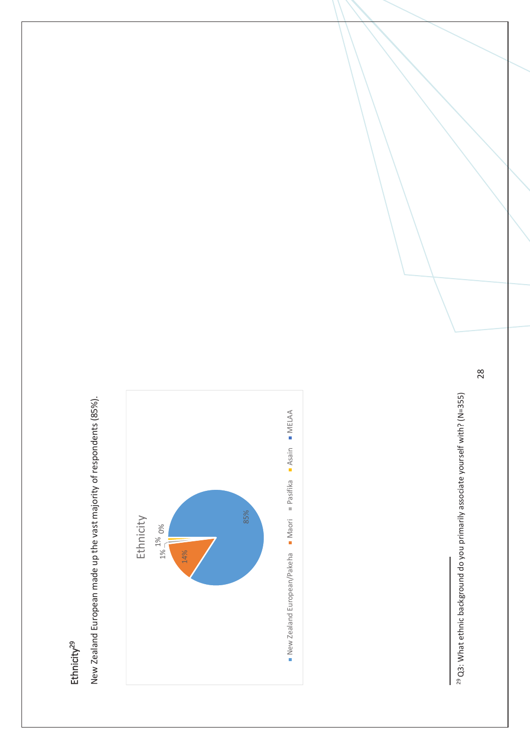**Ethnicity**[29]

New Zealand European made up the vast majority of respondents (85%).

Ethnicity

85%

14%

1%

1%

0%

New Zealand European/Pakeha ■ Maori ■ Pasifika ■ Asain ■ MELAA

[29] Q3: What ethnic background do you primarily associate yourself with? (N=355)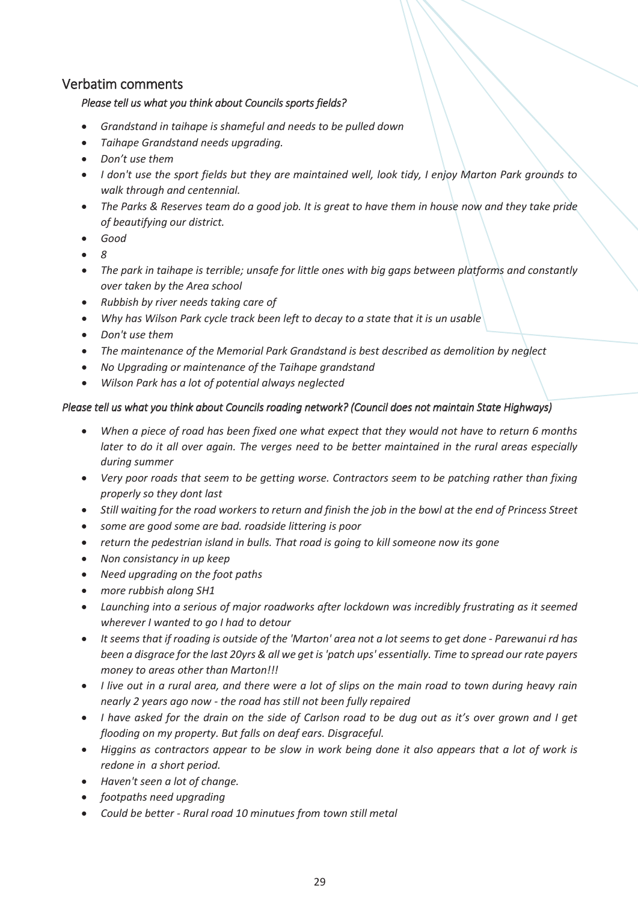## Verbatim comments

### *Please tell us what you think about Councils sports fields?*

- *Grandstand in taihape is shameful and needs to be pulled down*
- *Taihape Grandstand needs upgrading.*
- *Don't use them*
- *I don't use the sport fields but they are maintained well, look tidy, I enjoy Marton Park grounds to walk through and centennial.*
- *The Parks & Reserves team do a good job. It is great to have them in house now and they take pride of beautifying our district.*
- *Good*
- *8*
- *The park in taihape is terrible; unsafe for little ones with big gaps between platforms and constantly over taken by the Area school*
- *Rubbish by river needs taking care of*
- *Why has Wilson Park cycle track been left to decay to a state that it is un usable*
- *Don't use them*
- *The maintenance of the Memorial Park Grandstand is best described as demolition by neglect*
- *No Upgrading or maintenance of the Taihape grandstand*
- *Wilson Park has a lot of potential always neglected*

### *Please tell us what you think about Councils roading network? (Council does not maintain State Highways)*

- *When a piece of road has been fixed one what expect that they would not have to return 6 months later to do it all over again. The verges need to be better maintained in the rural areas especially during summer*
- *Very poor roads that seem to be getting worse. Contractors seem to be patching rather than fixing properly so they dont last*
- *Still waiting for the road workers to return and finish the job in the bowl at the end of Princess Street*
- *some are good some are bad. roadside littering is poor*
- *return the pedestrian island in bulls. That road is going to kill someone now its gone*
- *Non consistancy in up keep*
- *Need upgrading on the foot paths*
- *more rubbish along SH1*
- *Launching into a serious of major roadworks after lockdown was incredibly frustrating as it seemed wherever I wanted to go I had to detour*
- *It seems that if roading is outside of the 'Marton' area not a lot seems to get done - Parewanui rd has been a disgrace for the last 20yrs & all we get is 'patch ups' essentially. Time to spread our rate payers money to areas other than Marton!!!*
- *I live out in a rural area, and there were a lot of slips on the main road to town during heavy rain nearly 2 years ago now - the road has still not been fully repaired*
- *I have asked for the drain on the side of Carlson road to be dug out as it's over grown and I get flooding on my property. But falls on deaf ears. Disgraceful.*
- *Higgins as contractors appear to be slow in work being done it also appears that a lot of work is redone in a short period.*
- *Haven't seen a lot of change.*
- *footpaths need upgrading*
- *Could be better - Rural road 10 minutues from town still metal*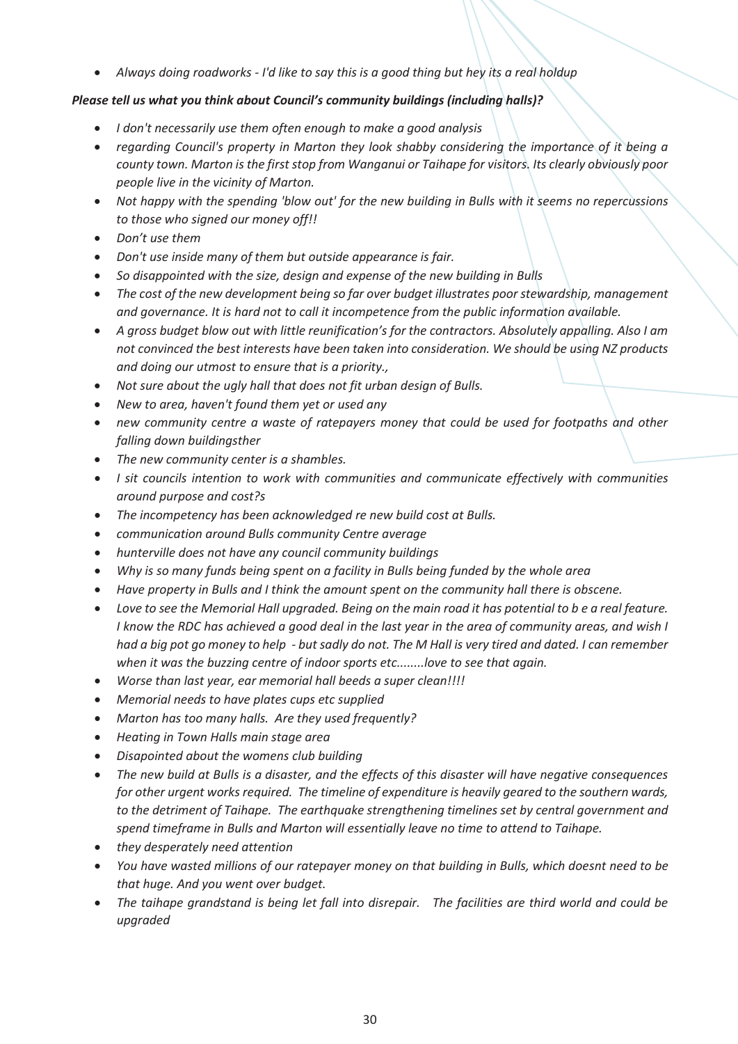- *Always doing roadworks - I'd like to say this is a good thing but hey its a real holdup*

***Please tell us what you think about Council's community buildings (including halls)?***

- *I don't necessarily use them often enough to make a good analysis*
- *regarding Council's property in Marton they look shabby considering the importance of it being a county town. Marton is the first stop from Wanganui or Taihape for visitors. Its clearly obviously poor people live in the vicinity of Marton.*
- *Not happy with the spending 'blow out' for the new building in Bulls with it seems no repercussions to those who signed our money off!!*
- *Don't use them*
- *Don't use inside many of them but outside appearance is fair.*
- *So disappointed with the size, design and expense of the new building in Bulls*
- *The cost of the new development being so far over budget illustrates poor stewardship, management and governance. It is hard not to call it incompetence from the public information available.*
- *A gross budget blow out with little reunification's for the contractors. Absolutely appalling. Also I am not convinced the best interests have been taken into consideration. We should be using NZ products and doing our utmost to ensure that is a priority.,*
- *Not sure about the ugly hall that does not fit urban design of Bulls.*
- *New to area, haven't found them yet or used any*
- *new community centre a waste of ratepayers money that could be used for footpaths and other falling down buildingsther*
- *The new community center is a shambles.*
- *I sit councils intention to work with communities and communicate effectively with communities around purpose and cost?s*
- *The incompetency has been acknowledged re new build cost at Bulls.*
- *communication around Bulls community Centre average*
- *hunterville does not have any council community buildings*
- *Why is so many funds being spent on a facility in Bulls being funded by the whole area*
- *Have property in Bulls and I think the amount spent on the community hall there is obscene.*
- *Love to see the Memorial Hall upgraded. Being on the main road it has potential to b e a real feature. I know the RDC has achieved a good deal in the last year in the area of community areas, and wish I had a big pot go money to help - but sadly do not. The M Hall is very tired and dated. I can remember when it was the buzzing centre of indoor sports etc........love to see that again.*
- *Worse than last year, ear memorial hall beeds a super clean!!!!*
- *Memorial needs to have plates cups etc supplied*
- *Marton has too many halls. Are they used frequently?*
- *Heating in Town Halls main stage area*
- *Disapointed about the womens club building*
- *The new build at Bulls is a disaster, and the effects of this disaster will have negative consequences for other urgent works required. The timeline of expenditure is heavily geared to the southern wards, to the detriment of Taihape. The earthquake strengthening timelines set by central government and spend timeframe in Bulls and Marton will essentially leave no time to attend to Taihape.*
- *they desperately need attention*
- *You have wasted millions of our ratepayer money on that building in Bulls, which doesnt need to be that huge. And you went over budget.*
- *The taihape grandstand is being let fall into disrepair. The facilities are third world and could be upgraded*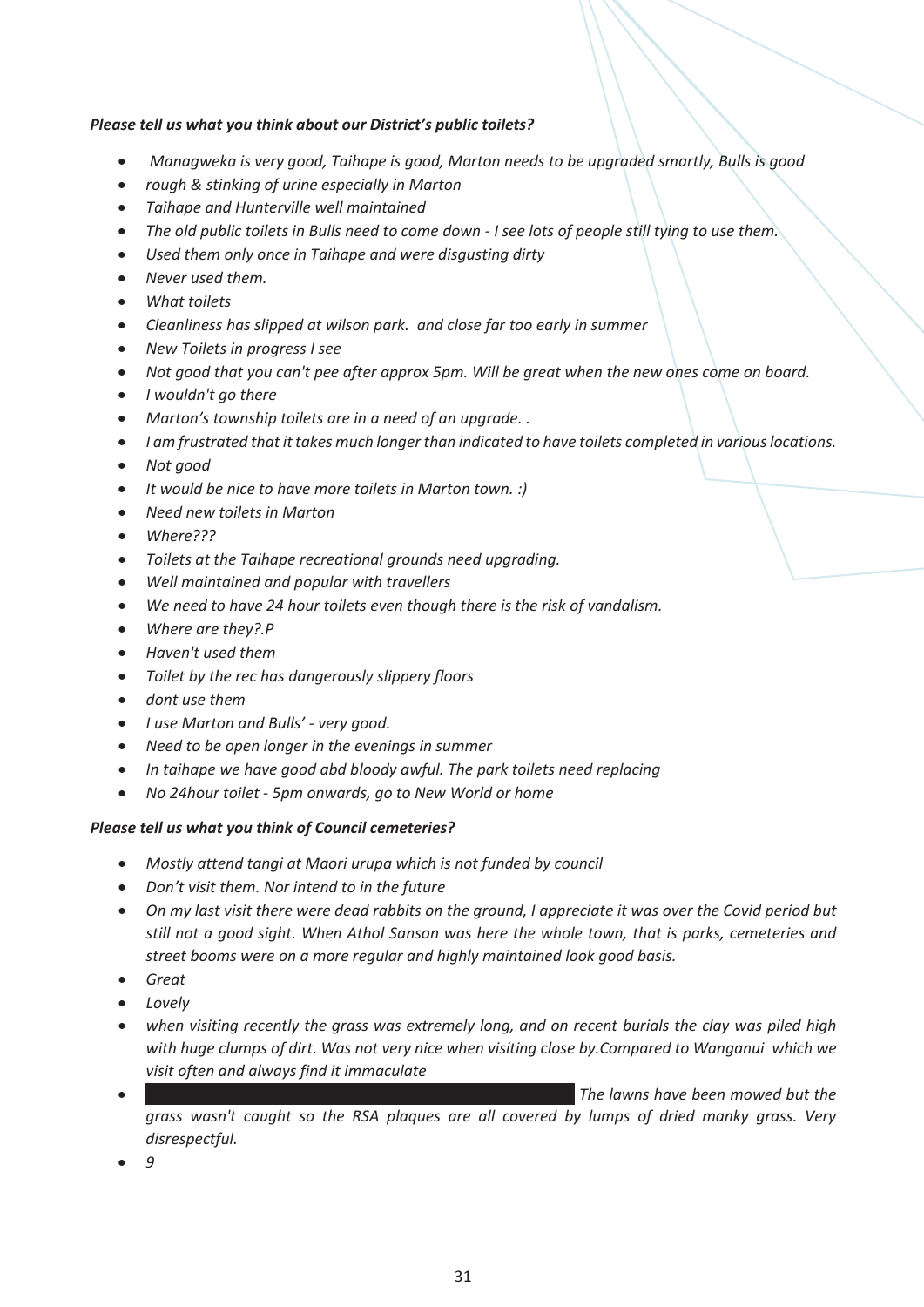***Please tell us what you think about our District's public toilets?***

- *Managweka is very good, Taihape is good, Marton needs to be upgraded smartly, Bulls is good*
- *rough & stinking of urine especially in Marton*
- *Taihape and Hunterville well maintained*
- *The old public toilets in Bulls need to come down - I see lots of people still tying to use them.*
- *Used them only once in Taihape and were disgusting dirty*
- *Never used them.*
- *What toilets*
- *Cleanliness has slipped at wilson park. and close far too early in summer*
- *New Toilets in progress I see*
- *Not good that you can't pee after approx 5pm. Will be great when the new ones come on board.*
- *I wouldn't go there*
- *Marton's township toilets are in a need of an upgrade. .*
- *I am frustrated that it takes much longer than indicated to have toilets completed in various locations.*
- *Not good*
- *It would be nice to have more toilets in Marton town. :)*
- *Need new toilets in Marton*
- *Where???*
- *Toilets at the Taihape recreational grounds need upgrading.*
- *Well maintained and popular with travellers*
- *We need to have 24 hour toilets even though there is the risk of vandalism.*
- *Where are they?.P*
- *Haven't used them*
- *Toilet by the rec has dangerously slippery floors*
- *dont use them*
- *I use Marton and Bulls' - very good.*
- *Need to be open longer in the evenings in summer*
- *In taihape we have good abd bloody awful. The park toilets need replacing*
- *No 24hour toilet - 5pm onwards, go to New World or home*

***Please tell us what you think of Council cemeteries?***

- *Mostly attend tangi at Maori urupa which is not funded by council*
- *Don't visit them. Nor intend to in the future*
- *On my last visit there were dead rabbits on the ground, I appreciate it was over the Covid period but still not a good sight. When Athol Sanson was here the whole town, that is parks, cemeteries and street booms were on a more regular and highly maintained look good basis.*
- *Great*
- *Lovely*
- *when visiting recently the grass was extremely long, and on recent burials the clay was piled high with huge clumps of dirt. Was not very nice when visiting close by.Compared to Wanganui which we visit often and always find it immaculate*
- *The lawns have been mowed but the grass wasn't caught so the RSA plaques are all covered by lumps of dried manky grass. Very disrespectful.*
- *9*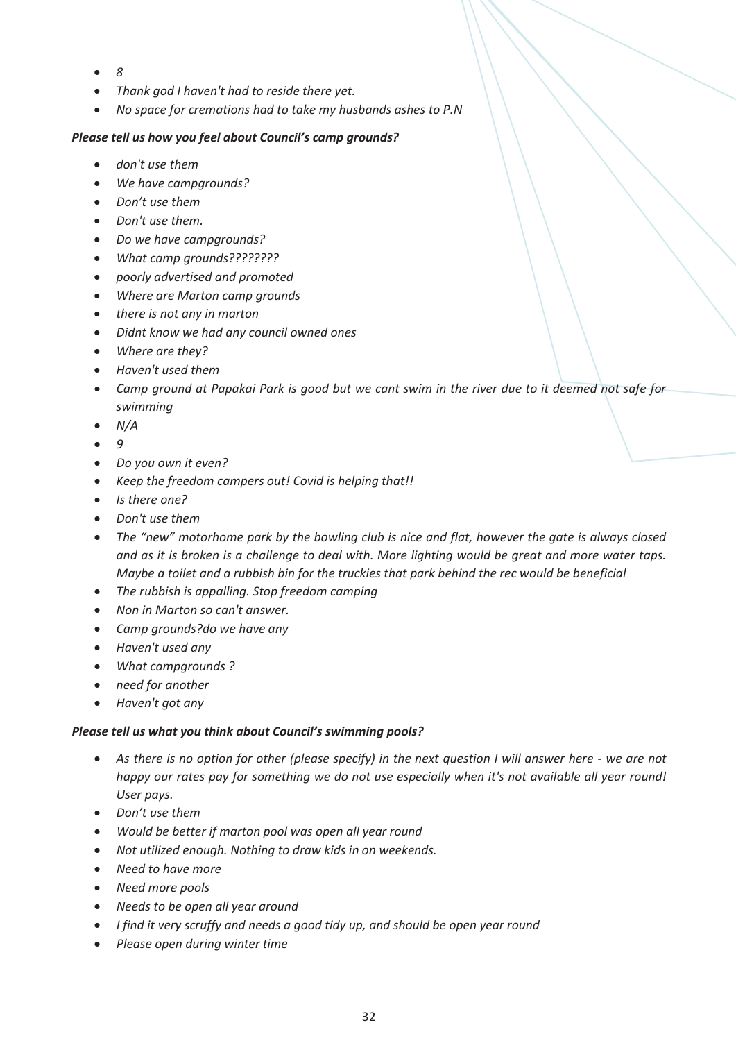- *8*
- *Thank god I haven't had to reside there yet.*
- *No space for cremations had to take my husbands ashes to P.N*

***Please tell us how you feel about Council's camp grounds?***

- *don't use them*
- *We have campgrounds?*
- *Don't use them*
- *Don't use them.*
- *Do we have campgrounds?*
- *What camp grounds????????*
- *poorly advertised and promoted*
- *Where are Marton camp grounds*
- *there is not any in marton*
- *Didnt know we had any council owned ones*
- *Where are they?*
- *Haven't used them*
- *Camp ground at Papakai Park is good but we cant swim in the river due to it deemed not safe for swimming*
- *N/A*
- *9*
- *Do you own it even?*
- *Keep the freedom campers out! Covid is helping that!!*
- *Is there one?*
- *Don't use them*
- *The "new" motorhome park by the bowling club is nice and flat, however the gate is always closed and as it is broken is a challenge to deal with. More lighting would be great and more water taps. Maybe a toilet and a rubbish bin for the truckies that park behind the rec would be beneficial*
- *The rubbish is appalling. Stop freedom camping*
- *Non in Marton so can't answer.*
- *Camp grounds?do we have any*
- *Haven't used any*
- *What campgrounds ?*
- *need for another*
- *Haven't got any*

***Please tell us what you think about Council's swimming pools?***

- *As there is no option for other (please specify) in the next question I will answer here - we are not happy our rates pay for something we do not use especially when it's not available all year round! User pays.*
- *Don't use them*
- *Would be better if marton pool was open all year round*
- *Not utilized enough. Nothing to draw kids in on weekends.*
- *Need to have more*
- *Need more pools*
- *Needs to be open all year around*
- *I find it very scruffy and needs a good tidy up, and should be open year round*
- *Please open during winter time*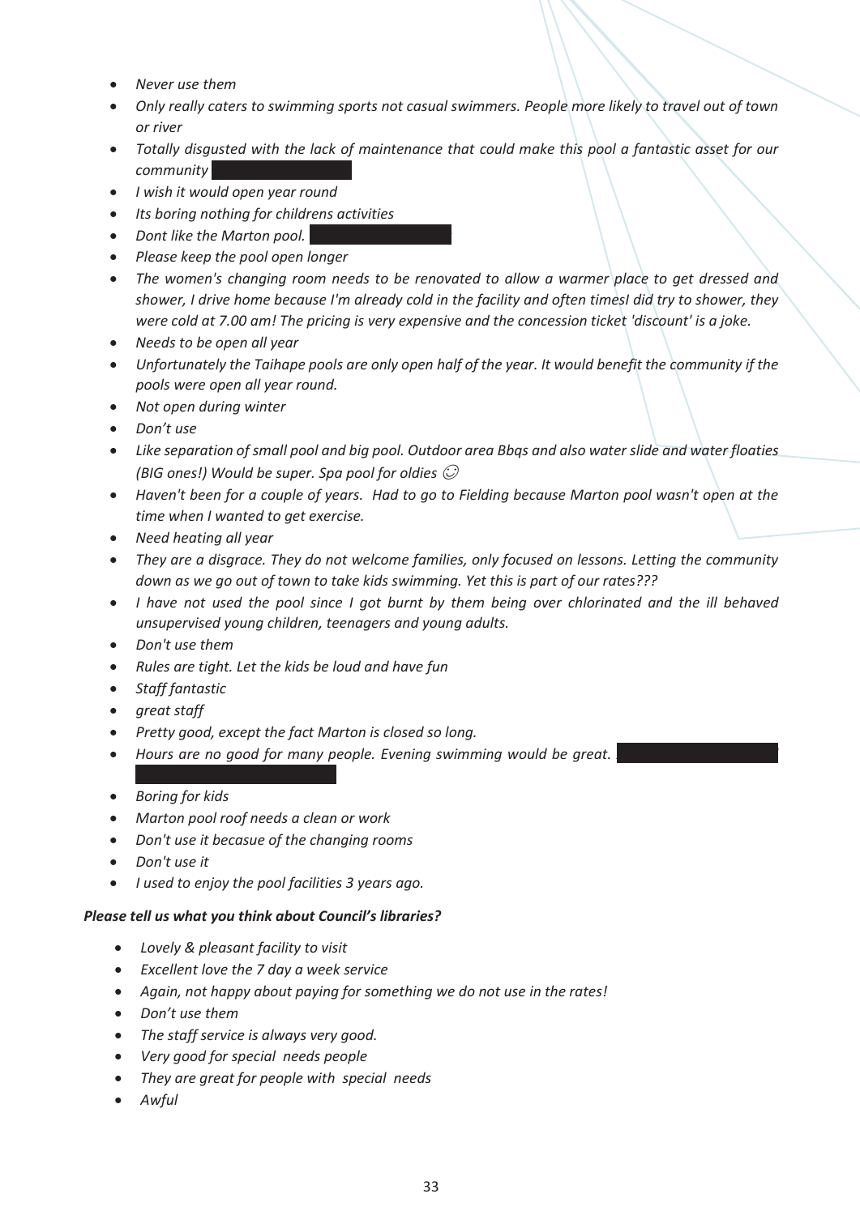- *Never use them*
- *Only really caters to swimming sports not casual swimmers. People more likely to travel out of town or river*
- *Totally disgusted with the lack of maintenance that could make this pool a fantastic asset for our community*
- *I wish it would open year round*
- *Its boring nothing for childrens activities*
- *Dont like the Marton pool.*
- *Please keep the pool open longer*
- *The women's changing room needs to be renovated to allow a warmer place to get dressed and shower, I drive home because I'm already cold in the facility and often timesI did try to shower, they were cold at 7.00 am! The pricing is very expensive and the concession ticket 'discount' is a joke.*
- *Needs to be open all year*
- *Unfortunately the Taihape pools are only open half of the year. It would benefit the community if the pools were open all year round.*
- *Not open during winter*
- *Don't use*
- *Like separation of small pool and big pool. Outdoor area Bbqs and also water slide and water floaties (BIG ones!) Would be super. Spa pool for oldies ☺*
- *Haven't been for a couple of years. Had to go to Fielding because Marton pool wasn't open at the time when I wanted to get exercise.*
- *Need heating all year*
- *They are a disgrace. They do not welcome families, only focused on lessons. Letting the community down as we go out of town to take kids swimming. Yet this is part of our rates???*
- *I have not used the pool since I got burnt by them being over chlorinated and the ill behaved unsupervised young children, teenagers and young adults.*
- *Don't use them*
- *Rules are tight. Let the kids be loud and have fun*
- *Staff fantastic*
- *great staff*
- *Pretty good, except the fact Marton is closed so long.*
- *Hours are no good for many people. Evening swimming would be great.*
- *Boring for kids*
- *Marton pool roof needs a clean or work*
- *Don't use it becasue of the changing rooms*
- *Don't use it*
- *I used to enjoy the pool facilities 3 years ago.*

***Please tell us what you think about Council's libraries?***

- *Lovely & pleasant facility to visit*
- *Excellent love the 7 day a week service*
- *Again, not happy about paying for something we do not use in the rates!*
- *Don't use them*
- *The staff service is always very good.*
- *Very good for special needs people*
- *They are great for people with special needs*
- *Awful*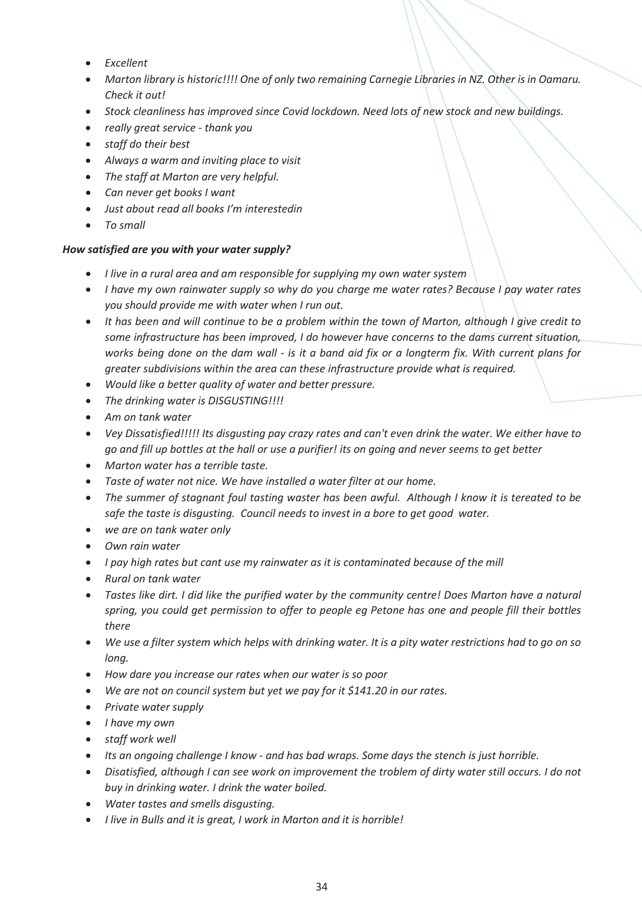- *Excellent*
- *Marton library is historic!!!! One of only two remaining Carnegie Libraries in NZ. Other is in Oamaru. Check it out!*
- *Stock cleanliness has improved since Covid lockdown. Need lots of new stock and new buildings.*
- *really great service - thank you*
- *staff do their best*
- *Always a warm and inviting place to visit*
- *The staff at Marton are very helpful.*
- *Can never get books I want*
- *Just about read all books I'm interestedin*
- *To small*

***How satisfied are you with your water supply?***

- *I live in a rural area and am responsible for supplying my own water system*
- *I have my own rainwater supply so why do you charge me water rates? Because I pay water rates you should provide me with water when I run out.*
- *It has been and will continue to be a problem within the town of Marton, although I give credit to some infrastructure has been improved, I do however have concerns to the dams current situation, works being done on the dam wall - is it a band aid fix or a longterm fix. With current plans for greater subdivisions within the area can these infrastructure provide what is required.*
- *Would like a better quality of water and better pressure.*
- *The drinking water is DISGUSTING!!!!*
- *Am on tank water*
- *Vey Dissatisfied!!!!! Its disgusting pay crazy rates and can't even drink the water. We either have to go and fill up bottles at the hall or use a purifier! its on going and never seems to get better*
- *Marton water has a terrible taste.*
- *Taste of water not nice. We have installed a water filter at our home.*
- *The summer of stagnant foul tasting waster has been awful. Although I know it is tereated to be safe the taste is disgusting. Council needs to invest in a bore to get good water.*
- *we are on tank water only*
- *Own rain water*
- *I pay high rates but cant use my rainwater as it is contaminated because of the mill*
- *Rural on tank water*
- *Tastes like dirt. I did like the purified water by the community centre! Does Marton have a natural spring, you could get permission to offer to people eg Petone has one and people fill their bottles there*
- *We use a filter system which helps with drinking water. It is a pity water restrictions had to go on so long.*
- *How dare you increase our rates when our water is so poor*
- *We are not on council system but yet we pay for it $141.20 in our rates.*
- *Private water supply*
- *I have my own*
- *staff work well*
- *Its an ongoing challenge I know - and has bad wraps. Some days the stench is just horrible.*
- *Disatisfied, although I can see work on improvement the troblem of dirty water still occurs. I do not buy in drinking water. I drink the water boiled.*
- *Water tastes and smells disgusting.*
- *I live in Bulls and it is great, I work in Marton and it is horrible!*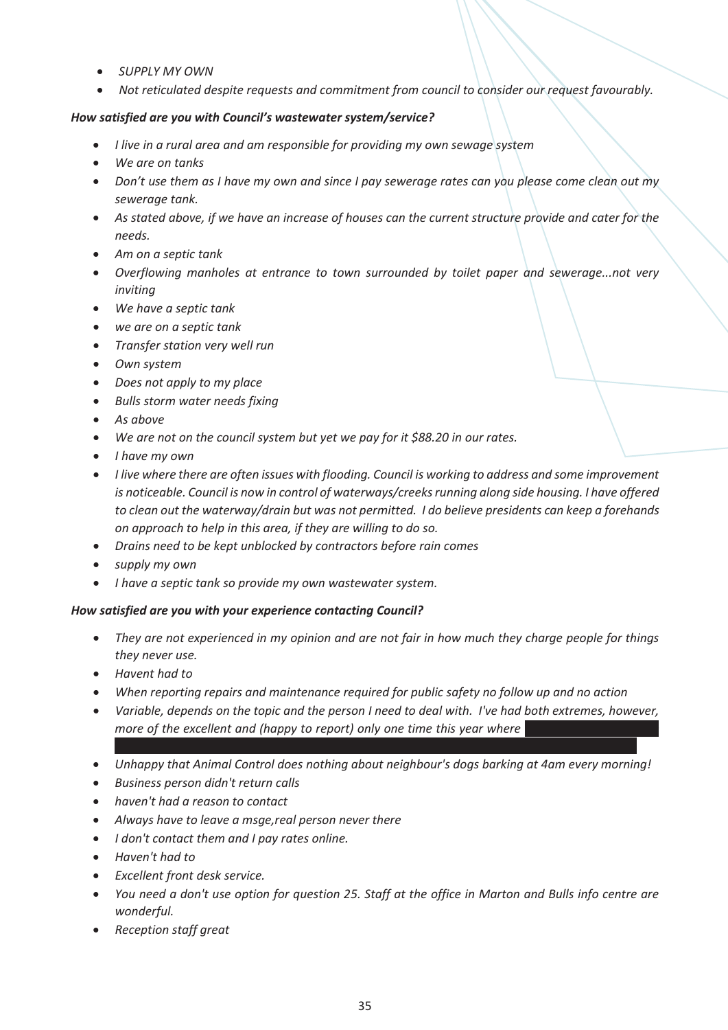- *SUPPLY MY OWN*
- *Not reticulated despite requests and commitment from council to consider our request favourably.*

***How satisfied are you with Council's wastewater system/service?***

- *I live in a rural area and am responsible for providing my own sewage system*
- *We are on tanks*
- *Don't use them as I have my own and since I pay sewerage rates can you please come clean out my sewerage tank.*
- *As stated above, if we have an increase of houses can the current structure provide and cater for the needs.*
- *Am on a septic tank*
- *Overflowing manholes at entrance to town surrounded by toilet paper and sewerage...not very inviting*
- *We have a septic tank*
- *we are on a septic tank*
- *Transfer station very well run*
- *Own system*
- *Does not apply to my place*
- *Bulls storm water needs fixing*
- *As above*
- *We are not on the council system but yet we pay for it $88.20 in our rates.*
- *I have my own*
- *I live where there are often issues with flooding. Council is working to address and some improvement is noticeable. Council is now in control of waterways/creeks running along side housing. I have offered to clean out the waterway/drain but was not permitted. I do believe presidents can keep a forehands on approach to help in this area, if they are willing to do so.*
- *Drains need to be kept unblocked by contractors before rain comes*
- *supply my own*
- *I have a septic tank so provide my own wastewater system.*

***How satisfied are you with your experience contacting Council?***

- *They are not experienced in my opinion and are not fair in how much they charge people for things they never use.*
- *Havent had to*
- *When reporting repairs and maintenance required for public safety no follow up and no action*
- *Variable, depends on the topic and the person I need to deal with. I've had both extremes, however, more of the excellent and (happy to report) only one time this year where*
- *Unhappy that Animal Control does nothing about neighbour's dogs barking at 4am every morning!*
- *Business person didn't return calls*
- *haven't had a reason to contact*
- *Always have to leave a msge,real person never there*
- *I don't contact them and I pay rates online.*
- *Haven't had to*
- *Excellent front desk service.*
- *You need a don't use option for question 25. Staff at the office in Marton and Bulls info centre are wonderful.*
- *Reception staff great*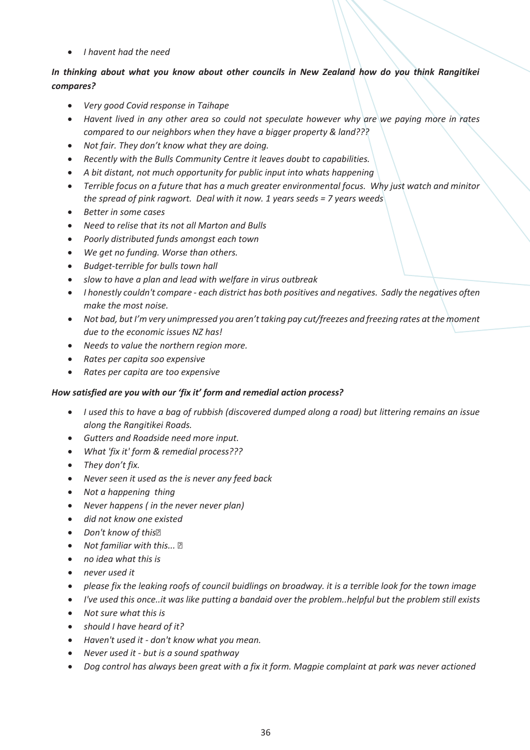- *I havent had the need*

***In thinking about what you know about other councils in New Zealand how do you think Rangitikei compares?***

- *Very good Covid response in Taihape*
- *Havent lived in any other area so could not speculate however why are we paying more in rates compared to our neighbors when they have a bigger property & land???*
- *Not fair. They don't know what they are doing.*
- *Recently with the Bulls Community Centre it leaves doubt to capabilities.*
- *A bit distant, not much opportunity for public input into whats happening*
- *Terrible focus on a future that has a much greater environmental focus. Why just watch and minitor the spread of pink ragwort. Deal with it now. 1 years seeds = 7 years weeds*
- *Better in some cases*
- *Need to relise that its not all Marton and Bulls*
- *Poorly distributed funds amongst each town*
- *We get no funding. Worse than others.*
- *Budget-terrible for bulls town hall*
- *slow to have a plan and lead with welfare in virus outbreak*
- *I honestly couldn't compare - each district has both positives and negatives. Sadly the negatives often make the most noise.*
- *Not bad, but I'm very unimpressed you aren't taking pay cut/freezes and freezing rates at the moment due to the economic issues NZ has!*
- *Needs to value the northern region more.*
- *Rates per capita soo expensive*
- *Rates per capita are too expensive*

***How satisfied are you with our 'fix it' form and remedial action process?***

- *I used this to have a bag of rubbish (discovered dumped along a road) but littering remains an issue along the Rangitikei Roads.*
- *Gutters and Roadside need more input.*
- *What 'fix it' form & remedial process???*
- *They don't fix.*
- *Never seen it used as the is never any feed back*
- *Not a happening thing*
- *Never happens ( in the never never plan)*
- *did not know one existed*
- *Don't know of this*
- *Not familiar with this...*
- *no idea what this is*
- *never used it*
- *please fix the leaking roofs of council buidlings on broadway. it is a terrible look for the town image*
- *I've used this once..it was like putting a bandaid over the problem..helpful but the problem still exists*
- *Not sure what this is*
- *should I have heard of it?*
- *Haven't used it - don't know what you mean.*
- *Never used it - but is a sound spathway*
- *Dog control has always been great with a fix it form. Magpie complaint at park was never actioned*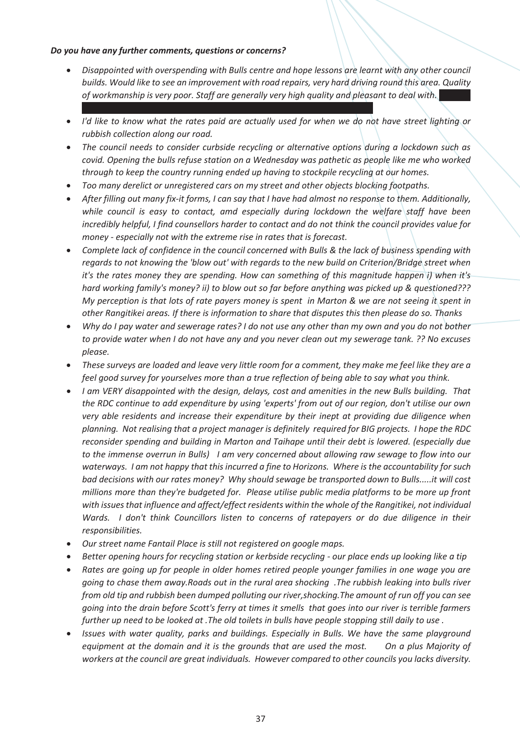***Do you have any further comments, questions or concerns?***

- *Disappointed with overspending with Bulls centre and hope lessons are learnt with any other council builds. Would like to see an improvement with road repairs, very hard driving round this area. Quality of workmanship is very poor. Staff are generally very high quality and pleasant to deal with.*
- *I'd like to know what the rates paid are actually used for when we do not have street lighting or rubbish collection along our road.*
- *The council needs to consider curbside recycling or alternative options during a lockdown such as covid. Opening the bulls refuse station on a Wednesday was pathetic as people like me who worked through to keep the country running ended up having to stockpile recycling at our homes.*
- *Too many derelict or unregistered cars on my street and other objects blocking footpaths.*
- *After filling out many fix-it forms, I can say that I have had almost no response to them. Additionally, while council is easy to contact, amd especially during lockdown the welfare staff have been incredibly helpful, I find counsellors harder to contact and do not think the council provides value for money - especially not with the extreme rise in rates that is forecast.*
- *Complete lack of confidence in the council concerned with Bulls & the lack of business spending with regards to not knowing the 'blow out' with regards to the new build on Criterion/Bridge street when it's the rates money they are spending. How can something of this magnitude happen i) when it's hard working family's money? ii) to blow out so far before anything was picked up & questioned??? My perception is that lots of rate payers money is spent in Marton & we are not seeing it spent in other Rangitikei areas. If there is information to share that disputes this then please do so. Thanks*
- *Why do I pay water and sewerage rates? I do not use any other than my own and you do not bother to provide water when I do not have any and you never clean out my sewerage tank. ?? No excuses please.*
- *These surveys are loaded and leave very little room for a comment, they make me feel like they are a feel good survey for yourselves more than a true reflection of being able to say what you think.*
- *I am VERY disappointed with the design, delays, cost and amenities in the new Bulls building. That the RDC continue to add expenditure by using 'experts' from out of our region, don't utilise our own very able residents and increase their expenditure by their inept at providing due diligence when planning. Not realising that a project manager is definitely required for BIG projects. I hope the RDC reconsider spending and building in Marton and Taihape until their debt is lowered. (especially due to the immense overrun in Bulls) I am very concerned about allowing raw sewage to flow into our waterways. I am not happy that this incurred a fine to Horizons. Where is the accountability for such bad decisions with our rates money? Why should sewage be transported down to Bulls.....it will cost millions more than they're budgeted for. Please utilise public media platforms to be more up front with issues that influence and affect/effect residents within the whole of the Rangitikei, not individual Wards. I don't think Councillors listen to concerns of ratepayers or do due diligence in their responsibilities.*
- *Our street name Fantail Place is still not registered on google maps.*
- *Better opening hours for recycling station or kerbside recycling - our place ends up looking like a tip*
- *Rates are going up for people in older homes retired people younger families in one wage you are going to chase them away.Roads out in the rural area shocking .The rubbish leaking into bulls river from old tip and rubbish been dumped polluting our river,shocking.The amount of run off you can see going into the drain before Scott's ferry at times it smells that goes into our river is terrible farmers further up need to be looked at .The old toilets in bulls have people stopping still daily to use .*
- *Issues with water quality, parks and buildings. Especially in Bulls. We have the same playground equipment at the domain and it is the grounds that are used the most. On a plus Majority of workers at the council are great individuals. However compared to other councils you lacks diversity.*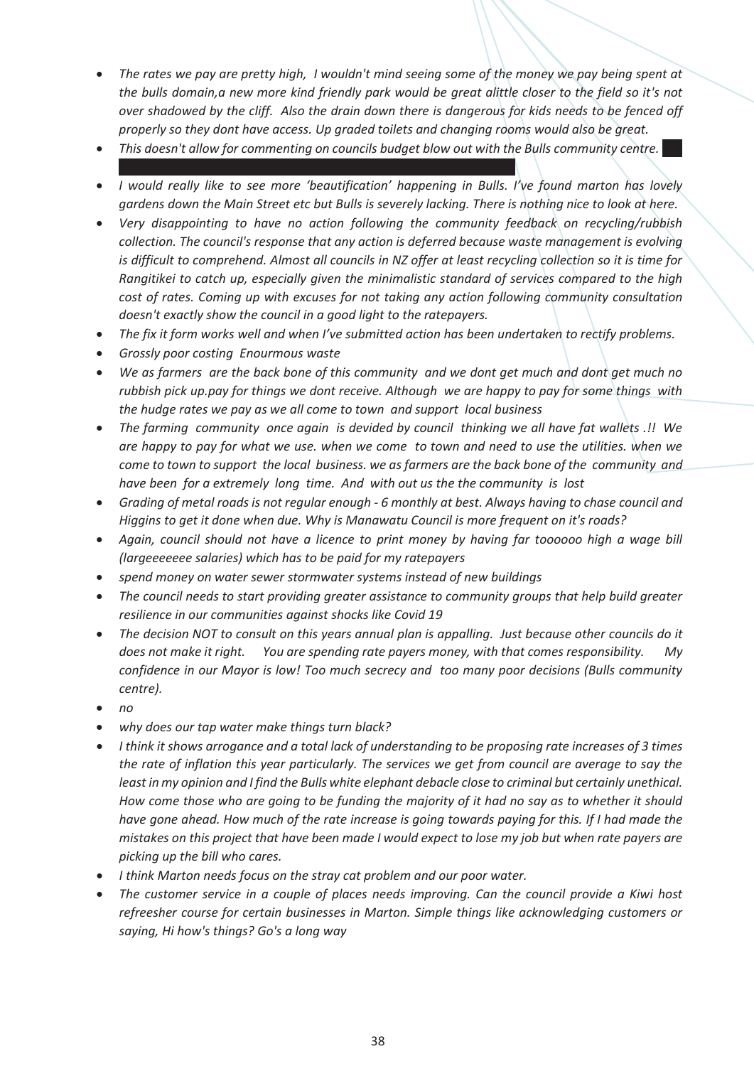- *The rates we pay are pretty high, I wouldn't mind seeing some of the money we pay being spent at the bulls domain,a new more kind friendly park would be great alittle closer to the field so it's not over shadowed by the cliff. Also the drain down there is dangerous for kids needs to be fenced off properly so they dont have access. Up graded toilets and changing rooms would also be great.*
- *This doesn't allow for commenting on councils budget blow out with the Bulls community centre.*
- *I would really like to see more 'beautification' happening in Bulls. I've found marton has lovely gardens down the Main Street etc but Bulls is severely lacking. There is nothing nice to look at here.*
- *Very disappointing to have no action following the community feedback on recycling/rubbish collection. The council's response that any action is deferred because waste management is evolving is difficult to comprehend. Almost all councils in NZ offer at least recycling collection so it is time for Rangitikei to catch up, especially given the minimalistic standard of services compared to the high cost of rates. Coming up with excuses for not taking any action following community consultation doesn't exactly show the council in a good light to the ratepayers.*
- *The fix it form works well and when I've submitted action has been undertaken to rectify problems.*
- *Grossly poor costing Enourmous waste*
- *We as farmers are the back bone of this community and we dont get much and dont get much no rubbish pick up.pay for things we dont receive. Although we are happy to pay for some things with the hudge rates we pay as we all come to town and support local business*
- *The farming community once again is devided by council thinking we all have fat wallets .!! We are happy to pay for what we use. when we come to town and need to use the utilities. when we come to town to support the local business. we as farmers are the back bone of the community and have been for a extremely long time. And with out us the the community is lost*
- *Grading of metal roads is not regular enough - 6 monthly at best. Always having to chase council and Higgins to get it done when due. Why is Manawatu Council is more frequent on it's roads?*
- *Again, council should not have a licence to print money by having far toooooo high a wage bill (largeeeeeee salaries) which has to be paid for my ratepayers*
- *spend money on water sewer stormwater systems instead of new buildings*
- *The council needs to start providing greater assistance to community groups that help build greater resilience in our communities against shocks like Covid 19*
- *The decision NOT to consult on this years annual plan is appalling. Just because other councils do it does not make it right. You are spending rate payers money, with that comes responsibility. My confidence in our Mayor is low! Too much secrecy and too many poor decisions (Bulls community centre).*
- *no*
- *why does our tap water make things turn black?*
- *I think it shows arrogance and a total lack of understanding to be proposing rate increases of 3 times the rate of inflation this year particularly. The services we get from council are average to say the least in my opinion and I find the Bulls white elephant debacle close to criminal but certainly unethical. How come those who are going to be funding the majority of it had no say as to whether it should have gone ahead. How much of the rate increase is going towards paying for this. If I had made the mistakes on this project that have been made I would expect to lose my job but when rate payers are picking up the bill who cares.*
- *I think Marton needs focus on the stray cat problem and our poor water.*
- *The customer service in a couple of places needs improving. Can the council provide a Kiwi host refreesher course for certain businesses in Marton. Simple things like acknowledging customers or saying, Hi how's things? Go's a long way*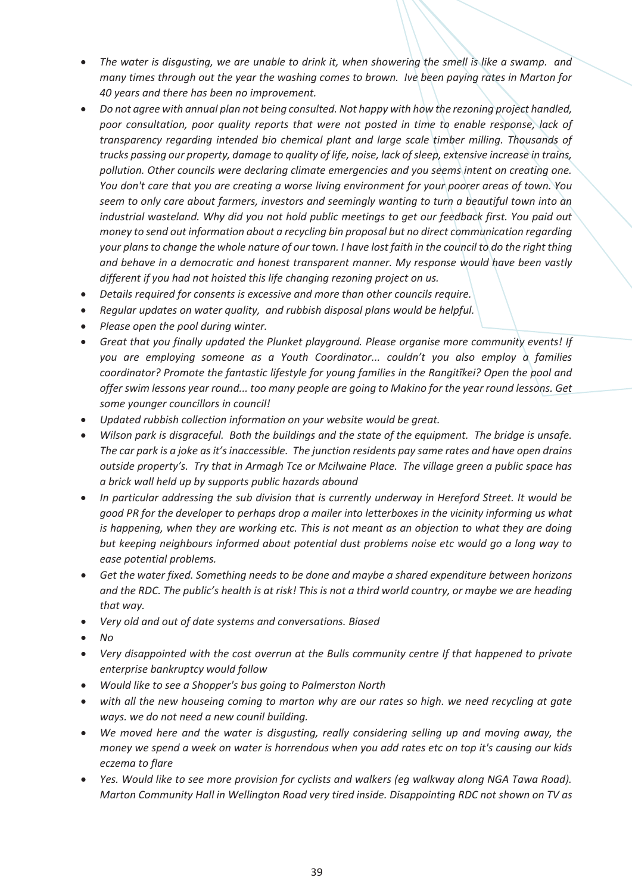- *The water is disgusting, we are unable to drink it, when showering the smell is like a swamp. and many times through out the year the washing comes to brown. Ive been paying rates in Marton for 40 years and there has been no improvement.*
- *Do not agree with annual plan not being consulted. Not happy with how the rezoning project handled, poor consultation, poor quality reports that were not posted in time to enable response, lack of transparency regarding intended bio chemical plant and large scale timber milling. Thousands of trucks passing our property, damage to quality of life, noise, lack of sleep, extensive increase in trains, pollution. Other councils were declaring climate emergencies and you seems intent on creating one. You don't care that you are creating a worse living environment for your poorer areas of town. You seem to only care about farmers, investors and seemingly wanting to turn a beautiful town into an industrial wasteland. Why did you not hold public meetings to get our feedback first. You paid out money to send out information about a recycling bin proposal but no direct communication regarding your plans to change the whole nature of our town. I have lost faith in the council to do the right thing and behave in a democratic and honest transparent manner. My response would have been vastly different if you had not hoisted this life changing rezoning project on us.*
- *Details required for consents is excessive and more than other councils require.*
- *Regular updates on water quality, and rubbish disposal plans would be helpful.*
- *Please open the pool during winter.*
- *Great that you finally updated the Plunket playground. Please organise more community events! If you are employing someone as a Youth Coordinator... couldn't you also employ a families coordinator? Promote the fantastic lifestyle for young families in the Rangitīkei? Open the pool and offer swim lessons year round... too many people are going to Makino for the year round lessons. Get some younger councillors in council!*
- *Updated rubbish collection information on your website would be great.*
- *Wilson park is disgraceful. Both the buildings and the state of the equipment. The bridge is unsafe. The car park is a joke as it's inaccessible. The junction residents pay same rates and have open drains outside property's. Try that in Armagh Tce or Mcilwaine Place. The village green a public space has a brick wall held up by supports public hazards abound*
- *In particular addressing the sub division that is currently underway in Hereford Street. It would be good PR for the developer to perhaps drop a mailer into letterboxes in the vicinity informing us what is happening, when they are working etc. This is not meant as an objection to what they are doing but keeping neighbours informed about potential dust problems noise etc would go a long way to ease potential problems.*
- *Get the water fixed. Something needs to be done and maybe a shared expenditure between horizons and the RDC. The public's health is at risk! This is not a third world country, or maybe we are heading that way.*
- *Very old and out of date systems and conversations. Biased*
- *No*
- *Very disappointed with the cost overrun at the Bulls community centre If that happened to private enterprise bankruptcy would follow*
- *Would like to see a Shopper's bus going to Palmerston North*
- *with all the new houseing coming to marton why are our rates so high. we need recycling at gate ways. we do not need a new counil building.*
- *We moved here and the water is disgusting, really considering selling up and moving away, the money we spend a week on water is horrendous when you add rates etc on top it's causing our kids eczema to flare*
- *Yes. Would like to see more provision for cyclists and walkers (eg walkway along NGA Tawa Road). Marton Community Hall in Wellington Road very tired inside. Disappointing RDC not shown on TV as*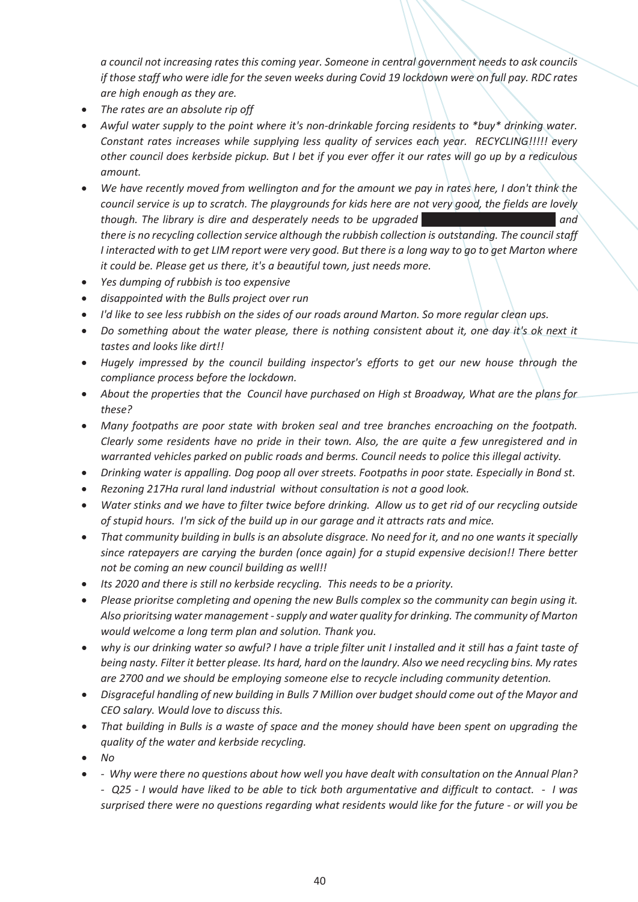*a council not increasing rates this coming year. Someone in central government needs to ask councils if those staff who were idle for the seven weeks during Covid 19 lockdown were on full pay. RDC rates are high enough as they are.*

- *The rates are an absolute rip off*
- *Awful water supply to the point where it's non-drinkable forcing residents to *buy* drinking water. Constant rates increases while supplying less quality of services each year. RECYCLING!!!!! every other council does kerbside pickup. But I bet if you ever offer it our rates will go up by a rediculous amount.*
- *We have recently moved from wellington and for the amount we pay in rates here, I don't think the council service is up to scratch. The playgrounds for kids here are not very good, the fields are lovely though. The library is dire and desperately needs to be upgraded [redacted] and there is no recycling collection service although the rubbish collection is outstanding. The council staff I interacted with to get LIM report were very good. But there is a long way to go to get Marton where it could be. Please get us there, it's a beautiful town, just needs more.*
- *Yes dumping of rubbish is too expensive*
- *disappointed with the Bulls project over run*
- *I'd like to see less rubbish on the sides of our roads around Marton. So more regular clean ups.*
- *Do something about the water please, there is nothing consistent about it, one day it's ok next it tastes and looks like dirt!!*
- *Hugely impressed by the council building inspector's efforts to get our new house through the compliance process before the lockdown.*
- *About the properties that the Council have purchased on High st Broadway, What are the plans for these?*
- *Many footpaths are poor state with broken seal and tree branches encroaching on the footpath. Clearly some residents have no pride in their town. Also, the are quite a few unregistered and in warranted vehicles parked on public roads and berms. Council needs to police this illegal activity.*
- *Drinking water is appalling. Dog poop all over streets. Footpaths in poor state. Especially in Bond st.*
- *Rezoning 217Ha rural land industrial without consultation is not a good look.*
- *Water stinks and we have to filter twice before drinking. Allow us to get rid of our recycling outside of stupid hours. I'm sick of the build up in our garage and it attracts rats and mice.*
- *That community building in bulls is an absolute disgrace. No need for it, and no one wants it specially since ratepayers are carying the burden (once again) for a stupid expensive decision!! There better not be coming an new council building as well!!*
- *Its 2020 and there is still no kerbside recycling. This needs to be a priority.*
- *Please prioritse completing and opening the new Bulls complex so the community can begin using it. Also prioritsing water management - supply and water quality for drinking. The community of Marton would welcome a long term plan and solution. Thank you.*
- *why is our drinking water so awful? I have a triple filter unit I installed and it still has a faint taste of being nasty. Filter it better please. Its hard, hard on the laundry. Also we need recycling bins. My rates are 2700 and we should be employing someone else to recycle including community detention.*
- *Disgraceful handling of new building in Bulls 7 Million over budget should come out of the Mayor and CEO salary. Would love to discuss this.*
- *That building in Bulls is a waste of space and the money should have been spent on upgrading the quality of the water and kerbside recycling.*
- *No*
- *- Why were there no questions about how well you have dealt with consultation on the Annual Plan? - Q25 - I would have liked to be able to tick both argumentative and difficult to contact. - I was surprised there were no questions regarding what residents would like for the future - or will you be*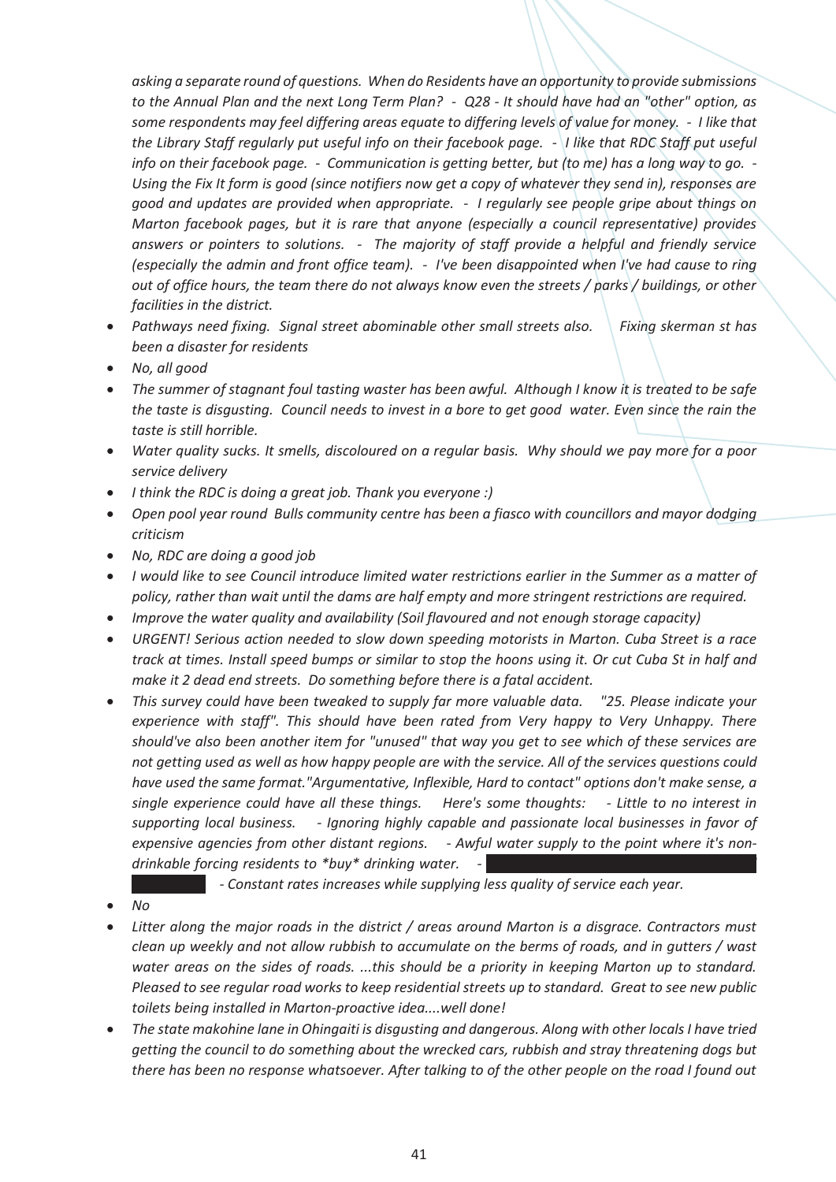*asking a separate round of questions. When do Residents have an opportunity to provide submissions to the Annual Plan and the next Long Term Plan? - Q28 - It should have had an "other" option, as some respondents may feel differing areas equate to differing levels of value for money. - I like that the Library Staff regularly put useful info on their facebook page. - I like that RDC Staff put useful info on their facebook page. - Communication is getting better, but (to me) has a long way to go. - Using the Fix It form is good (since notifiers now get a copy of whatever they send in), responses are good and updates are provided when appropriate. - I regularly see people gripe about things on Marton facebook pages, but it is rare that anyone (especially a council representative) provides answers or pointers to solutions. - The majority of staff provide a helpful and friendly service (especially the admin and front office team). - I've been disappointed when I've had cause to ring out of office hours, the team there do not always know even the streets / parks / buildings, or other facilities in the district.*

- *Pathways need fixing. Signal street abominable other small streets also. Fixing skerman st has been a disaster for residents*
- *No, all good*
- *The summer of stagnant foul tasting waster has been awful. Although I know it is treated to be safe the taste is disgusting. Council needs to invest in a bore to get good water. Even since the rain the taste is still horrible.*
- *Water quality sucks. It smells, discoloured on a regular basis. Why should we pay more for a poor service delivery*
- *I think the RDC is doing a great job. Thank you everyone :)*
- *Open pool year round Bulls community centre has been a fiasco with councillors and mayor dodging criticism*
- *No, RDC are doing a good job*
- *I would like to see Council introduce limited water restrictions earlier in the Summer as a matter of policy, rather than wait until the dams are half empty and more stringent restrictions are required.*
- *Improve the water quality and availability (Soil flavoured and not enough storage capacity)*
- *URGENT! Serious action needed to slow down speeding motorists in Marton. Cuba Street is a race track at times. Install speed bumps or similar to stop the hoons using it. Or cut Cuba St in half and make it 2 dead end streets. Do something before there is a fatal accident.*
- *This survey could have been tweaked to supply far more valuable data. "25. Please indicate your experience with staff". This should have been rated from Very happy to Very Unhappy. There should've also been another item for "unused" that way you get to see which of these services are not getting used as well as how happy people are with the service. All of the services questions could have used the same format."Argumentative, Inflexible, Hard to contact" options don't make sense, a single experience could have all these things. Here's some thoughts: - Little to no interest in supporting local business. - Ignoring highly capable and passionate local businesses in favor of expensive agencies from other distant regions. - Awful water supply to the point where it's non-drinkable forcing residents to *buy* drinking water. - [redacted] - Constant rates increases while supplying less quality of service each year.*
- *No*
- *Litter along the major roads in the district / areas around Marton is a disgrace. Contractors must clean up weekly and not allow rubbish to accumulate on the berms of roads, and in gutters / wast water areas on the sides of roads. ...this should be a priority in keeping Marton up to standard. Pleased to see regular road works to keep residential streets up to standard. Great to see new public toilets being installed in Marton-proactive idea....well done!*
- *The state makohine lane in Ohingaiti is disgusting and dangerous. Along with other locals I have tried getting the council to do something about the wrecked cars, rubbish and stray threatening dogs but there has been no response whatsoever. After talking to of the other people on the road I found out*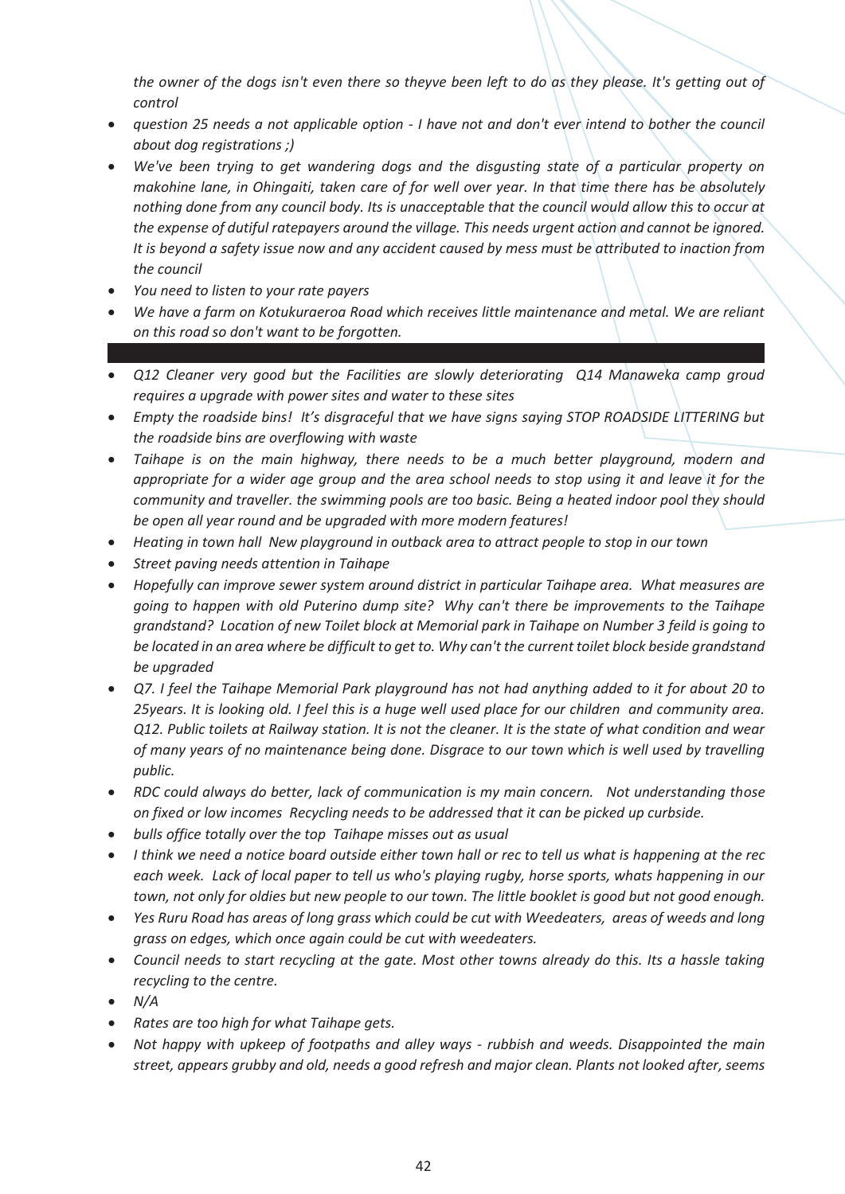*the owner of the dogs isn't even there so theyve been left to do as they please. It's getting out of control*

- *question 25 needs a not applicable option - I have not and don't ever intend to bother the council about dog registrations ;)*
- *We've been trying to get wandering dogs and the disgusting state of a particular property on makohine lane, in Ohingaiti, taken care of for well over year. In that time there has be absolutely nothing done from any council body. Its is unacceptable that the council would allow this to occur at the expense of dutiful ratepayers around the village. This needs urgent action and cannot be ignored. It is beyond a safety issue now and any accident caused by mess must be attributed to inaction from the council*
- *You need to listen to your rate payers*
- *We have a farm on Kotukuraeroa Road which receives little maintenance and metal. We are reliant on this road so don't want to be forgotten.*

---

- *Q12 Cleaner very good but the Facilities are slowly deteriorating Q14 Manaweka camp groud requires a upgrade with power sites and water to these sites*
- *Empty the roadside bins! It's disgraceful that we have signs saying STOP ROADSIDE LITTERING but the roadside bins are overflowing with waste*
- *Taihape is on the main highway, there needs to be a much better playground, modern and appropriate for a wider age group and the area school needs to stop using it and leave it for the community and traveller. the swimming pools are too basic. Being a heated indoor pool they should be open all year round and be upgraded with more modern features!*
- *Heating in town hall New playground in outback area to attract people to stop in our town*
- *Street paving needs attention in Taihape*
- *Hopefully can improve sewer system around district in particular Taihape area. What measures are going to happen with old Puterino dump site? Why can't there be improvements to the Taihape grandstand? Location of new Toilet block at Memorial park in Taihape on Number 3 feild is going to be located in an area where be difficult to get to. Why can't the current toilet block beside grandstand be upgraded*
- *Q7. I feel the Taihape Memorial Park playground has not had anything added to it for about 20 to 25years. It is looking old. I feel this is a huge well used place for our children and community area. Q12. Public toilets at Railway station. It is not the cleaner. It is the state of what condition and wear of many years of no maintenance being done. Disgrace to our town which is well used by travelling public.*
- *RDC could always do better, lack of communication is my main concern. Not understanding those on fixed or low incomes Recycling needs to be addressed that it can be picked up curbside.*
- *bulls office totally over the top Taihape misses out as usual*
- *I think we need a notice board outside either town hall or rec to tell us what is happening at the rec each week. Lack of local paper to tell us who's playing rugby, horse sports, whats happening in our town, not only for oldies but new people to our town. The little booklet is good but not good enough.*
- *Yes Ruru Road has areas of long grass which could be cut with Weedeaters, areas of weeds and long grass on edges, which once again could be cut with weedeaters.*
- *Council needs to start recycling at the gate. Most other towns already do this. Its a hassle taking recycling to the centre.*
- *N/A*
- *Rates are too high for what Taihape gets.*
- *Not happy with upkeep of footpaths and alley ways - rubbish and weeds. Disappointed the main street, appears grubby and old, needs a good refresh and major clean. Plants not looked after, seems*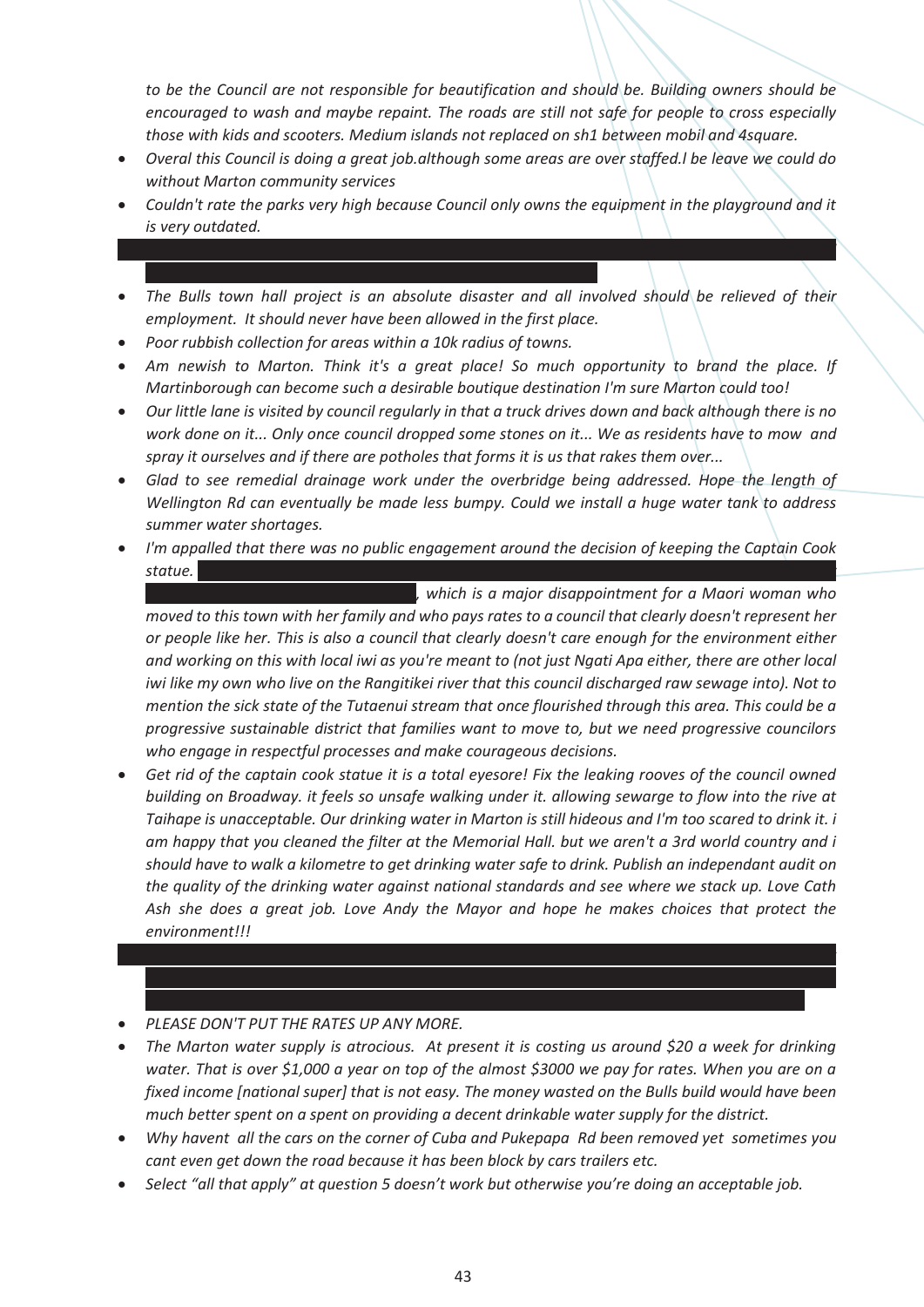*to be the Council are not responsible for beautification and should be. Building owners should be encouraged to wash and maybe repaint. The roads are still not safe for people to cross especially those with kids and scooters. Medium islands not replaced on sh1 between mobil and 4square.*

- *Overal this Council is doing a great job.although some areas are over staffed.I be leave we could do without Marton community services*
- *Couldn't rate the parks very high because Council only owns the equipment in the playground and it is very outdated.*
- *The Bulls town hall project is an absolute disaster and all involved should be relieved of their employment. It should never have been allowed in the first place.*
- *Poor rubbish collection for areas within a 10k radius of towns.*
- *Am newish to Marton. Think it's a great place! So much opportunity to brand the place. If Martinborough can become such a desirable boutique destination I'm sure Marton could too!*
- *Our little lane is visited by council regularly in that a truck drives down and back although there is no work done on it... Only once council dropped some stones on it... We as residents have to mow and spray it ourselves and if there are potholes that forms it is us that rakes them over...*
- *Glad to see remedial drainage work under the overbridge being addressed. Hope the length of Wellington Rd can eventually be made less bumpy. Could we install a huge water tank to address summer water shortages.*
- *I'm appalled that there was no public engagement around the decision of keeping the Captain Cook statue. , which is a major disappointment for a Maori woman who moved to this town with her family and who pays rates to a council that clearly doesn't represent her or people like her. This is also a council that clearly doesn't care enough for the environment either and working on this with local iwi as you're meant to (not just Ngati Apa either, there are other local iwi like my own who live on the Rangitikei river that this council discharged raw sewage into). Not to mention the sick state of the Tutaenui stream that once flourished through this area. This could be a progressive sustainable district that families want to move to, but we need progressive councilors who engage in respectful processes and make courageous decisions.*
- *Get rid of the captain cook statue it is a total eyesore! Fix the leaking rooves of the council owned building on Broadway. it feels so unsafe walking under it. allowing sewarge to flow into the rive at Taihape is unacceptable. Our drinking water in Marton is still hideous and I'm too scared to drink it. i am happy that you cleaned the filter at the Memorial Hall. but we aren't a 3rd world country and i should have to walk a kilometre to get drinking water safe to drink. Publish an independant audit on the quality of the drinking water against national standards and see where we stack up. Love Cath Ash she does a great job. Love Andy the Mayor and hope he makes choices that protect the environment!!!*
- *PLEASE DON'T PUT THE RATES UP ANY MORE.*
- *The Marton water supply is atrocious. At present it is costing us around $20 a week for drinking water. That is over $1,000 a year on top of the almost $3000 we pay for rates. When you are on a fixed income [national super] that is not easy. The money wasted on the Bulls build would have been much better spent on a spent on providing a decent drinkable water supply for the district.*
- *Why havent all the cars on the corner of Cuba and Pukepapa Rd been removed yet sometimes you cant even get down the road because it has been block by cars trailers etc.*
- *Select "all that apply" at question 5 doesn't work but otherwise you're doing an acceptable job.*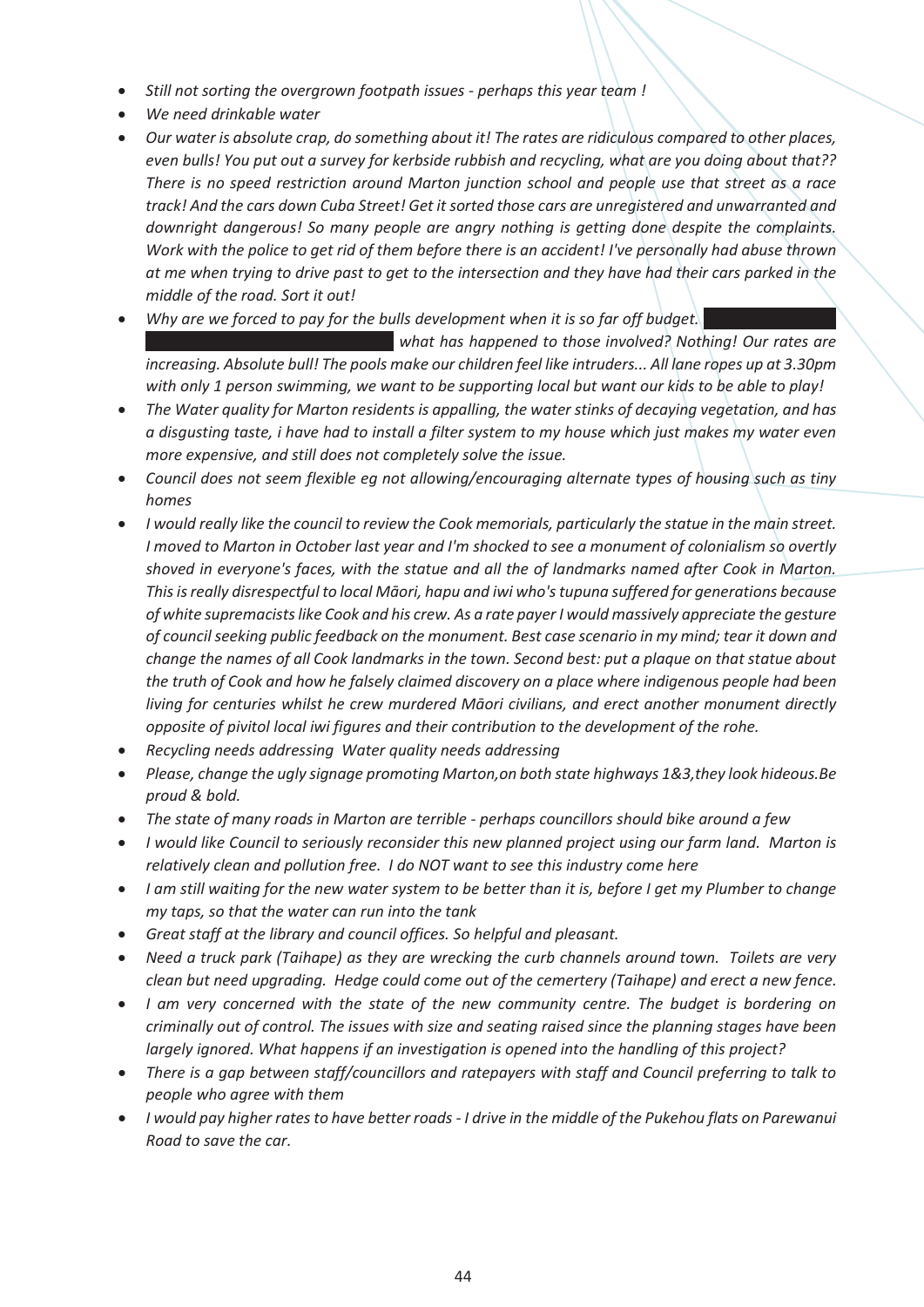- *Still not sorting the overgrown footpath issues - perhaps this year team !*
- *We need drinkable water*
- *Our water is absolute crap, do something about it! The rates are ridiculous compared to other places, even bulls! You put out a survey for kerbside rubbish and recycling, what are you doing about that?? There is no speed restriction around Marton junction school and people use that street as a race track! And the cars down Cuba Street! Get it sorted those cars are unregistered and unwarranted and downright dangerous! So many people are angry nothing is getting done despite the complaints. Work with the police to get rid of them before there is an accident! I've personally had abuse thrown at me when trying to drive past to get to the intersection and they have had their cars parked in the middle of the road. Sort it out!*
- *Why are we forced to pay for the bulls development when it is so far off budget. ████████ ████████████████ what has happened to those involved? Nothing! Our rates are increasing. Absolute bull! The pools make our children feel like intruders... All lane ropes up at 3.30pm with only 1 person swimming, we want to be supporting local but want our kids to be able to play!*
- *The Water quality for Marton residents is appalling, the water stinks of decaying vegetation, and has a disgusting taste, i have had to install a filter system to my house which just makes my water even more expensive, and still does not completely solve the issue.*
- *Council does not seem flexible eg not allowing/encouraging alternate types of housing such as tiny homes*
- *I would really like the council to review the Cook memorials, particularly the statue in the main street. I moved to Marton in October last year and I'm shocked to see a monument of colonialism so overtly shoved in everyone's faces, with the statue and all the of landmarks named after Cook in Marton. This is really disrespectful to local Māori, hapu and iwi who's tupuna suffered for generations because of white supremacists like Cook and his crew. As a rate payer I would massively appreciate the gesture of council seeking public feedback on the monument. Best case scenario in my mind; tear it down and change the names of all Cook landmarks in the town. Second best: put a plaque on that statue about the truth of Cook and how he falsely claimed discovery on a place where indigenous people had been living for centuries whilst he crew murdered Māori civilians, and erect another monument directly opposite of pivitol local iwi figures and their contribution to the development of the rohe.*
- *Recycling needs addressing  Water quality needs addressing*
- *Please, change the ugly signage promoting Marton,on both state highways 1&3,they look hideous.Be proud & bold.*
- *The state of many roads in Marton are terrible - perhaps councillors should bike around a few*
- *I would like Council to seriously reconsider this new planned project using our farm land.  Marton is relatively clean and pollution free.  I do NOT want to see this industry come here*
- *I am still waiting for the new water system to be better than it is, before I get my Plumber to change my taps, so that the water can run into the tank*
- *Great staff at the library and council offices. So helpful and pleasant.*
- *Need a truck park (Taihape) as they are wrecking the curb channels around town.  Toilets are very clean but need upgrading.  Hedge could come out of the cemertery (Taihape) and erect a new fence.*
- *I am very concerned with the state of the new community centre. The budget is bordering on criminally out of control. The issues with size and seating raised since the planning stages have been largely ignored. What happens if an investigation is opened into the handling of this project?*
- *There is a gap between staff/councillors and ratepayers with staff and Council preferring to talk to people who agree with them*
- *I would pay higher rates to have better roads - I drive in the middle of the Pukehou flats on Parewanui Road to save the car.*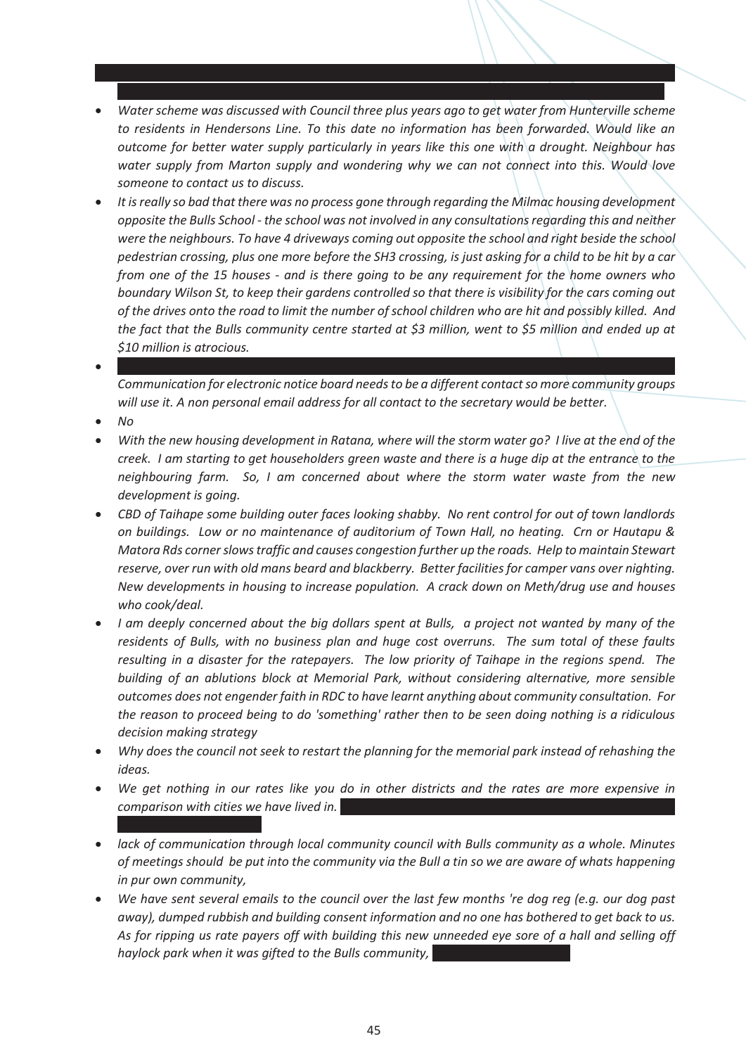- *Water scheme was discussed with Council three plus years ago to get water from Hunterville scheme to residents in Hendersons Line. To this date no information has been forwarded. Would like an outcome for better water supply particularly in years like this one with a drought. Neighbour has water supply from Marton supply and wondering why we can not connect into this. Would love someone to contact us to discuss.*
- *It is really so bad that there was no process gone through regarding the Milmac housing development opposite the Bulls School - the school was not involved in any consultations regarding this and neither were the neighbours. To have 4 driveways coming out opposite the school and right beside the school pedestrian crossing, plus one more before the SH3 crossing, is just asking for a child to be hit by a car from one of the 15 houses - and is there going to be any requirement for the home owners who boundary Wilson St, to keep their gardens controlled so that there is visibility for the cars coming out of the drives onto the road to limit the number of school children who are hit and possibly killed. And the fact that the Bulls community centre started at $3 million, went to $5 million and ended up at $10 million is atrocious.*
- *Communication for electronic notice board needs to be a different contact so more community groups will use it. A non personal email address for all contact to the secretary would be better.*
- *No*
- *With the new housing development in Ratana, where will the storm water go? I live at the end of the creek. I am starting to get householders green waste and there is a huge dip at the entrance to the neighbouring farm. So, I am concerned about where the storm water waste from the new development is going.*
- *CBD of Taihape some building outer faces looking shabby. No rent control for out of town landlords on buildings. Low or no maintenance of auditorium of Town Hall, no heating. Crn or Hautapu & Matora Rds corner slows traffic and causes congestion further up the roads. Help to maintain Stewart reserve, over run with old mans beard and blackberry. Better facilities for camper vans over nighting. New developments in housing to increase population. A crack down on Meth/drug use and houses who cook/deal.*
- *I am deeply concerned about the big dollars spent at Bulls, a project not wanted by many of the residents of Bulls, with no business plan and huge cost overruns. The sum total of these faults resulting in a disaster for the ratepayers. The low priority of Taihape in the regions spend. The building of an ablutions block at Memorial Park, without considering alternative, more sensible outcomes does not engender faith in RDC to have learnt anything about community consultation. For the reason to proceed being to do 'something' rather then to be seen doing nothing is a ridiculous decision making strategy*
- *Why does the council not seek to restart the planning for the memorial park instead of rehashing the ideas.*
- *We get nothing in our rates like you do in other districts and the rates are more expensive in comparison with cities we have lived in.*
- *lack of communication through local community council with Bulls community as a whole. Minutes of meetings should be put into the community via the Bull a tin so we are aware of whats happening in pur own community,*
- *We have sent several emails to the council over the last few months 're dog reg (e.g. our dog past away), dumped rubbish and building consent information and no one has bothered to get back to us. As for ripping us rate payers off with building this new unneeded eye sore of a hall and selling off haylock park when it was gifted to the Bulls community,*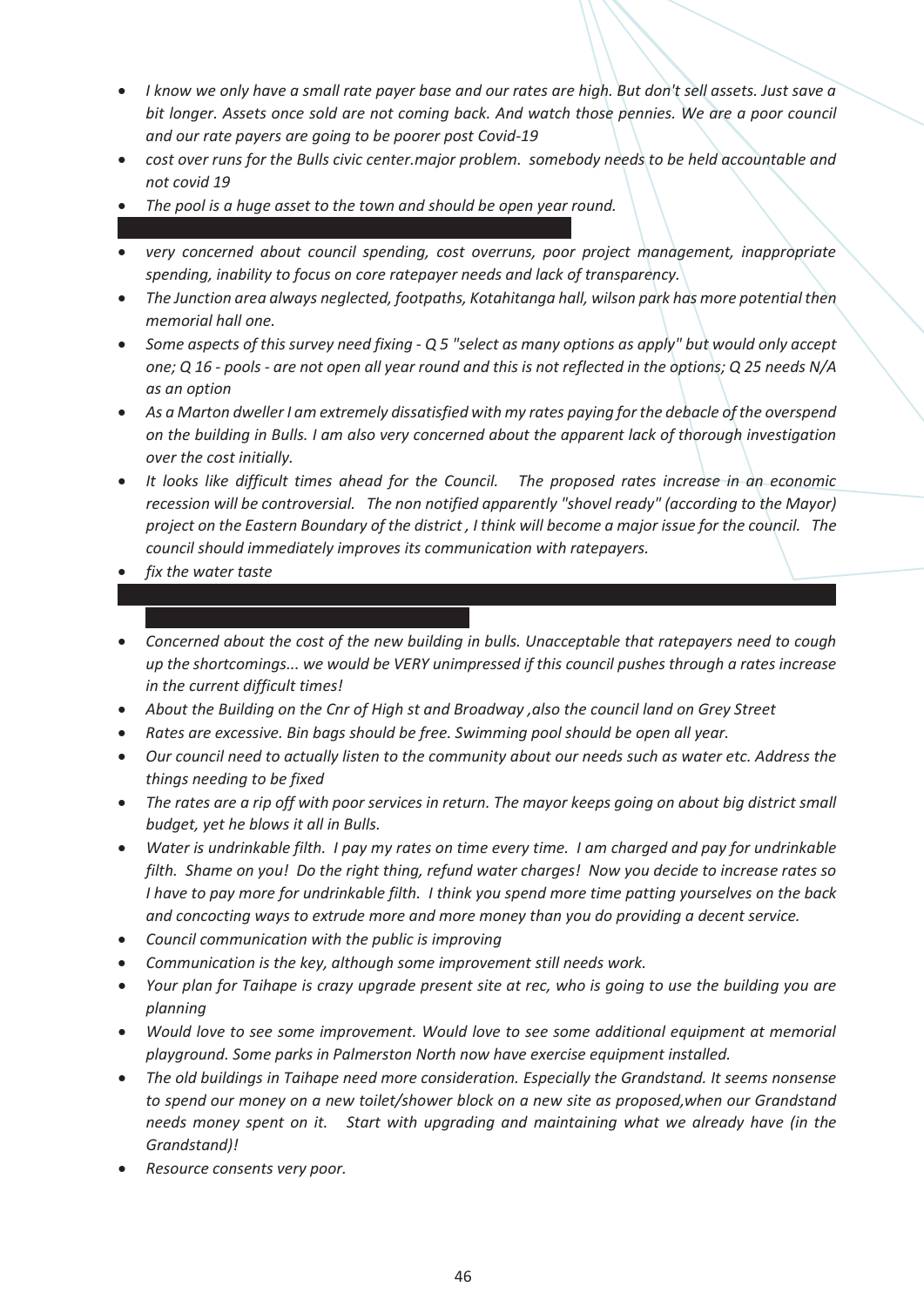- *I know we only have a small rate payer base and our rates are high. But don't sell assets. Just save a bit longer. Assets once sold are not coming back. And watch those pennies. We are a poor council and our rate payers are going to be poorer post Covid-19*
- *cost over runs for the Bulls civic center.major problem. somebody needs to be held accountable and not covid 19*
- *The pool is a huge asset to the town and should be open year round.*
- *very concerned about council spending, cost overruns, poor project management, inappropriate spending, inability to focus on core ratepayer needs and lack of transparency.*
- *The Junction area always neglected, footpaths, Kotahitanga hall, wilson park has more potential then memorial hall one.*
- *Some aspects of this survey need fixing - Q 5 "select as many options as apply" but would only accept one; Q 16 - pools - are not open all year round and this is not reflected in the options; Q 25 needs N/A as an option*
- *As a Marton dweller I am extremely dissatisfied with my rates paying for the debacle of the overspend on the building in Bulls. I am also very concerned about the apparent lack of thorough investigation over the cost initially.*
- *It looks like difficult times ahead for the Council. The proposed rates increase in an economic recession will be controversial. The non notified apparently "shovel ready" (according to the Mayor) project on the Eastern Boundary of the district , I think will become a major issue for the council. The council should immediately improves its communication with ratepayers.*
- *fix the water taste*
- *Concerned about the cost of the new building in bulls. Unacceptable that ratepayers need to cough up the shortcomings... we would be VERY unimpressed if this council pushes through a rates increase in the current difficult times!*
- *About the Building on the Cnr of High st and Broadway ,also the council land on Grey Street*
- *Rates are excessive. Bin bags should be free. Swimming pool should be open all year.*
- *Our council need to actually listen to the community about our needs such as water etc. Address the things needing to be fixed*
- *The rates are a rip off with poor services in return. The mayor keeps going on about big district small budget, yet he blows it all in Bulls.*
- *Water is undrinkable filth. I pay my rates on time every time. I am charged and pay for undrinkable filth. Shame on you! Do the right thing, refund water charges! Now you decide to increase rates so I have to pay more for undrinkable filth. I think you spend more time patting yourselves on the back and concocting ways to extrude more and more money than you do providing a decent service.*
- *Council communication with the public is improving*
- *Communication is the key, although some improvement still needs work.*
- *Your plan for Taihape is crazy upgrade present site at rec, who is going to use the building you are planning*
- *Would love to see some improvement. Would love to see some additional equipment at memorial playground. Some parks in Palmerston North now have exercise equipment installed.*
- *The old buildings in Taihape need more consideration. Especially the Grandstand. It seems nonsense to spend our money on a new toilet/shower block on a new site as proposed,when our Grandstand needs money spent on it. Start with upgrading and maintaining what we already have (in the Grandstand)!*
- *Resource consents very poor.*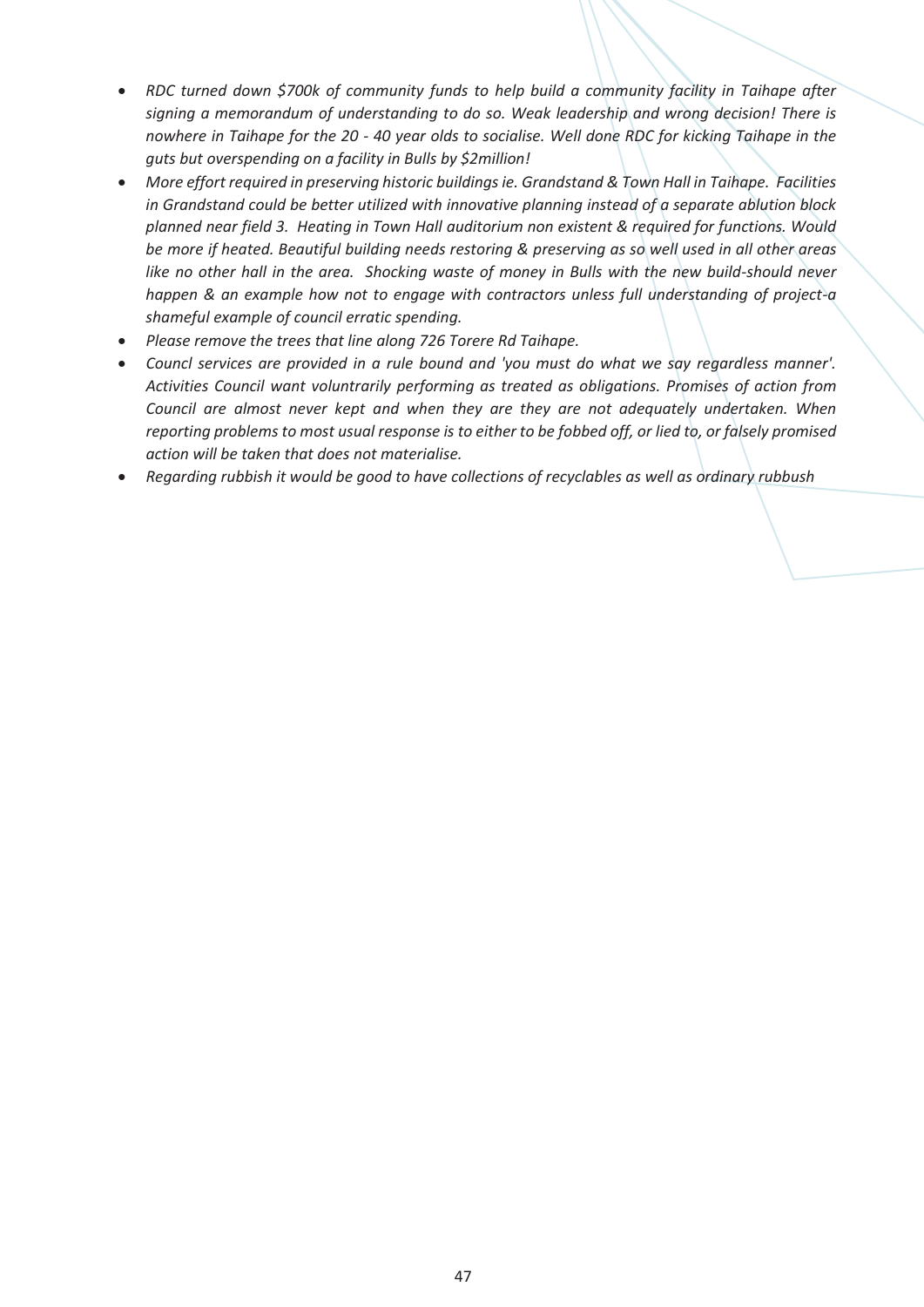- *RDC turned down $700k of community funds to help build a community facility in Taihape after signing a memorandum of understanding to do so. Weak leadership and wrong decision! There is nowhere in Taihape for the 20 - 40 year olds to socialise. Well done RDC for kicking Taihape in the guts but overspending on a facility in Bulls by $2million!*
- *More effort required in preserving historic buildings ie. Grandstand & Town Hall in Taihape. Facilities in Grandstand could be better utilized with innovative planning instead of a separate ablution block planned near field 3. Heating in Town Hall auditorium non existent & required for functions. Would be more if heated. Beautiful building needs restoring & preserving as so well used in all other areas like no other hall in the area. Shocking waste of money in Bulls with the new build-should never happen & an example how not to engage with contractors unless full understanding of project-a shameful example of council erratic spending.*
- *Please remove the trees that line along 726 Torere Rd Taihape.*
- *Councl services are provided in a rule bound and 'you must do what we say regardless manner'. Activities Council want voluntrarily performing as treated as obligations. Promises of action from Council are almost never kept and when they are they are not adequately undertaken. When reporting problems to most usual response is to either to be fobbed off, or lied to, or falsely promised action will be taken that does not materialise.*
- *Regarding rubbish it would be good to have collections of recyclables as well as ordinary rubbush*